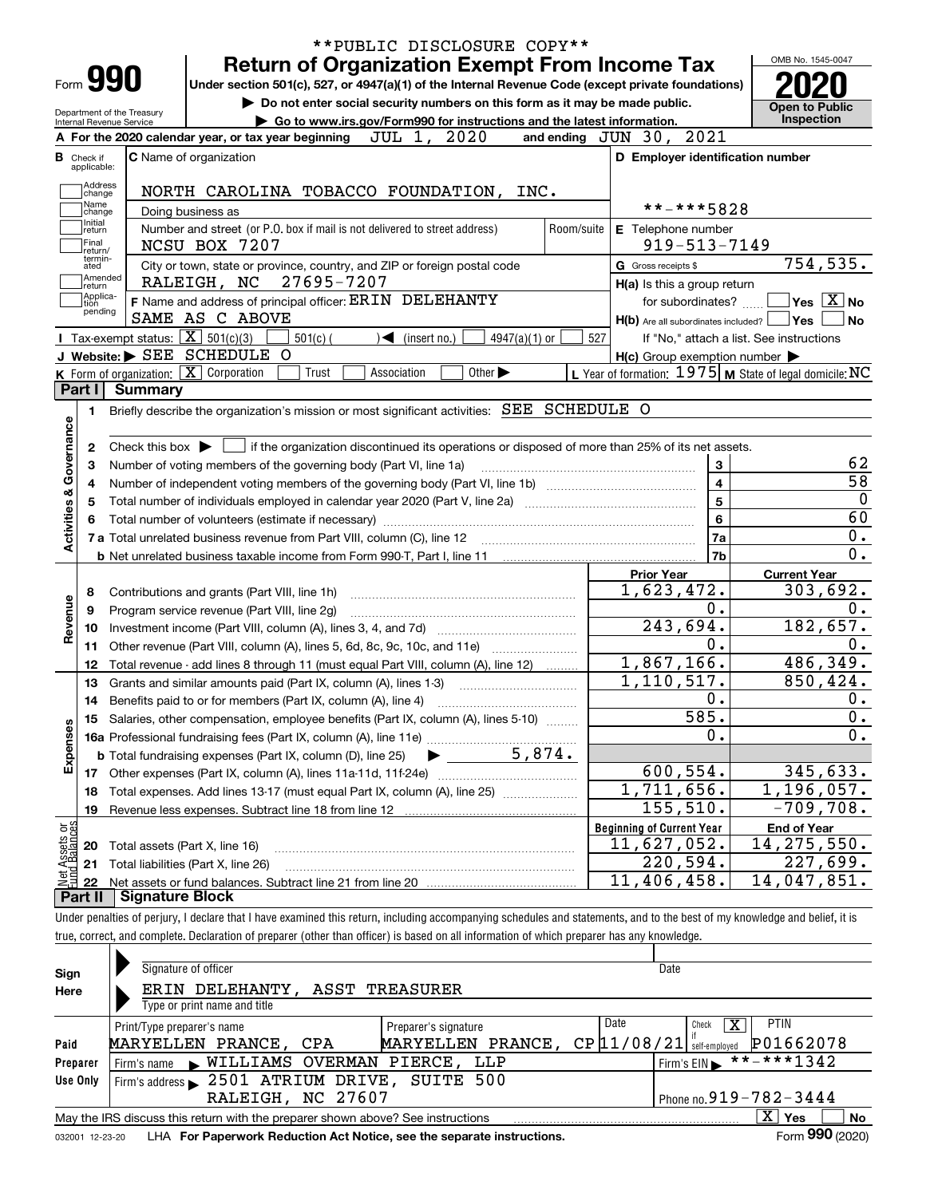\*\*PUBLIC DISCLOSURE COPY\*\*

Form **990**

# Return of Organization Exempt From Income Tax

**Under section 501(c), 527, or 4947(a)(1) of the Internal Revenue Code (except private foundations)**

▶ Do not enter social security numbers on this form as it may be made public.

▶ Go to www.irs.gov/Form990 for instructions and the latest information.

OMB No. 1545-0047

**2020**

**Open to Public Inspection**

Department of the Treasury
Internal Revenue Service

**A** For the 2020 calendar year, or tax year beginning JUL 1, 2020 and ending JUN 30, 2021

**B** Check if applicable: Address change, Name change, Initial return, Final return/terminated, Amended return, Application pending

**C** Name of organization: NORTH CAROLINA TOBACCO FOUNDATION, INC.

Doing business as

Number and street (or P.O. box if mail is not delivered to street address): NCSU BOX 7207 | Room/suite

City or town, state or province, country, and ZIP or foreign postal code: RALEIGH, NC 27695-7207

**D** Employer identification number: \*\*-\*\*\*5828

**E** Telephone number: 919-513-7149

**G** Gross receipts $ 754,535.

**F** Name and address of principal officer: ERIN DELEHANTY
SAME AS C ABOVE

**H(a)** Is this a group return for subordinates? ☐ Yes ☒ No

**H(b)** Are all subordinates included? ☐ Yes ☐ No
If "No," attach a list. See instructions

**H(c)** Group exemption number ▶

**I** Tax-exempt status: ☒ 501(c)(3) ☐ 501(c)( ) ◀ (insert no.) ☐ 4947(a)(1) or ☐ 527

**J** Website: ▶ SEE SCHEDULE O

**K** Form of organization: ☒ Corporation ☐ Trust ☐ Association ☐ Other ▶

**L** Year of formation: 1975 **M** State of legal domicile: NC

## Part I Summary

**Activities & Governance**

1 Briefly describe the organization's mission or most significant activities: SEE SCHEDULE O

2 Check this box ▶ ☐ if the organization discontinued its operations or disposed of more than 25% of its net assets.

| | | | |
|---|---|---|---|
| 3 | Number of voting members of the governing body (Part VI, line 1a) | 3 | 62 |
| 4 | Number of independent voting members of the governing body (Part VI, line 1b) | 4 | 58 |
| 5 | Total number of individuals employed in calendar year 2020 (Part V, line 2a) | 5 | 0 |
| 6 | Total number of volunteers (estimate if necessary) | 6 | 60 |
| 7a | Total unrelated business revenue from Part VIII, column (C), line 12 | 7a | 0. |
| b | Net unrelated business taxable income from Form 990-T, Part I, line 11 | 7b | 0. |

| | | Prior Year | Current Year |
|---|---|---|---|
| **Revenue** | | | |
| 8 | Contributions and grants (Part VIII, line 1h) | 1,623,472. | 303,692. |
| 9 | Program service revenue (Part VIII, line 2g) | 0. | 0. |
| 10 | Investment income (Part VIII, column (A), lines 3, 4, and 7d) | 243,694. | 182,657. |
| 11 | Other revenue (Part VIII, column (A), lines 5, 6d, 8c, 9c, 10c, and 11e) | 0. | 0. |
| 12 | Total revenue - add lines 8 through 11 (must equal Part VIII, column (A), line 12) | 1,867,166. | 486,349. |
| **Expenses** | | | |
| 13 | Grants and similar amounts paid (Part IX, column (A), lines 1-3) | 1,110,517. | 850,424. |
| 14 | Benefits paid to or for members (Part IX, column (A), line 4) | 0. | 0. |
| 15 | Salaries, other compensation, employee benefits (Part IX, column (A), lines 5-10) | 585. | 0. |
| 16a | Professional fundraising fees (Part IX, column (A), line 11e) | 0. | 0. |
| b | Total fundraising expenses (Part IX, column (D), line 25) ▶ 5,874. | | |
| 17 | Other expenses (Part IX, column (A), lines 11a-11d, 11f-24e) | 600,554. | 345,633. |
| 18 | Total expenses. Add lines 13-17 (must equal Part IX, column (A), line 25) | 1,711,656. | 1,196,057. |
| 19 | Revenue less expenses. Subtract line 18 from line 12 | 155,510. | -709,708. |
| **Net Assets or Fund Balances** | | **Beginning of Current Year** | **End of Year** |
| 20 | Total assets (Part X, line 16) | 11,627,052. | 14,275,550. |
| 21 | Total liabilities (Part X, line 26) | 220,594. | 227,699. |
| 22 | Net assets or fund balances. Subtract line 21 from line 20 | 11,406,458. | 14,047,851. |

## Part II Signature Block

Under penalties of perjury, I declare that I have examined this return, including accompanying schedules and statements, and to the best of my knowledge and belief, it is true, correct, and complete. Declaration of preparer (other than officer) is based on all information of which preparer has any knowledge.

**Sign Here**

Signature of officer | Date

ERIN DELEHANTY, ASST TREASURER
Type or print name and title

**Paid Preparer Use Only**

| Print/Type preparer's name | Preparer's signature | Date | Check ☒ if self-employed | PTIN |
|---|---|---|---|---|
| MARYELLEN PRANCE, CPA | MARYELLEN PRANCE, CP | 11/08/21 | ☒ | P01662078 |

Firm's name ▶ WILLIAMS OVERMAN PIERCE, LLP | Firm's EIN ▶ \*\*-\*\*\*1342

Firm's address ▶ 2501 ATRIUM DRIVE, SUITE 500, RALEIGH, NC 27607 | Phone no. 919-782-3444

May the IRS discuss this return with the preparer shown above? See instructions ☒ Yes ☐ No

032001 12-23-20 LHA **For Paperwork Reduction Act Notice, see the separate instructions.** Form **990** (2020)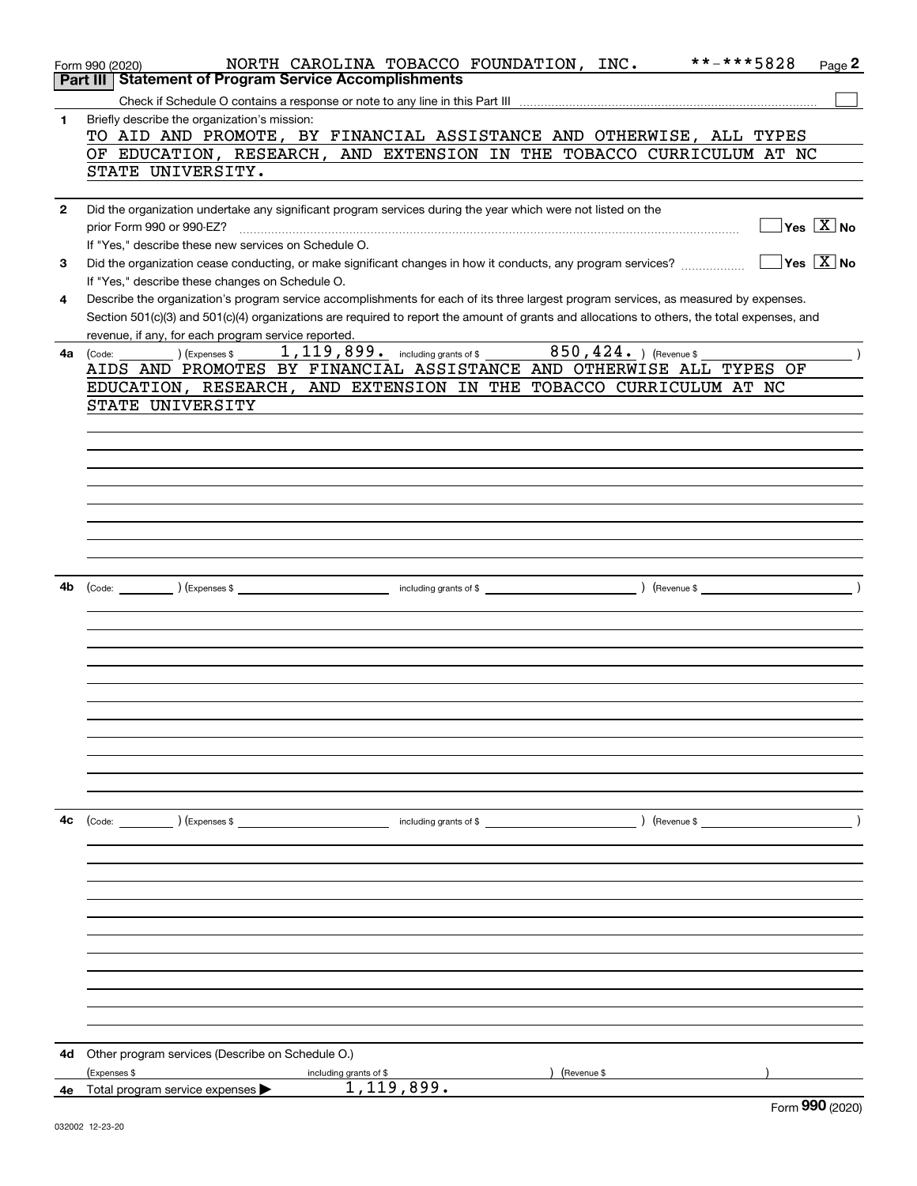Form 990 (2020) NORTH CAROLINA TOBACCO FOUNDATION, INC. **-***5828 Page **2**

## Part III | Statement of Program Service Accomplishments

Check if Schedule O contains a response or note to any line in this Part III ☐

**1** Briefly describe the organization's mission:

TO AID AND PROMOTE, BY FINANCIAL ASSISTANCE AND OTHERWISE, ALL TYPES OF EDUCATION, RESEARCH, AND EXTENSION IN THE TOBACCO CURRICULUM AT NC STATE UNIVERSITY.

**2** Did the organization undertake any significant program services during the year which were not listed on the prior Form 990 or 990-EZ? ☐ Yes ☒ No

If "Yes," describe these new services on Schedule O.

**3** Did the organization cease conducting, or make significant changes in how it conducts, any program services? ☐ Yes ☒ No

If "Yes," describe these changes on Schedule O.

**4** Describe the organization's program service accomplishments for each of its three largest program services, as measured by expenses. Section 501(c)(3) and 501(c)(4) organizations are required to report the amount of grants and allocations to others, the total expenses, and revenue, if any, for each program service reported.

**4a** (Code: ) (Expenses $ 1,119,899. including grants of $ 850,424. ) (Revenue $ )

AIDS AND PROMOTES BY FINANCIAL ASSISTANCE AND OTHERWISE ALL TYPES OF EDUCATION, RESEARCH, AND EXTENSION IN THE TOBACCO CURRICULUM AT NC STATE UNIVERSITY

**4b** (Code: ) (Expenses $ including grants of $ ) (Revenue $ )

**4c** (Code: ) (Expenses $ including grants of $ ) (Revenue $ )

**4d** Other program services (Describe on Schedule O.)

(Expenses $ including grants of $ ) (Revenue $ )

**4e** Total program service expenses ▶ 1,119,899.

Form **990** (2020)

032002 12-23-20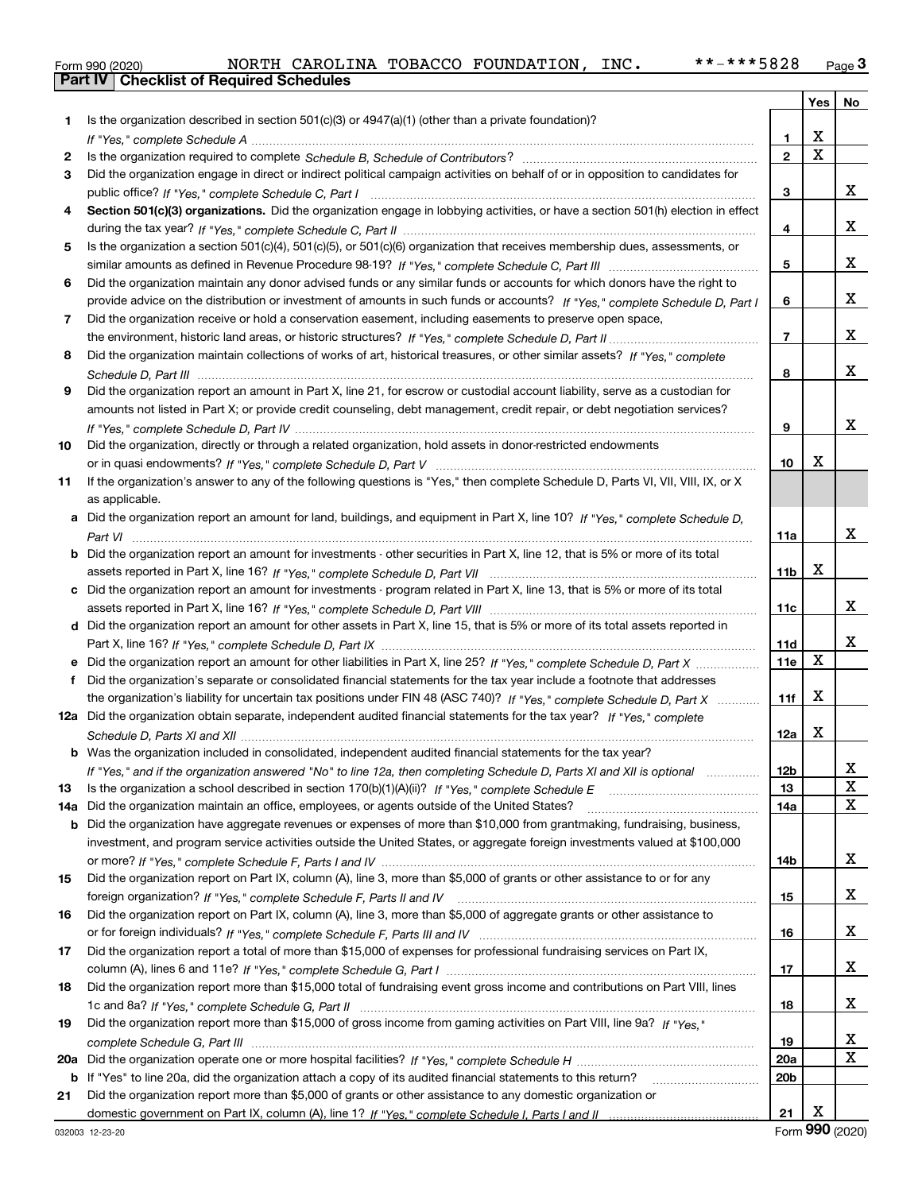Form 990 (2020) NORTH CAROLINA TOBACCO FOUNDATION, INC. **-***5828 Page 3

**Part IV | Checklist of Required Schedules**

| | | | Yes | No |
|---|---|---|---|---|
| 1 | Is the organization described in section 501(c)(3) or 4947(a)(1) (other than a private foundation)? *If "Yes," complete Schedule A* | 1 | X | |
| 2 | Is the organization required to complete *Schedule B, Schedule of Contributors*? | 2 | X | |
| 3 | Did the organization engage in direct or indirect political campaign activities on behalf of or in opposition to candidates for public office? *If "Yes," complete Schedule C, Part I* | 3 | | X |
| 4 | **Section 501(c)(3) organizations.** Did the organization engage in lobbying activities, or have a section 501(h) election in effect during the tax year? *If "Yes," complete Schedule C, Part II* | 4 | | X |
| 5 | Is the organization a section 501(c)(4), 501(c)(5), or 501(c)(6) organization that receives membership dues, assessments, or similar amounts as defined in Revenue Procedure 98-19? *If "Yes," complete Schedule C, Part III* | 5 | | X |
| 6 | Did the organization maintain any donor advised funds or any similar funds or accounts for which donors have the right to provide advice on the distribution or investment of amounts in such funds or accounts? *If "Yes," complete Schedule D, Part I* | 6 | | X |
| 7 | Did the organization receive or hold a conservation easement, including easements to preserve open space, the environment, historic land areas, or historic structures? *If "Yes," complete Schedule D, Part II* | 7 | | X |
| 8 | Did the organization maintain collections of works of art, historical treasures, or other similar assets? *If "Yes," complete Schedule D, Part III* | 8 | | X |
| 9 | Did the organization report an amount in Part X, line 21, for escrow or custodial account liability, serve as a custodian for amounts not listed in Part X; or provide credit counseling, debt management, credit repair, or debt negotiation services? *If "Yes," complete Schedule D, Part IV* | 9 | | X |
| 10 | Did the organization, directly or through a related organization, hold assets in donor-restricted endowments or in quasi endowments? *If "Yes," complete Schedule D, Part V* | 10 | X | |
| 11 | If the organization's answer to any of the following questions is "Yes," then complete Schedule D, Parts VI, VII, VIII, IX, or X as applicable. | | | |
| a | Did the organization report an amount for land, buildings, and equipment in Part X, line 10? *If "Yes," complete Schedule D, Part VI* | 11a | | X |
| b | Did the organization report an amount for investments - other securities in Part X, line 12, that is 5% or more of its total assets reported in Part X, line 16? *If "Yes," complete Schedule D, Part VII* | 11b | X | |
| c | Did the organization report an amount for investments - program related in Part X, line 13, that is 5% or more of its total assets reported in Part X, line 16? *If "Yes," complete Schedule D, Part VIII* | 11c | | X |
| d | Did the organization report an amount for other assets in Part X, line 15, that is 5% or more of its total assets reported in Part X, line 16? *If "Yes," complete Schedule D, Part IX* | 11d | | X |
| e | Did the organization report an amount for other liabilities in Part X, line 25? *If "Yes," complete Schedule D, Part X* | 11e | X | |
| f | Did the organization's separate or consolidated financial statements for the tax year include a footnote that addresses the organization's liability for uncertain tax positions under FIN 48 (ASC 740)? *If "Yes," complete Schedule D, Part X* | 11f | X | |
| 12a | Did the organization obtain separate, independent audited financial statements for the tax year? *If "Yes," complete Schedule D, Parts XI and XII* | 12a | X | |
| b | Was the organization included in consolidated, independent audited financial statements for the tax year? *If "Yes," and if the organization answered "No" to line 12a, then completing Schedule D, Parts XI and XII is optional* | 12b | | X |
| 13 | Is the organization a school described in section 170(b)(1)(A)(ii)? *If "Yes," complete Schedule E* | 13 | | X |
| 14a | Did the organization maintain an office, employees, or agents outside of the United States? | 14a | | X |
| b | Did the organization have aggregate revenues or expenses of more than $10,000 from grantmaking, fundraising, business, investment, and program service activities outside the United States, or aggregate foreign investments valued at $100,000 or more? *If "Yes," complete Schedule F, Parts I and IV* | 14b | | X |
| 15 | Did the organization report on Part IX, column (A), line 3, more than $5,000 of grants or other assistance to or for any foreign organization? *If "Yes," complete Schedule F, Parts II and IV* | 15 | | X |
| 16 | Did the organization report on Part IX, column (A), line 3, more than $5,000 of aggregate grants or other assistance to or for foreign individuals? *If "Yes," complete Schedule F, Parts III and IV* | 16 | | X |
| 17 | Did the organization report a total of more than $15,000 of expenses for professional fundraising services on Part IX, column (A), lines 6 and 11e? *If "Yes," complete Schedule G, Part I* | 17 | | X |
| 18 | Did the organization report more than $15,000 total of fundraising event gross income and contributions on Part VIII, lines 1c and 8a? *If "Yes," complete Schedule G, Part II* | 18 | | X |
| 19 | Did the organization report more than $15,000 of gross income from gaming activities on Part VIII, line 9a? *If "Yes," complete Schedule G, Part III* | 19 | | X |
| 20a | Did the organization operate one or more hospital facilities? *If "Yes," complete Schedule H* | 20a | | X |
| b | If "Yes" to line 20a, did the organization attach a copy of its audited financial statements to this return? | 20b | | |
| 21 | Did the organization report more than $5,000 of grants or other assistance to any domestic organization or domestic government on Part IX, column (A), line 1? *If "Yes," complete Schedule I, Parts I and II* | 21 | X | |

032003 12-23-20 Form **990** (2020)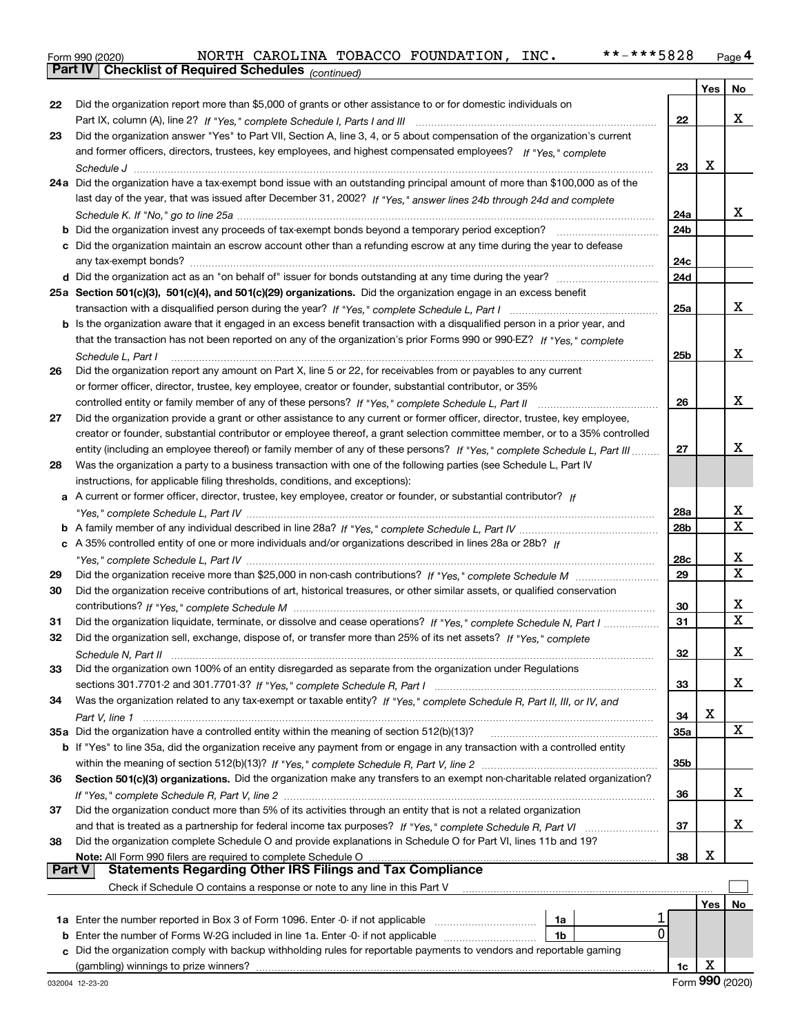Form 990 (2020) NORTH CAROLINA TOBACCO FOUNDATION, INC. **-***5828 Page 4

**Part IV Checklist of Required Schedules** *(continued)*

| | | | Yes | No |
|---|---|---|---|---|
| 22 | Did the organization report more than $5,000 of grants or other assistance to or for domestic individuals on Part IX, column (A), line 2? *If "Yes," complete Schedule I, Parts I and III* | 22 | | X |
| 23 | Did the organization answer "Yes" to Part VII, Section A, line 3, 4, or 5 about compensation of the organization's current and former officers, directors, trustees, key employees, and highest compensated employees? *If "Yes," complete Schedule J* | 23 | X | |
| 24a | Did the organization have a tax-exempt bond issue with an outstanding principal amount of more than $100,000 as of the last day of the year, that was issued after December 31, 2002? *If "Yes," answer lines 24b through 24d and complete Schedule K. If "No," go to line 25a* | 24a | | X |
| b | Did the organization invest any proceeds of tax-exempt bonds beyond a temporary period exception? | 24b | | |
| c | Did the organization maintain an escrow account other than a refunding escrow at any time during the year to defease any tax-exempt bonds? | 24c | | |
| d | Did the organization act as an "on behalf of" issuer for bonds outstanding at any time during the year? | 24d | | |
| 25a | **Section 501(c)(3), 501(c)(4), and 501(c)(29) organizations.** Did the organization engage in an excess benefit transaction with a disqualified person during the year? *If "Yes," complete Schedule L, Part I* | 25a | | X |
| b | Is the organization aware that it engaged in an excess benefit transaction with a disqualified person in a prior year, and that the transaction has not been reported on any of the organization's prior Forms 990 or 990-EZ? *If "Yes," complete Schedule L, Part I* | 25b | | X |
| 26 | Did the organization report any amount on Part X, line 5 or 22, for receivables from or payables to any current or former officer, director, trustee, key employee, creator or founder, substantial contributor, or 35% controlled entity or family member of any of these persons? *If "Yes," complete Schedule L, Part II* | 26 | | X |
| 27 | Did the organization provide a grant or other assistance to any current or former officer, director, trustee, key employee, creator or founder, substantial contributor or employee thereof, a grant selection committee member, or to a 35% controlled entity (including an employee thereof) or family member of any of these persons? *If "Yes," complete Schedule L, Part III* | 27 | | X |
| 28 | Was the organization a party to a business transaction with one of the following parties (see Schedule L, Part IV instructions, for applicable filing thresholds, conditions, and exceptions): | | | |
| a | A current or former officer, director, trustee, key employee, creator or founder, or substantial contributor? *If "Yes," complete Schedule L, Part IV* | 28a | | X |
| b | A family member of any individual described in line 28a? *If "Yes," complete Schedule L, Part IV* | 28b | | X |
| c | A 35% controlled entity of one or more individuals and/or organizations described in lines 28a or 28b? *If "Yes," complete Schedule L, Part IV* | 28c | | X |
| 29 | Did the organization receive more than $25,000 in non-cash contributions? *If "Yes," complete Schedule M* | 29 | | X |
| 30 | Did the organization receive contributions of art, historical treasures, or other similar assets, or qualified conservation contributions? *If "Yes," complete Schedule M* | 30 | | X |
| 31 | Did the organization liquidate, terminate, or dissolve and cease operations? *If "Yes," complete Schedule N, Part I* | 31 | | X |
| 32 | Did the organization sell, exchange, dispose of, or transfer more than 25% of its net assets? *If "Yes," complete Schedule N, Part II* | 32 | | X |
| 33 | Did the organization own 100% of an entity disregarded as separate from the organization under Regulations sections 301.7701-2 and 301.7701-3? *If "Yes," complete Schedule R, Part I* | 33 | | X |
| 34 | Was the organization related to any tax-exempt or taxable entity? *If "Yes," complete Schedule R, Part II, III, or IV, and Part V, line 1* | 34 | X | |
| 35a | Did the organization have a controlled entity within the meaning of section 512(b)(13)? | 35a | | X |
| b | If "Yes" to line 35a, did the organization receive any payment from or engage in any transaction with a controlled entity within the meaning of section 512(b)(13)? *If "Yes," complete Schedule R, Part V, line 2* | 35b | | |
| 36 | **Section 501(c)(3) organizations.** Did the organization make any transfers to an exempt non-charitable related organization? *If "Yes," complete Schedule R, Part V, line 2* | 36 | | X |
| 37 | Did the organization conduct more than 5% of its activities through an entity that is not a related organization and that is treated as a partnership for federal income tax purposes? *If "Yes," complete Schedule R, Part VI* | 37 | | X |
| 38 | Did the organization complete Schedule O and provide explanations in Schedule O for Part VI, lines 11b and 19? **Note:** All Form 990 filers are required to complete Schedule O | 38 | X | |

**Part V Statements Regarding Other IRS Filings and Tax Compliance**

Check if Schedule O contains a response or note to any line in this Part V ☐

| | | | | | Yes | No |
|---|---|---|---|---|---|---|
| 1a | Enter the number reported in Box 3 of Form 1096. Enter -0- if not applicable | 1a | 1 | | | |
| b | Enter the number of Forms W-2G included in line 1a. Enter -0- if not applicable | 1b | 0 | | | |
| c | Did the organization comply with backup withholding rules for reportable payments to vendors and reportable gaming (gambling) winnings to prize winners? | | | 1c | X | |

032004 12-23-20 Form **990** (2020)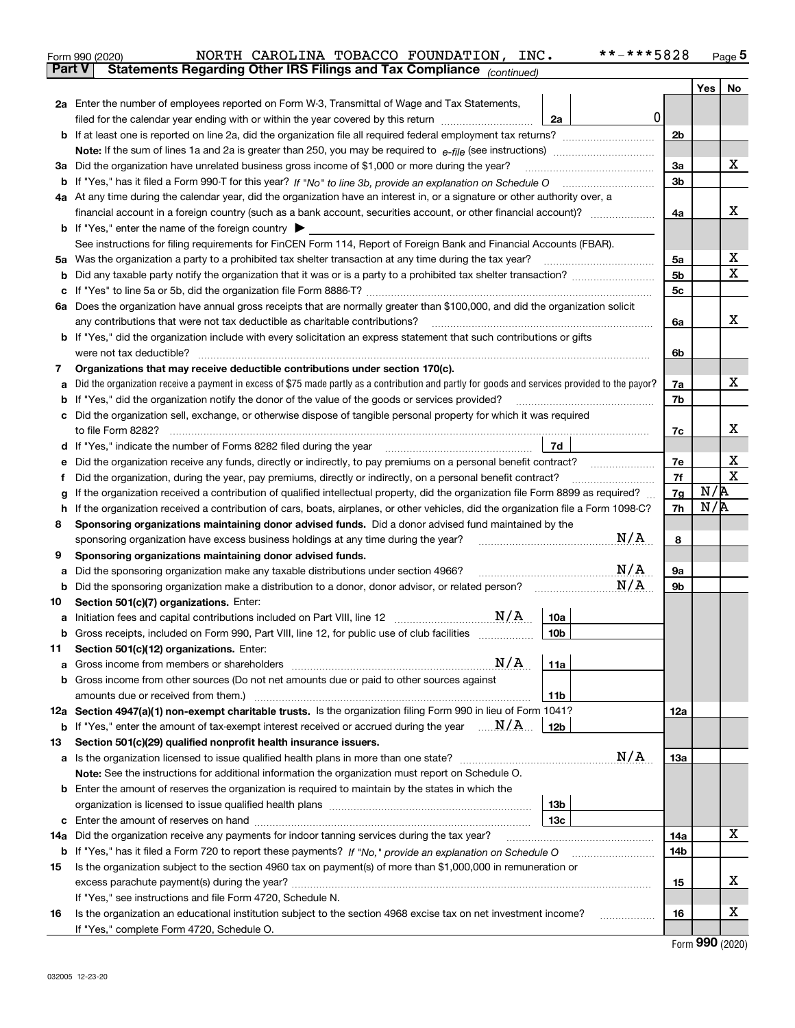Form 990 (2020) NORTH CAROLINA TOBACCO FOUNDATION, INC. **-***5828 Page 5

**Part V Statements Regarding Other IRS Filings and Tax Compliance** *(continued)*

| | | | | | Yes | No |
|---|---|---|---|---|---|---|
| **2a** | Enter the number of employees reported on Form W-3, Transmittal of Wage and Tax Statements, filed for the calendar year ending with or within the year covered by this return | 2a | 0 | | | |
| **b** | If at least one is reported on line 2a, did the organization file all required federal employment tax returns? | | | 2b | | |
| | **Note:** If the sum of lines 1a and 2a is greater than 250, you may be required to *e-file* (see instructions) | | | | | |
| **3a** | Did the organization have unrelated business gross income of $1,000 or more during the year? | | | 3a | | X |
| **b** | If "Yes," has it filed a Form 990-T for this year? *If "No" to line 3b, provide an explanation on Schedule O* | | | 3b | | |
| **4a** | At any time during the calendar year, did the organization have an interest in, or a signature or other authority over, a financial account in a foreign country (such as a bank account, securities account, or other financial account)? | | | 4a | | X |
| **b** | If "Yes," enter the name of the foreign country ▶ | | | | | |
| | See instructions for filing requirements for FinCEN Form 114, Report of Foreign Bank and Financial Accounts (FBAR). | | | | | |
| **5a** | Was the organization a party to a prohibited tax shelter transaction at any time during the tax year? | | | 5a | | X |
| **b** | Did any taxable party notify the organization that it was or is a party to a prohibited tax shelter transaction? | | | 5b | | X |
| **c** | If "Yes" to line 5a or 5b, did the organization file Form 8886-T? | | | 5c | | |
| **6a** | Does the organization have annual gross receipts that are normally greater than $100,000, and did the organization solicit any contributions that were not tax deductible as charitable contributions? | | | 6a | | X |
| **b** | If "Yes," did the organization include with every solicitation an express statement that such contributions or gifts were not tax deductible? | | | 6b | | |
| **7** | **Organizations that may receive deductible contributions under section 170(c).** | | | | | |
| **a** | Did the organization receive a payment in excess of $75 made partly as a contribution and partly for goods and services provided to the payor? | | | 7a | | X |
| **b** | If "Yes," did the organization notify the donor of the value of the goods or services provided? | | | 7b | | |
| **c** | Did the organization sell, exchange, or otherwise dispose of tangible personal property for which it was required to file Form 8282? | | | 7c | | X |
| **d** | If "Yes," indicate the number of Forms 8282 filed during the year | 7d | | | | |
| **e** | Did the organization receive any funds, directly or indirectly, to pay premiums on a personal benefit contract? | | | 7e | | X |
| **f** | Did the organization, during the year, pay premiums, directly or indirectly, on a personal benefit contract? | | | 7f | | X |
| **g** | If the organization received a contribution of qualified intellectual property, did the organization file Form 8899 as required? | | | 7g | N/A | |
| **h** | If the organization received a contribution of cars, boats, airplanes, or other vehicles, did the organization file a Form 1098-C? | | | 7h | N/A | |
| **8** | **Sponsoring organizations maintaining donor advised funds.** Did a donor advised fund maintained by the sponsoring organization have excess business holdings at any time during the year? N/A | | | 8 | | |
| **9** | **Sponsoring organizations maintaining donor advised funds.** | | | | | |
| **a** | Did the sponsoring organization make any taxable distributions under section 4966? N/A | | | 9a | | |
| **b** | Did the sponsoring organization make a distribution to a donor, donor advisor, or related person? N/A | | | 9b | | |
| **10** | **Section 501(c)(7) organizations.** Enter: | | | | | |
| **a** | Initiation fees and capital contributions included on Part VIII, line 12 N/A | 10a | | | | |
| **b** | Gross receipts, included on Form 990, Part VIII, line 12, for public use of club facilities | 10b | | | | |
| **11** | **Section 501(c)(12) organizations.** Enter: | | | | | |
| **a** | Gross income from members or shareholders N/A | 11a | | | | |
| **b** | Gross income from other sources (Do not net amounts due or paid to other sources against amounts due or received from them.) | 11b | | | | |
| **12a** | **Section 4947(a)(1) non-exempt charitable trusts.** Is the organization filing Form 990 in lieu of Form 1041? | | | 12a | | |
| **b** | If "Yes," enter the amount of tax-exempt interest received or accrued during the year N/A | 12b | | | | |
| **13** | **Section 501(c)(29) qualified nonprofit health insurance issuers.** | | | | | |
| **a** | Is the organization licensed to issue qualified health plans in more than one state? N/A | | | 13a | | |
| | **Note:** See the instructions for additional information the organization must report on Schedule O. | | | | | |
| **b** | Enter the amount of reserves the organization is required to maintain by the states in which the organization is licensed to issue qualified health plans | 13b | | | | |
| **c** | Enter the amount of reserves on hand | 13c | | | | |
| **14a** | Did the organization receive any payments for indoor tanning services during the tax year? | | | 14a | | X |
| **b** | If "Yes," has it filed a Form 720 to report these payments? *If "No," provide an explanation on Schedule O* | | | 14b | | |
| **15** | Is the organization subject to the section 4960 tax on payment(s) of more than $1,000,000 in remuneration or excess parachute payment(s) during the year? | | | 15 | | X |
| | If "Yes," see instructions and file Form 4720, Schedule N. | | | | | |
| **16** | Is the organization an educational institution subject to the section 4968 excise tax on net investment income? | | | 16 | | X |
| | If "Yes," complete Form 4720, Schedule O. | | | | | |

Form **990** (2020)

032005 12-23-20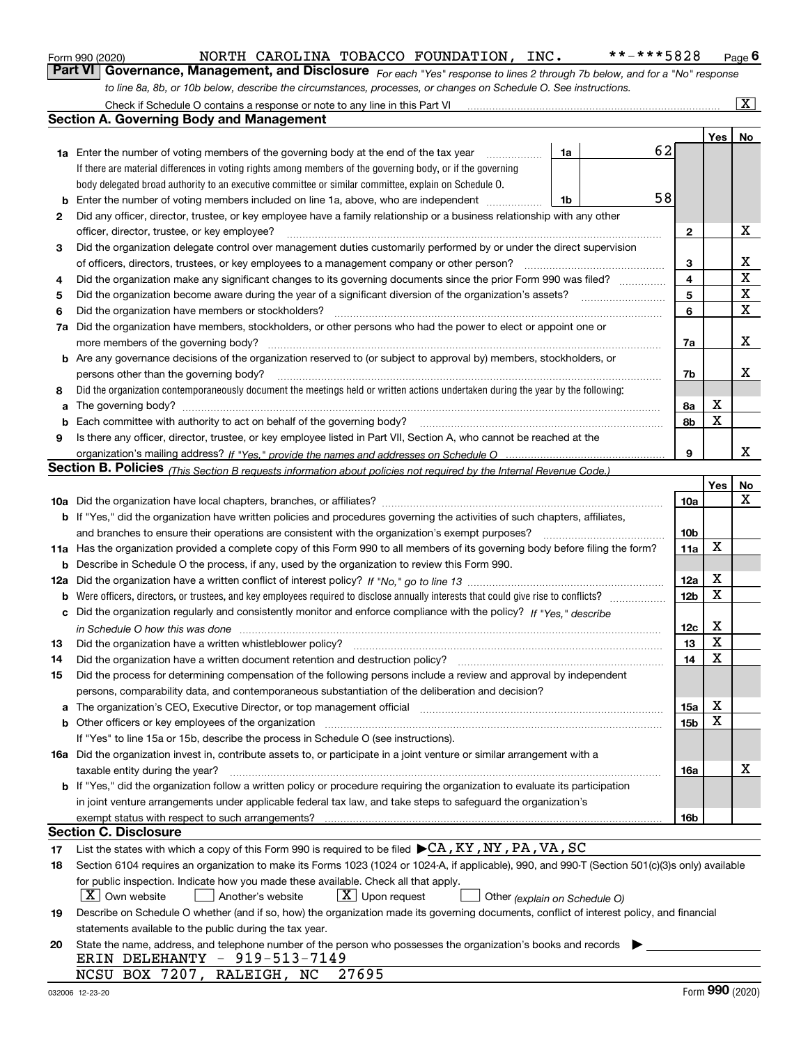Form 990 (2020) NORTH CAROLINA TOBACCO FOUNDATION, INC. **-***5828 Page 6

## Part VI Governance, Management, and Disclosure

*For each "Yes" response to lines 2 through 7b below, and for a "No" response to line 8a, 8b, or 10b below, describe the circumstances, processes, or changes on Schedule O. See instructions.*

Check if Schedule O contains a response or note to any line in this Part VI [X]

### Section A. Governing Body and Management

| | | | | Yes | No |
|---|---|---|---|---|---|
| **1a** | Enter the number of voting members of the governing body at the end of the tax year. If there are material differences in voting rights among members of the governing body, or if the governing body delegated broad authority to an executive committee or similar committee, explain on Schedule O. | 1a | 62 | | |
| **b** | Enter the number of voting members included on line 1a, above, who are independent | 1b | 58 | | |
| **2** | Did any officer, director, trustee, or key employee have a family relationship or a business relationship with any other officer, director, trustee, or key employee? | 2 | | | X |
| **3** | Did the organization delegate control over management duties customarily performed by or under the direct supervision of officers, directors, trustees, or key employees to a management company or other person? | 3 | | | X |
| **4** | Did the organization make any significant changes to its governing documents since the prior Form 990 was filed? | 4 | | | X |
| **5** | Did the organization become aware during the year of a significant diversion of the organization's assets? | 5 | | | X |
| **6** | Did the organization have members or stockholders? | 6 | | | X |
| **7a** | Did the organization have members, stockholders, or other persons who had the power to elect or appoint one or more members of the governing body? | 7a | | | X |
| **b** | Are any governance decisions of the organization reserved to (or subject to approval by) members, stockholders, or persons other than the governing body? | 7b | | | X |
| **8** | Did the organization contemporaneously document the meetings held or written actions undertaken during the year by the following: | | | | |
| **a** | The governing body? | 8a | | X | |
| **b** | Each committee with authority to act on behalf of the governing body? | 8b | | X | |
| **9** | Is there any officer, director, trustee, or key employee listed in Part VII, Section A, who cannot be reached at the organization's mailing address? *If "Yes," provide the names and addresses on Schedule O* | 9 | | | X |

### Section B. Policies *(This Section B requests information about policies not required by the Internal Revenue Code.)*

| | | | Yes | No |
|---|---|---|---|---|
| **10a** | Did the organization have local chapters, branches, or affiliates? | 10a | | X |
| **b** | If "Yes," did the organization have written policies and procedures governing the activities of such chapters, affiliates, and branches to ensure their operations are consistent with the organization's exempt purposes? | 10b | | |
| **11a** | Has the organization provided a complete copy of this Form 990 to all members of its governing body before filing the form? | 11a | X | |
| **b** | Describe in Schedule O the process, if any, used by the organization to review this Form 990. | | | |
| **12a** | Did the organization have a written conflict of interest policy? *If "No," go to line 13* | 12a | X | |
| **b** | Were officers, directors, or trustees, and key employees required to disclose annually interests that could give rise to conflicts? | 12b | X | |
| **c** | Did the organization regularly and consistently monitor and enforce compliance with the policy? *If "Yes," describe in Schedule O how this was done* | 12c | X | |
| **13** | Did the organization have a written whistleblower policy? | 13 | X | |
| **14** | Did the organization have a written document retention and destruction policy? | 14 | X | |
| **15** | Did the process for determining compensation of the following persons include a review and approval by independent persons, comparability data, and contemporaneous substantiation of the deliberation and decision? | | | |
| **a** | The organization's CEO, Executive Director, or top management official | 15a | X | |
| **b** | Other officers or key employees of the organization | 15b | X | |
| | If "Yes" to line 15a or 15b, describe the process in Schedule O (see instructions). | | | |
| **16a** | Did the organization invest in, contribute assets to, or participate in a joint venture or similar arrangement with a taxable entity during the year? | 16a | | X |
| **b** | If "Yes," did the organization follow a written policy or procedure requiring the organization to evaluate its participation in joint venture arrangements under applicable federal tax law, and take steps to safeguard the organization's exempt status with respect to such arrangements? | 16b | | |

### Section C. Disclosure

**17** List the states with which a copy of this Form 990 is required to be filed ▶ CA, KY, NY, PA, VA, SC

**18** Section 6104 requires an organization to make its Forms 1023 (1024 or 1024-A, if applicable), 990, and 990-T (Section 501(c)(3)s only) available for public inspection. Indicate how you made these available. Check all that apply.

[X] Own website [ ] Another's website [X] Upon request [ ] Other *(explain on Schedule O)*

**19** Describe on Schedule O whether (and if so, how) the organization made its governing documents, conflict of interest policy, and financial statements available to the public during the tax year.

**20** State the name, address, and telephone number of the person who possesses the organization's books and records ▶

ERIN DELEHANTY - 919-513-7149
NCSU BOX 7207, RALEIGH, NC 27695

032006 12-23-20 Form **990** (2020)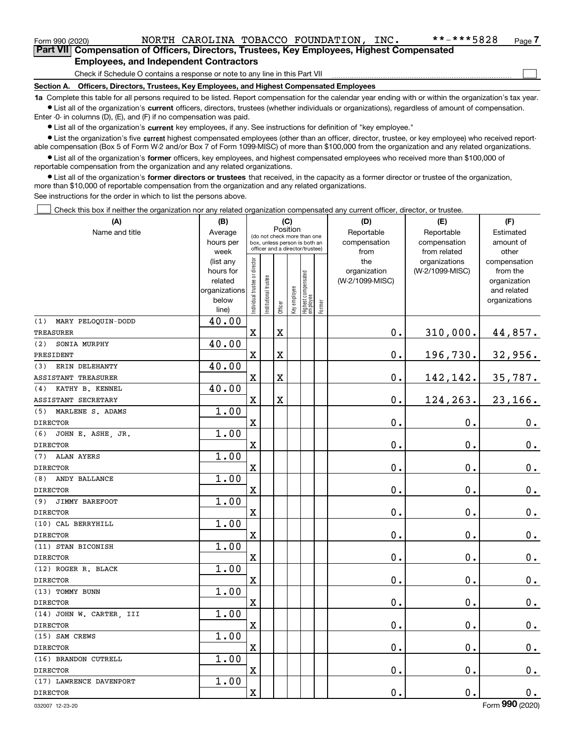Form 990 (2020) NORTH CAROLINA TOBACCO FOUNDATION, INC. **-***5828 Page 7

**Part VII Compensation of Officers, Directors, Trustees, Key Employees, Highest Compensated Employees, and Independent Contractors**

Check if Schedule O contains a response or note to any line in this Part VII

**Section A. Officers, Directors, Trustees, Key Employees, and Highest Compensated Employees**

**1a** Complete this table for all persons required to be listed. Report compensation for the calendar year ending with or within the organization's tax year.

- List all of the organization's **current** officers, directors, trustees (whether individuals or organizations), regardless of amount of compensation. Enter -0- in columns (D), (E), and (F) if no compensation was paid.
- List all of the organization's **current** key employees, if any. See instructions for definition of "key employee."
- List the organization's five **current** highest compensated employees (other than an officer, director, trustee, or key employee) who received reportable compensation (Box 5 of Form W-2 and/or Box 7 of Form 1099-MISC) of more than $100,000 from the organization and any related organizations.
- List all of the organization's **former** officers, key employees, and highest compensated employees who received more than $100,000 of reportable compensation from the organization and any related organizations.
- List all of the organization's **former directors or trustees** that received, in the capacity as a former director or trustee of the organization, more than $10,000 of reportable compensation from the organization and any related organizations.

See instructions for the order in which to list the persons above.

Check this box if neither the organization nor any related organization compensated any current officer, director, or trustee.

| (A) Name and title | (B) Average hours per week (list any hours for related organizations below line) | (C) Position: Individual trustee or director | Institutional trustee | Officer | Key employee | Highest compensated employee | Former | (D) Reportable compensation from the organization (W-2/1099-MISC) | (E) Reportable compensation from related organizations (W-2/1099-MISC) | (F) Estimated amount of other compensation from the organization and related organizations |
|---|---|---|---|---|---|---|---|---|---|---|
| (1) MARY PELOQUIN-DODD<br>TREASURER | 40.00 | X | | X | | | | 0. | 310,000. | 44,857. |
| (2) SONIA MURPHY<br>PRESIDENT | 40.00 | X | | X | | | | 0. | 196,730. | 32,956. |
| (3) ERIN DELEHANTY<br>ASSISTANT TREASURER | 40.00 | X | | X | | | | 0. | 142,142. | 35,787. |
| (4) KATHY B. KENNEL<br>ASSISTANT SECRETARY | 40.00 | X | | X | | | | 0. | 124,263. | 23,166. |
| (5) MARLENE S. ADAMS<br>DIRECTOR | 1.00 | X | | | | | | 0. | 0. | 0. |
| (6) JOHN E. ASHE, JR.<br>DIRECTOR | 1.00 | X | | | | | | 0. | 0. | 0. |
| (7) ALAN AYERS<br>DIRECTOR | 1.00 | X | | | | | | 0. | 0. | 0. |
| (8) ANDY BALLANCE<br>DIRECTOR | 1.00 | X | | | | | | 0. | 0. | 0. |
| (9) JIMMY BAREFOOT<br>DIRECTOR | 1.00 | X | | | | | | 0. | 0. | 0. |
| (10) CAL BERRYHILL<br>DIRECTOR | 1.00 | X | | | | | | 0. | 0. | 0. |
| (11) STAN BICONISH<br>DIRECTOR | 1.00 | X | | | | | | 0. | 0. | 0. |
| (12) ROGER R. BLACK<br>DIRECTOR | 1.00 | X | | | | | | 0. | 0. | 0. |
| (13) TOMMY BUNN<br>DIRECTOR | 1.00 | X | | | | | | 0. | 0. | 0. |
| (14) JOHN W. CARTER, III<br>DIRECTOR | 1.00 | X | | | | | | 0. | 0. | 0. |
| (15) SAM CREWS<br>DIRECTOR | 1.00 | X | | | | | | 0. | 0. | 0. |
| (16) BRANDON CUTRELL<br>DIRECTOR | 1.00 | X | | | | | | 0. | 0. | 0. |
| (17) LAWRENCE DAVENPORT<br>DIRECTOR | 1.00 | X | | | | | | 0. | 0. | 0. |

032007 12-23-20 Form 990 (2020)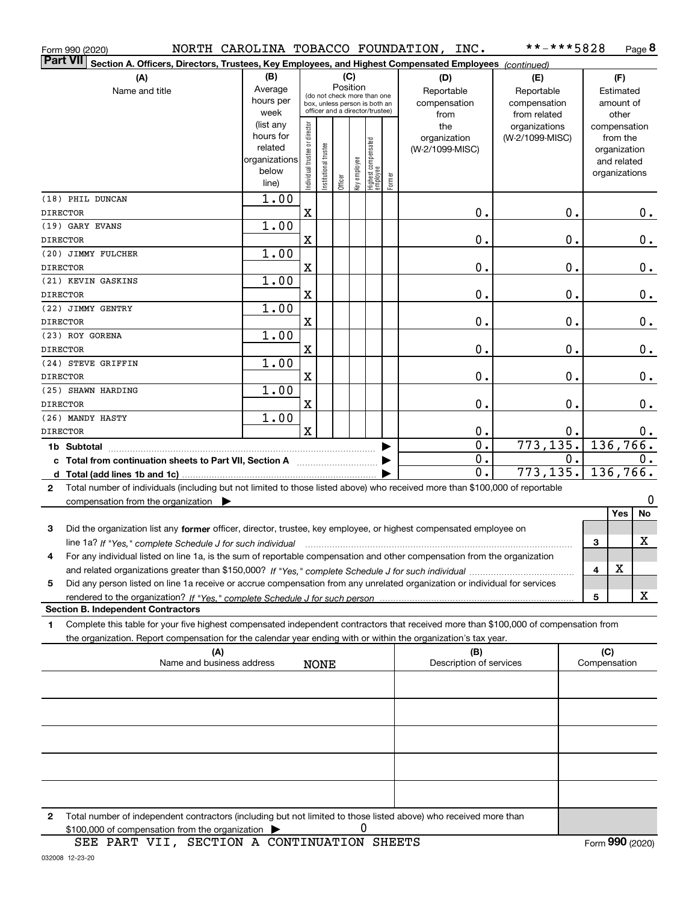Form 990 (2020) NORTH CAROLINA TOBACCO FOUNDATION, INC. **-***5828 Page 8

**Part VII Section A. Officers, Directors, Trustees, Key Employees, and Highest Compensated Employees** *(continued)*

| (A) Name and title | (B) Average hours per week (list any hours for related organizations below line) | (C) Position: Individual trustee or director | Institutional trustee | Officer | Key employee | Highest compensated employee | Former | (D) Reportable compensation from the organization (W-2/1099-MISC) | (E) Reportable compensation from related organizations (W-2/1099-MISC) | (F) Estimated amount of other compensation from the organization and related organizations |
|---|---|---|---|---|---|---|---|---|---|---|
| (18) PHIL DUNCAN DIRECTOR | 1.00 | X | | | | | | 0. | 0. | 0. |
| (19) GARY EVANS DIRECTOR | 1.00 | X | | | | | | 0. | 0. | 0. |
| (20) JIMMY FULCHER DIRECTOR | 1.00 | X | | | | | | 0. | 0. | 0. |
| (21) KEVIN GASKINS DIRECTOR | 1.00 | X | | | | | | 0. | 0. | 0. |
| (22) JIMMY GENTRY DIRECTOR | 1.00 | X | | | | | | 0. | 0. | 0. |
| (23) ROY GORENA DIRECTOR | 1.00 | X | | | | | | 0. | 0. | 0. |
| (24) STEVE GRIFFIN DIRECTOR | 1.00 | X | | | | | | 0. | 0. | 0. |
| (25) SHAWN HARDING DIRECTOR | 1.00 | X | | | | | | 0. | 0. | 0. |
| (26) MANDY HASTY DIRECTOR | 1.00 | X | | | | | | 0. | 0. | 0. |
| 1b Subtotal | | | | | | | | 0. | 773,135. | 136,766. |
| c Total from continuation sheets to Part VII, Section A | | | | | | | | 0. | 0. | 0. |
| d Total (add lines 1b and 1c) | | | | | | | | 0. | 773,135. | 136,766. |

2 Total number of individuals (including but not limited to those listed above) who received more than $100,000 of reportable compensation from the organization ▶ 0

| | | | Yes | No |
|---|---|---|---|---|
| 3 | Did the organization list any **former** officer, director, trustee, key employee, or highest compensated employee on line 1a? *If "Yes," complete Schedule J for such individual* | 3 | | X |
| 4 | For any individual listed on line 1a, is the sum of reportable compensation and other compensation from the organization and related organizations greater than $150,000? *If "Yes," complete Schedule J for such individual* | 4 | X | |
| 5 | Did any person listed on line 1a receive or accrue compensation from any unrelated organization or individual for services rendered to the organization? *If "Yes," complete Schedule J for such person* | 5 | | X |

**Section B. Independent Contractors**

1 Complete this table for your five highest compensated independent contractors that received more than $100,000 of compensation from the organization. Report compensation for the calendar year ending with or within the organization's tax year.

| (A) Name and business address | (B) Description of services | (C) Compensation |
|---|---|---|
| NONE | | |
| | | |
| | | |
| | | |
| | | |

2 Total number of independent contractors (including but not limited to those listed above) who received more than $100,000 of compensation from the organization ▶ 0

SEE PART VII, SECTION A CONTINUATION SHEETS

Form **990** (2020)

032008 12-23-20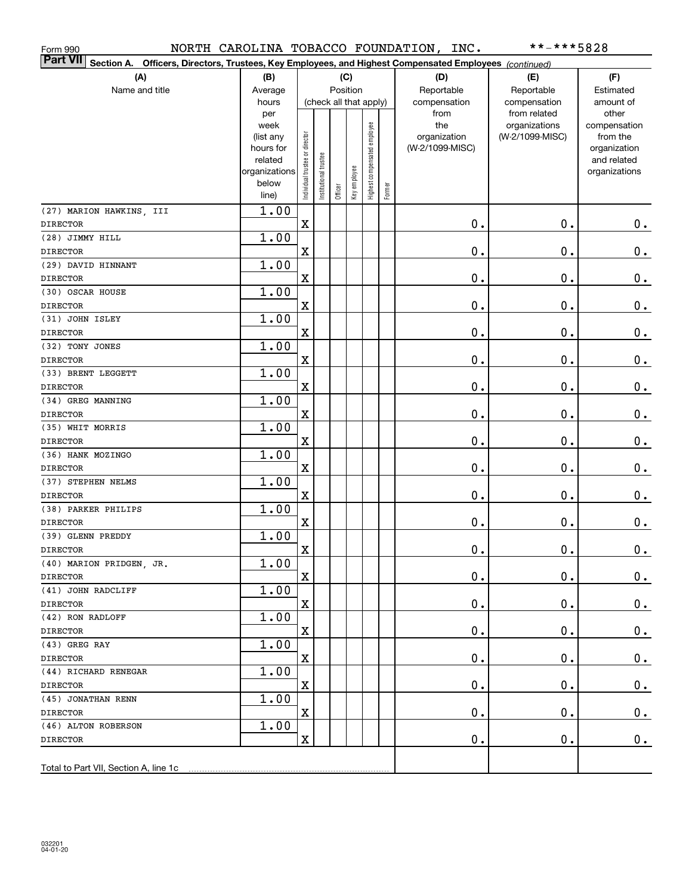Form 990 NORTH CAROLINA TOBACCO FOUNDATION, INC. **-***5828

**Part VII Section A. Officers, Directors, Trustees, Key Employees, and Highest Compensated Employees** *(continued)*

| (A) Name and title | (B) Average hours per week (list any hours for related organizations below line) | (C) Position (check all that apply): Individual trustee or director | Institutional trustee | Officer | Key employee | Highest compensated employee | Former | (D) Reportable compensation from the organization (W-2/1099-MISC) | (E) Reportable compensation from related organizations (W-2/1099-MISC) | (F) Estimated amount of other compensation from the organization and related organizations |
|---|---|---|---|---|---|---|---|---|---|---|
| (27) MARION HAWKINS, III<br>DIRECTOR | 1.00 | X | | | | | | 0. | 0. | 0. |
| (28) JIMMY HILL<br>DIRECTOR | 1.00 | X | | | | | | 0. | 0. | 0. |
| (29) DAVID HINNANT<br>DIRECTOR | 1.00 | X | | | | | | 0. | 0. | 0. |
| (30) OSCAR HOUSE<br>DIRECTOR | 1.00 | X | | | | | | 0. | 0. | 0. |
| (31) JOHN ISLEY<br>DIRECTOR | 1.00 | X | | | | | | 0. | 0. | 0. |
| (32) TONY JONES<br>DIRECTOR | 1.00 | X | | | | | | 0. | 0. | 0. |
| (33) BRENT LEGGETT<br>DIRECTOR | 1.00 | X | | | | | | 0. | 0. | 0. |
| (34) GREG MANNING<br>DIRECTOR | 1.00 | X | | | | | | 0. | 0. | 0. |
| (35) WHIT MORRIS<br>DIRECTOR | 1.00 | X | | | | | | 0. | 0. | 0. |
| (36) HANK MOZINGO<br>DIRECTOR | 1.00 | X | | | | | | 0. | 0. | 0. |
| (37) STEPHEN NELMS<br>DIRECTOR | 1.00 | X | | | | | | 0. | 0. | 0. |
| (38) PARKER PHILIPS<br>DIRECTOR | 1.00 | X | | | | | | 0. | 0. | 0. |
| (39) GLENN PREDDY<br>DIRECTOR | 1.00 | X | | | | | | 0. | 0. | 0. |
| (40) MARION PRIDGEN, JR.<br>DIRECTOR | 1.00 | X | | | | | | 0. | 0. | 0. |
| (41) JOHN RADCLIFF<br>DIRECTOR | 1.00 | X | | | | | | 0. | 0. | 0. |
| (42) RON RADLOFF<br>DIRECTOR | 1.00 | X | | | | | | 0. | 0. | 0. |
| (43) GREG RAY<br>DIRECTOR | 1.00 | X | | | | | | 0. | 0. | 0. |
| (44) RICHARD RENEGAR<br>DIRECTOR | 1.00 | X | | | | | | 0. | 0. | 0. |
| (45) JONATHAN RENN<br>DIRECTOR | 1.00 | X | | | | | | 0. | 0. | 0. |
| (46) ALTON ROBERSON<br>DIRECTOR | 1.00 | X | | | | | | 0. | 0. | 0. |
| Total to Part VII, Section A, line 1c | | | | | | | | | | |

032201 04-01-20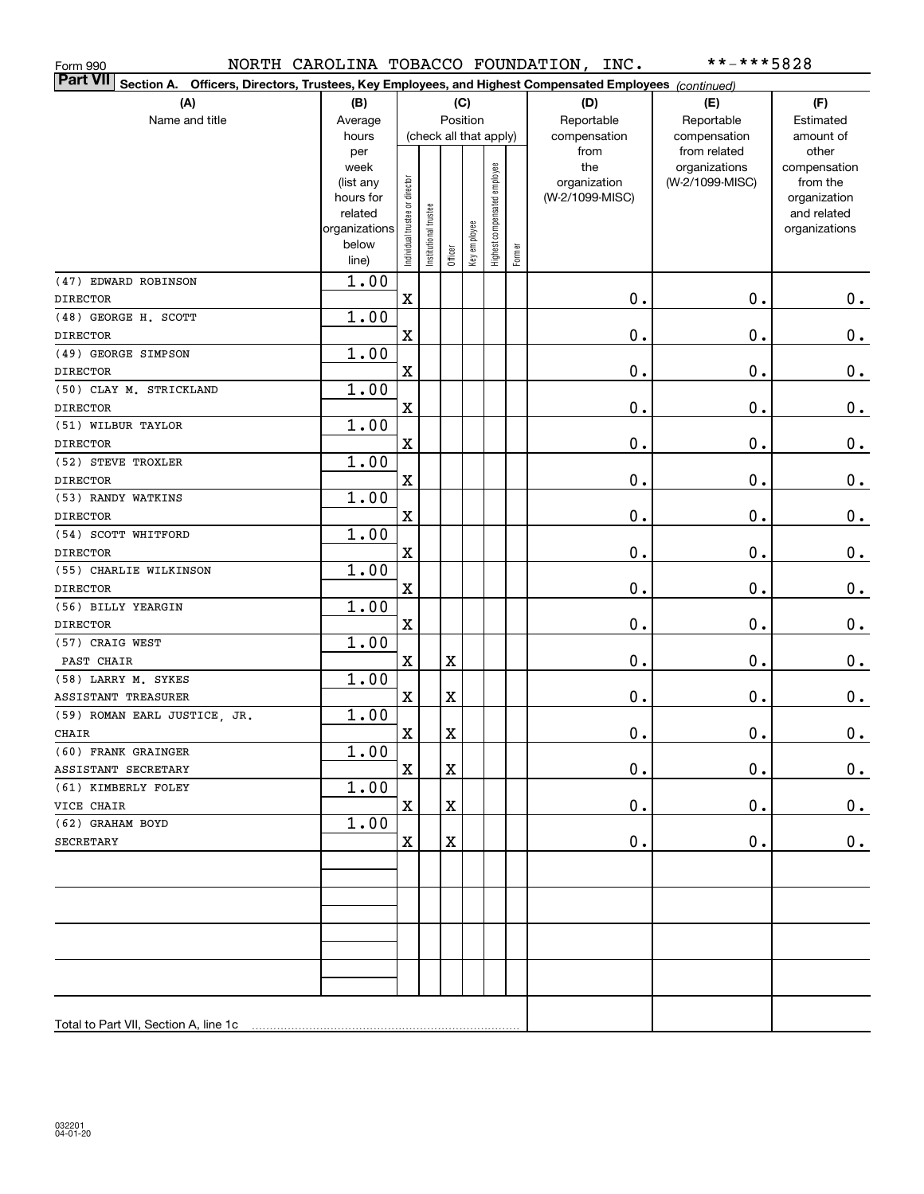Form 990 NORTH CAROLINA TOBACCO FOUNDATION, INC. **-***5828

**Part VII Section A. Officers, Directors, Trustees, Key Employees, and Highest Compensated Employees** *(continued)*

| (A) Name and title | (B) Average hours per week (list any hours for related organizations below line) | (C) Position (check all that apply): Individual trustee or director | Institutional trustee | Officer | Key employee | Highest compensated employee | Former | (D) Reportable compensation from the organization (W-2/1099-MISC) | (E) Reportable compensation from related organizations (W-2/1099-MISC) | (F) Estimated amount of other compensation from the organization and related organizations |
|---|---|---|---|---|---|---|---|---|---|---|
| (47) EDWARD ROBINSON<br>DIRECTOR | 1.00 | X | | | | | | 0. | 0. | 0. |
| (48) GEORGE H. SCOTT<br>DIRECTOR | 1.00 | X | | | | | | 0. | 0. | 0. |
| (49) GEORGE SIMPSON<br>DIRECTOR | 1.00 | X | | | | | | 0. | 0. | 0. |
| (50) CLAY M. STRICKLAND<br>DIRECTOR | 1.00 | X | | | | | | 0. | 0. | 0. |
| (51) WILBUR TAYLOR<br>DIRECTOR | 1.00 | X | | | | | | 0. | 0. | 0. |
| (52) STEVE TROXLER<br>DIRECTOR | 1.00 | X | | | | | | 0. | 0. | 0. |
| (53) RANDY WATKINS<br>DIRECTOR | 1.00 | X | | | | | | 0. | 0. | 0. |
| (54) SCOTT WHITFORD<br>DIRECTOR | 1.00 | X | | | | | | 0. | 0. | 0. |
| (55) CHARLIE WILKINSON<br>DIRECTOR | 1.00 | X | | | | | | 0. | 0. | 0. |
| (56) BILLY YEARGIN<br>DIRECTOR | 1.00 | X | | | | | | 0. | 0. | 0. |
| (57) CRAIG WEST<br>PAST CHAIR | 1.00 | X | | X | | | | 0. | 0. | 0. |
| (58) LARRY M. SYKES<br>ASSISTANT TREASURER | 1.00 | X | | X | | | | 0. | 0. | 0. |
| (59) ROMAN EARL JUSTICE, JR.<br>CHAIR | 1.00 | X | | X | | | | 0. | 0. | 0. |
| (60) FRANK GRAINGER<br>ASSISTANT SECRETARY | 1.00 | X | | X | | | | 0. | 0. | 0. |
| (61) KIMBERLY FOLEY<br>VICE CHAIR | 1.00 | X | | X | | | | 0. | 0. | 0. |
| (62) GRAHAM BOYD<br>SECRETARY | 1.00 | X | | X | | | | 0. | 0. | 0. |
| | | | | | | | | | | |
| | | | | | | | | | | |
| | | | | | | | | | | |
| | | | | | | | | | | |
| Total to Part VII, Section A, line 1c | | | | | | | | | | |

032201 04-01-20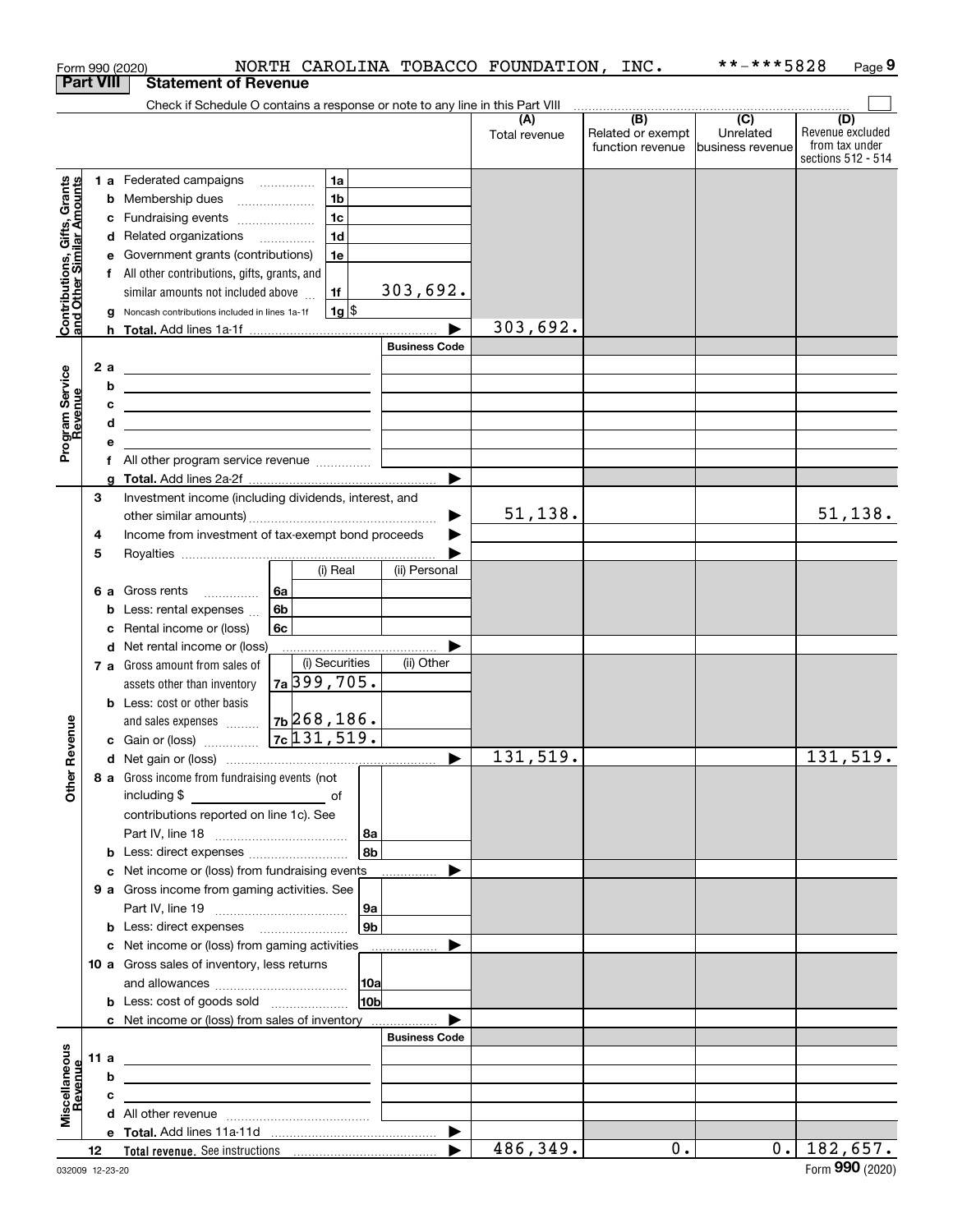Form 990 (2020) NORTH CAROLINA TOBACCO FOUNDATION, INC. **-***5828 Page 9

## Part VIII Statement of Revenue

Check if Schedule O contains a response or note to any line in this Part VIII

| | | | | (A) Total revenue | (B) Related or exempt function revenue | (C) Unrelated business revenue | (D) Revenue excluded from tax under sections 512 - 514 |
|---|---|---|---|---|---|---|---|
| Contributions, Gifts, Grants and Other Similar Amounts | 1 a | Federated campaigns | 1a | | | | |
| | b | Membership dues | 1b | | | | |
| | c | Fundraising events | 1c | | | | |
| | d | Related organizations | 1d | | | | |
| | e | Government grants (contributions) | 1e | | | | |
| | f | All other contributions, gifts, grants, and similar amounts not included above | 1f 303,692. | | | | |
| | g | Noncash contributions included in lines 1a-1f | 1g $ | | | | |
| | h | Total. Add lines 1a-1f | | 303,692. | | | |
| Program Service Revenue | | | Business Code | | | | |
| | 2 a | | | | | | |
| | b | | | | | | |
| | c | | | | | | |
| | d | | | | | | |
| | e | | | | | | |
| | f | All other program service revenue | | | | | |
| | g | Total. Add lines 2a-2f | | | | | |
| Other Revenue | 3 | Investment income (including dividends, interest, and other similar amounts) | | 51,138. | | | 51,138. |
| | 4 | Income from investment of tax-exempt bond proceeds | | | | | |
| | 5 | Royalties | | | | | |
| | | | (i) Real / (ii) Personal | | | | |
| | 6 a | Gross rents | 6a | | | | |
| | b | Less: rental expenses | 6b | | | | |
| | c | Rental income or (loss) | 6c | | | | |
| | d | Net rental income or (loss) | | | | | |
| | | | (i) Securities / (ii) Other | | | | |
| | 7 a | Gross amount from sales of assets other than inventory | 7a 399,705. | | | | |
| | b | Less: cost or other basis and sales expenses | 7b 268,186. | | | | |
| | c | Gain or (loss) | 7c 131,519. | | | | |
| | d | Net gain or (loss) | | 131,519. | | | 131,519. |
| | 8 a | Gross income from fundraising events (not including $ of contributions reported on line 1c). See Part IV, line 18 | 8a | | | | |
| | b | Less: direct expenses | 8b | | | | |
| | c | Net income or (loss) from fundraising events | | | | | |
| | 9 a | Gross income from gaming activities. See Part IV, line 19 | 9a | | | | |
| | b | Less: direct expenses | 9b | | | | |
| | c | Net income or (loss) from gaming activities | | | | | |
| | 10 a | Gross sales of inventory, less returns and allowances | 10a | | | | |
| | b | Less: cost of goods sold | 10b | | | | |
| | c | Net income or (loss) from sales of inventory | | | | | |
| Miscellaneous Revenue | | | Business Code | | | | |
| | 11 a | | | | | | |
| | b | | | | | | |
| | c | | | | | | |
| | d | All other revenue | | | | | |
| | e | Total. Add lines 11a-11d | | | | | |
| | 12 | Total revenue. See instructions | | 486,349. | 0. | 0. | 182,657. |

032009 12-23-20 Form 990 (2020)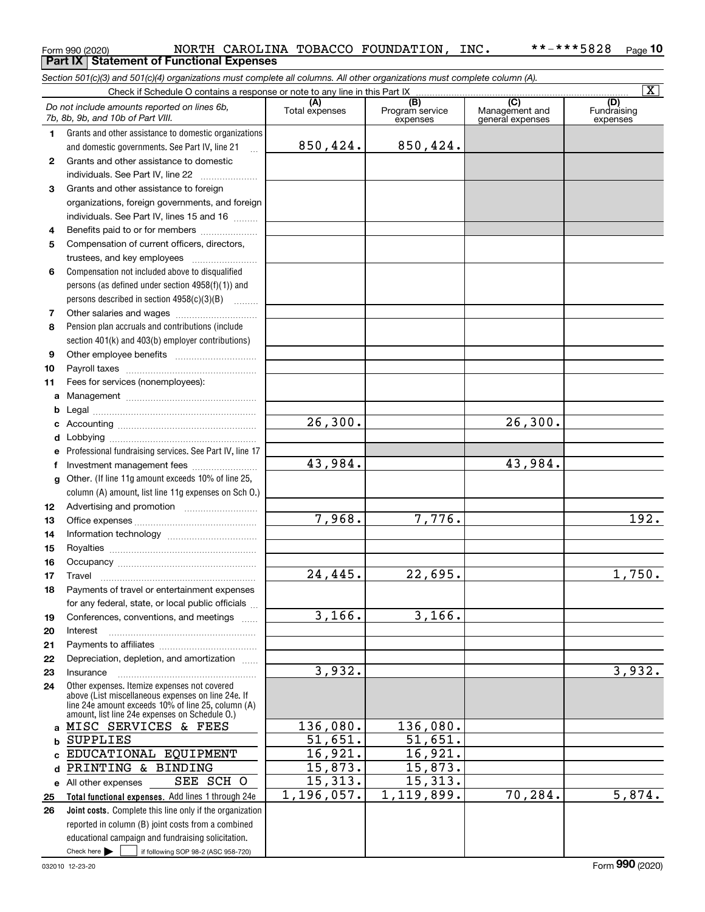Form 990 (2020) NORTH CAROLINA TOBACCO FOUNDATION, INC. **-***5828 Page 10

**Part IX Statement of Functional Expenses**

*Section 501(c)(3) and 501(c)(4) organizations must complete all columns. All other organizations must complete column (A).*

Check if Schedule O contains a response or note to any line in this Part IX [X]

| | *Do not include amounts reported on lines 6b, 7b, 8b, 9b, and 10b of Part VIII.* | (A) Total expenses | (B) Program service expenses | (C) Management and general expenses | (D) Fundraising expenses |
|---|---|---|---|---|---|
| 1 | Grants and other assistance to domestic organizations and domestic governments. See Part IV, line 21 | 850,424. | 850,424. | | |
| 2 | Grants and other assistance to domestic individuals. See Part IV, line 22 | | | | |
| 3 | Grants and other assistance to foreign organizations, foreign governments, and foreign individuals. See Part IV, lines 15 and 16 | | | | |
| 4 | Benefits paid to or for members | | | | |
| 5 | Compensation of current officers, directors, trustees, and key employees | | | | |
| 6 | Compensation not included above to disqualified persons (as defined under section 4958(f)(1)) and persons described in section 4958(c)(3)(B) | | | | |
| 7 | Other salaries and wages | | | | |
| 8 | Pension plan accruals and contributions (include section 401(k) and 403(b) employer contributions) | | | | |
| 9 | Other employee benefits | | | | |
| 10 | Payroll taxes | | | | |
| 11 | Fees for services (nonemployees): | | | | |
| a | Management | | | | |
| b | Legal | | | | |
| c | Accounting | 26,300. | | 26,300. | |
| d | Lobbying | | | | |
| e | Professional fundraising services. See Part IV, line 17 | | | | |
| f | Investment management fees | 43,984. | | 43,984. | |
| g | Other. (If line 11g amount exceeds 10% of line 25, column (A) amount, list line 11g expenses on Sch O.) | | | | |
| 12 | Advertising and promotion | | | | |
| 13 | Office expenses | 7,968. | 7,776. | | 192. |
| 14 | Information technology | | | | |
| 15 | Royalties | | | | |
| 16 | Occupancy | | | | |
| 17 | Travel | 24,445. | 22,695. | | 1,750. |
| 18 | Payments of travel or entertainment expenses for any federal, state, or local public officials | | | | |
| 19 | Conferences, conventions, and meetings | 3,166. | 3,166. | | |
| 20 | Interest | | | | |
| 21 | Payments to affiliates | | | | |
| 22 | Depreciation, depletion, and amortization | | | | |
| 23 | Insurance | 3,932. | | | 3,932. |
| 24 | Other expenses. Itemize expenses not covered above (List miscellaneous expenses on line 24e. If line 24e amount exceeds 10% of line 25, column (A) amount, list line 24e expenses on Schedule O.) | | | | |
| a | MISC SERVICES & FEES | 136,080. | 136,080. | | |
| b | SUPPLIES | 51,651. | 51,651. | | |
| c | EDUCATIONAL EQUIPMENT | 16,921. | 16,921. | | |
| d | PRINTING & BINDING | 15,873. | 15,873. | | |
| e | All other expenses SEE SCH O | 15,313. | 15,313. | | |
| 25 | **Total functional expenses.** Add lines 1 through 24e | 1,196,057. | 1,119,899. | 70,284. | 5,874. |
| 26 | **Joint costs.** Complete this line only if the organization reported in column (B) joint costs from a combined educational campaign and fundraising solicitation. Check here [ ] if following SOP 98-2 (ASC 958-720) | | | | |

032010 12-23-20 Form **990** (2020)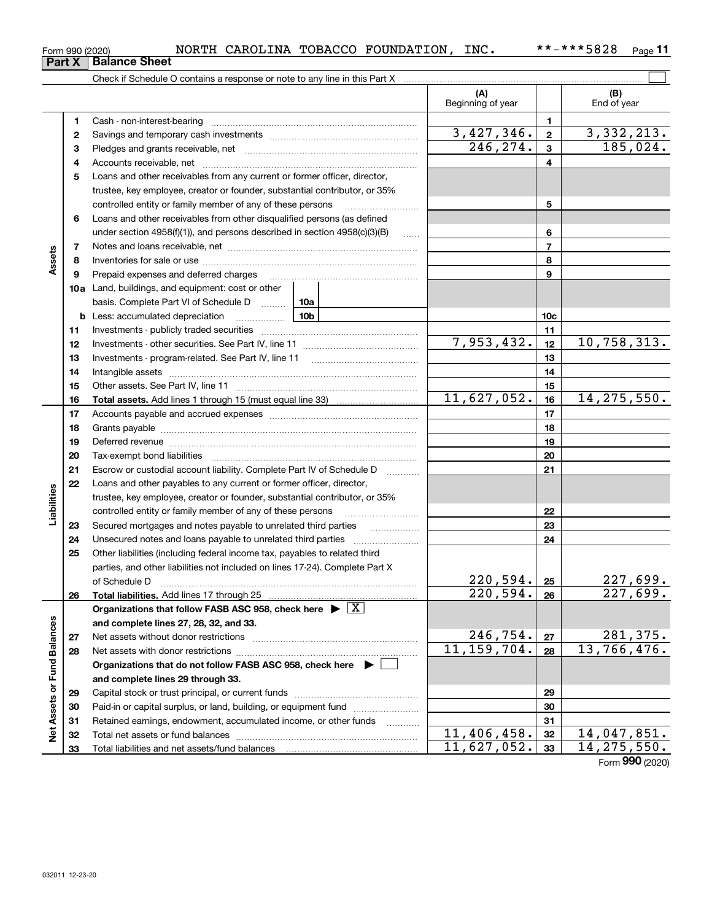Form 990 (2020) NORTH CAROLINA TOBACCO FOUNDATION, INC. **-***5828 Page 11

## Part X Balance Sheet

Check if Schedule O contains a response or note to any line in this Part X

| | | | (A) Beginning of year | | (B) End of year |
|---|---|---|---|---|---|
| Assets | 1 | Cash - non-interest-bearing | | 1 | |
| | 2 | Savings and temporary cash investments | 3,427,346. | 2 | 3,332,213. |
| | 3 | Pledges and grants receivable, net | 246,274. | 3 | 185,024. |
| | 4 | Accounts receivable, net | | 4 | |
| | 5 | Loans and other receivables from any current or former officer, director, trustee, key employee, creator or founder, substantial contributor, or 35% controlled entity or family member of any of these persons | | 5 | |
| | 6 | Loans and other receivables from other disqualified persons (as defined under section 4958(f)(1)), and persons described in section 4958(c)(3)(B) | | 6 | |
| | 7 | Notes and loans receivable, net | | 7 | |
| | 8 | Inventories for sale or use | | 8 | |
| | 9 | Prepaid expenses and deferred charges | | 9 | |
| | 10a | Land, buildings, and equipment: cost or other basis. Complete Part VI of Schedule D (10a) | | | |
| | b | Less: accumulated depreciation (10b) | | 10c | |
| | 11 | Investments - publicly traded securities | | 11 | |
| | 12 | Investments - other securities. See Part IV, line 11 | 7,953,432. | 12 | 10,758,313. |
| | 13 | Investments - program-related. See Part IV, line 11 | | 13 | |
| | 14 | Intangible assets | | 14 | |
| | 15 | Other assets. See Part IV, line 11 | | 15 | |
| | 16 | **Total assets.** Add lines 1 through 15 (must equal line 33) | 11,627,052. | 16 | 14,275,550. |
| Liabilities | 17 | Accounts payable and accrued expenses | | 17 | |
| | 18 | Grants payable | | 18 | |
| | 19 | Deferred revenue | | 19 | |
| | 20 | Tax-exempt bond liabilities | | 20 | |
| | 21 | Escrow or custodial account liability. Complete Part IV of Schedule D | | 21 | |
| | 22 | Loans and other payables to any current or former officer, director, trustee, key employee, creator or founder, substantial contributor, or 35% controlled entity or family member of any of these persons | | 22 | |
| | 23 | Secured mortgages and notes payable to unrelated third parties | | 23 | |
| | 24 | Unsecured notes and loans payable to unrelated third parties | | 24 | |
| | 25 | Other liabilities (including federal income tax, payables to related third parties, and other liabilities not included on lines 17-24). Complete Part X of Schedule D | 220,594. | 25 | 227,699. |
| | 26 | **Total liabilities.** Add lines 17 through 25 | 220,594. | 26 | 227,699. |
| Net Assets or Fund Balances | | **Organizations that follow FASB ASC 958, check here** [X] **and complete lines 27, 28, 32, and 33.** | | | |
| | 27 | Net assets without donor restrictions | 246,754. | 27 | 281,375. |
| | 28 | Net assets with donor restrictions | 11,159,704. | 28 | 13,766,476. |
| | | **Organizations that do not follow FASB ASC 958, check here** [ ] **and complete lines 29 through 33.** | | | |
| | 29 | Capital stock or trust principal, or current funds | | 29 | |
| | 30 | Paid-in or capital surplus, or land, building, or equipment fund | | 30 | |
| | 31 | Retained earnings, endowment, accumulated income, or other funds | | 31 | |
| | 32 | Total net assets or fund balances | 11,406,458. | 32 | 14,047,851. |
| | 33 | Total liabilities and net assets/fund balances | 11,627,052. | 33 | 14,275,550. |

Form **990** (2020)

032011 12-23-20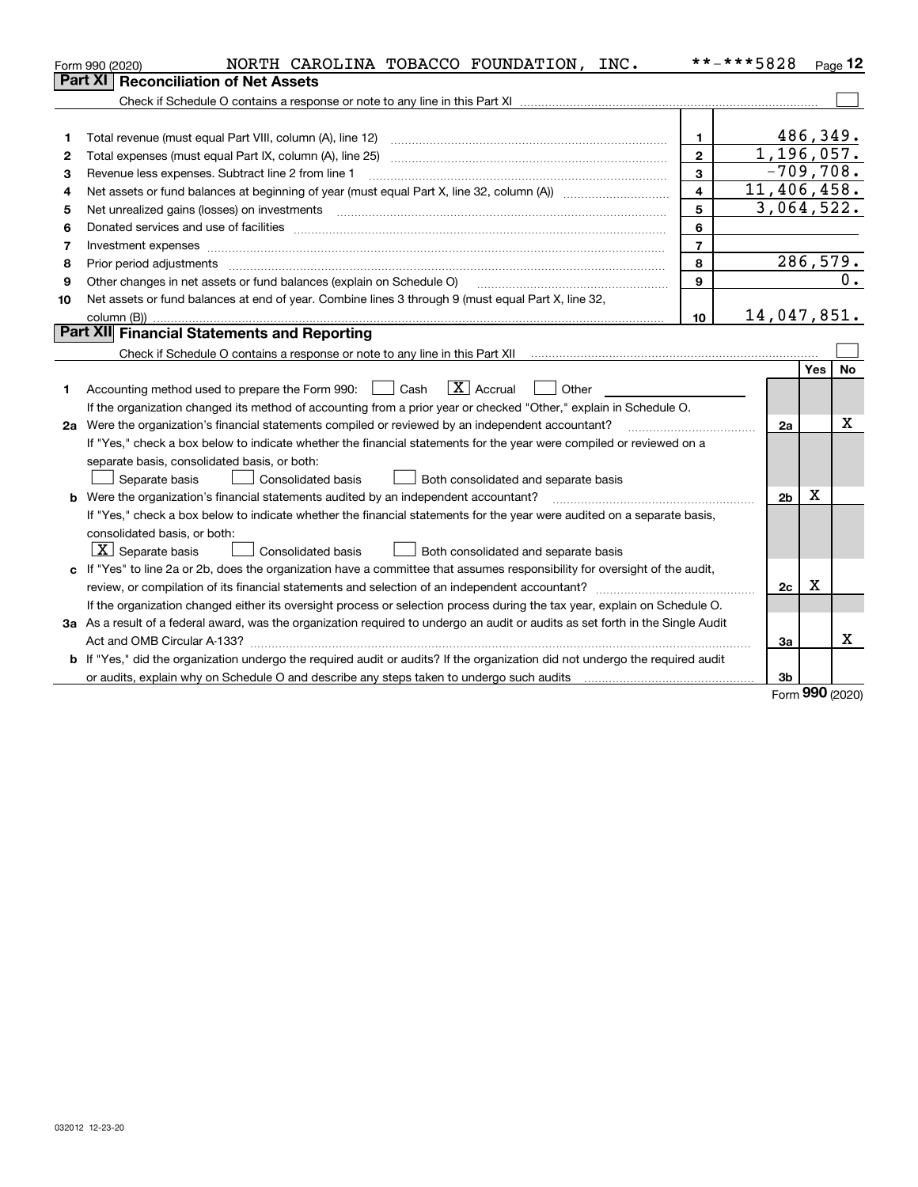Form 990 (2020) NORTH CAROLINA TOBACCO FOUNDATION, INC. **-***5828 Page 12

## Part XI Reconciliation of Net Assets

Check if Schedule O contains a response or note to any line in this Part XI ☐

| | | | |
|---|---|---|---|
| 1 | Total revenue (must equal Part VIII, column (A), line 12) | 1 | 486,349. |
| 2 | Total expenses (must equal Part IX, column (A), line 25) | 2 | 1,196,057. |
| 3 | Revenue less expenses. Subtract line 2 from line 1 | 3 | -709,708. |
| 4 | Net assets or fund balances at beginning of year (must equal Part X, line 32, column (A)) | 4 | 11,406,458. |
| 5 | Net unrealized gains (losses) on investments | 5 | 3,064,522. |
| 6 | Donated services and use of facilities | 6 | |
| 7 | Investment expenses | 7 | |
| 8 | Prior period adjustments | 8 | 286,579. |
| 9 | Other changes in net assets or fund balances (explain on Schedule O) | 9 | 0. |
| 10 | Net assets or fund balances at end of year. Combine lines 3 through 9 (must equal Part X, line 32, column (B)) | 10 | 14,047,851. |

## Part XII Financial Statements and Reporting

Check if Schedule O contains a response or note to any line in this Part XII ☐

| | | | Yes | No |
|---|---|---|---|---|
| 1 | Accounting method used to prepare the Form 990: ☐ Cash ☒ Accrual ☐ Other<br>If the organization changed its method of accounting from a prior year or checked "Other," explain in Schedule O. | | | |
| 2a | Were the organization's financial statements compiled or reviewed by an independent accountant?<br>If "Yes," check a box below to indicate whether the financial statements for the year were compiled or reviewed on a separate basis, consolidated basis, or both:<br>☐ Separate basis ☐ Consolidated basis ☐ Both consolidated and separate basis | 2a | | X |
| b | Were the organization's financial statements audited by an independent accountant?<br>If "Yes," check a box below to indicate whether the financial statements for the year were audited on a separate basis, consolidated basis, or both:<br>☒ Separate basis ☐ Consolidated basis ☐ Both consolidated and separate basis | 2b | X | |
| c | If "Yes" to line 2a or 2b, does the organization have a committee that assumes responsibility for oversight of the audit, review, or compilation of its financial statements and selection of an independent accountant?<br>If the organization changed either its oversight process or selection process during the tax year, explain on Schedule O. | 2c | X | |
| 3a | As a result of a federal award, was the organization required to undergo an audit or audits as set forth in the Single Audit Act and OMB Circular A-133? | 3a | | X |
| b | If "Yes," did the organization undergo the required audit or audits? If the organization did not undergo the required audit or audits, explain why on Schedule O and describe any steps taken to undergo such audits | 3b | | |

Form 990 (2020)

032012 12-23-20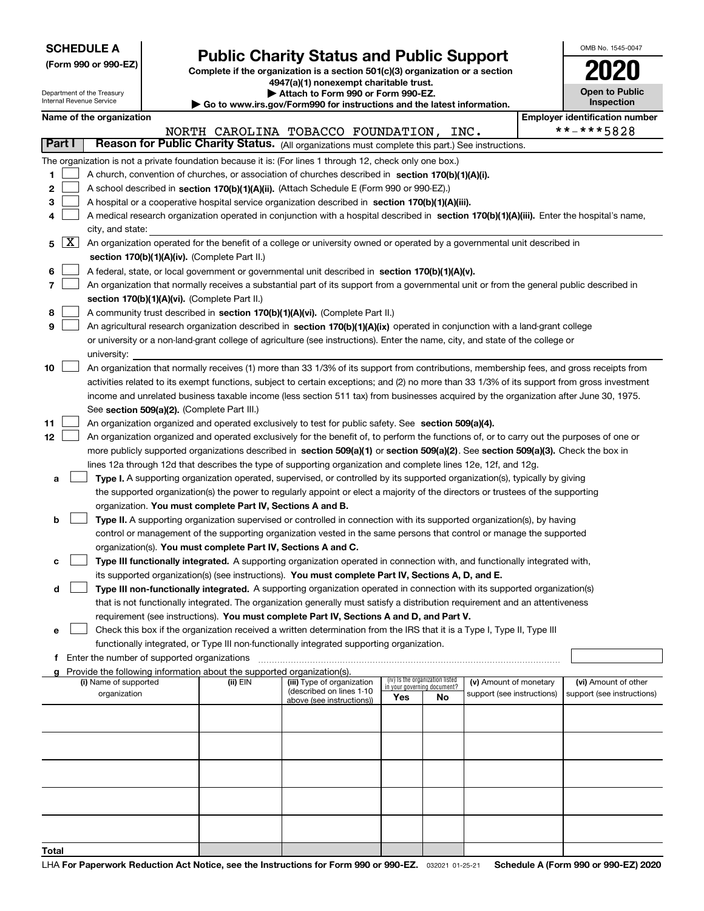**SCHEDULE A**
**(Form 990 or 990-EZ)**

Department of the Treasury
Internal Revenue Service

# Public Charity Status and Public Support

**Complete if the organization is a section 501(c)(3) organization or a section 4947(a)(1) nonexempt charitable trust.**
**▶ Attach to Form 990 or Form 990-EZ.**
**▶ Go to www.irs.gov/Form990 for instructions and the latest information.**

OMB No. 1545-0047
**2020**
**Open to Public Inspection**

**Name of the organization:** NORTH CAROLINA TOBACCO FOUNDATION, INC.
**Employer identification number:** **-***5828

## Part I Reason for Public Charity Status. (All organizations must complete this part.) See instructions.

The organization is not a private foundation because it is: (For lines 1 through 12, check only one box.)

1 ☐ A church, convention of churches, or association of churches described in **section 170(b)(1)(A)(i).**

2 ☐ A school described in **section 170(b)(1)(A)(ii).** (Attach Schedule E (Form 990 or 990-EZ).)

3 ☐ A hospital or a cooperative hospital service organization described in **section 170(b)(1)(A)(iii).**

4 ☐ A medical research organization operated in conjunction with a hospital described in **section 170(b)(1)(A)(iii).** Enter the hospital's name, city, and state:

5 ☒ An organization operated for the benefit of a college or university owned or operated by a governmental unit described in **section 170(b)(1)(A)(iv).** (Complete Part II.)

6 ☐ A federal, state, or local government or governmental unit described in **section 170(b)(1)(A)(v).**

7 ☐ An organization that normally receives a substantial part of its support from a governmental unit or from the general public described in **section 170(b)(1)(A)(vi).** (Complete Part II.)

8 ☐ A community trust described in **section 170(b)(1)(A)(vi).** (Complete Part II.)

9 ☐ An agricultural research organization described in **section 170(b)(1)(A)(ix)** operated in conjunction with a land-grant college or university or a non-land-grant college of agriculture (see instructions). Enter the name, city, and state of the college or university:

10 ☐ An organization that normally receives (1) more than 33 1/3% of its support from contributions, membership fees, and gross receipts from activities related to its exempt functions, subject to certain exceptions; and (2) no more than 33 1/3% of its support from gross investment income and unrelated business taxable income (less section 511 tax) from businesses acquired by the organization after June 30, 1975. See **section 509(a)(2).** (Complete Part III.)

11 ☐ An organization organized and operated exclusively to test for public safety. See **section 509(a)(4).**

12 ☐ An organization organized and operated exclusively for the benefit of, to perform the functions of, or to carry out the purposes of one or more publicly supported organizations described in **section 509(a)(1)** or **section 509(a)(2).** See **section 509(a)(3).** Check the box in lines 12a through 12d that describes the type of supporting organization and complete lines 12e, 12f, and 12g.

a ☐ **Type I.** A supporting organization operated, supervised, or controlled by its supported organization(s), typically by giving the supported organization(s) the power to regularly appoint or elect a majority of the directors or trustees of the supporting organization. **You must complete Part IV, Sections A and B.**

b ☐ **Type II.** A supporting organization supervised or controlled in connection with its supported organization(s), by having control or management of the supporting organization vested in the same persons that control or manage the supported organization(s). **You must complete Part IV, Sections A and C.**

c ☐ **Type III functionally integrated.** A supporting organization operated in connection with, and functionally integrated with, its supported organization(s) (see instructions). **You must complete Part IV, Sections A, D, and E.**

d ☐ **Type III non-functionally integrated.** A supporting organization operated in connection with its supported organization(s) that is not functionally integrated. The organization generally must satisfy a distribution requirement and an attentiveness requirement (see instructions). **You must complete Part IV, Sections A and D, and Part V.**

e ☐ Check this box if the organization received a written determination from the IRS that it is a Type I, Type II, Type III functionally integrated, or Type III non-functionally integrated supporting organization.

f Enter the number of supported organizations

g Provide the following information about the supported organization(s).

| (i) Name of supported organization | (ii) EIN | (iii) Type of organization (described on lines 1-10 above (see instructions)) | (iv) Is the organization listed in your governing document? Yes | No | (v) Amount of monetary support (see instructions) | (vi) Amount of other support (see instructions) |
|---|---|---|---|---|---|---|
| | | | | | | |
| | | | | | | |
| | | | | | | |
| | | | | | | |
| | | | | | | |
| **Total** | | | | | | |

LHA **For Paperwork Reduction Act Notice, see the Instructions for Form 990 or 990-EZ.** 032021 01-25-21 **Schedule A (Form 990 or 990-EZ) 2020**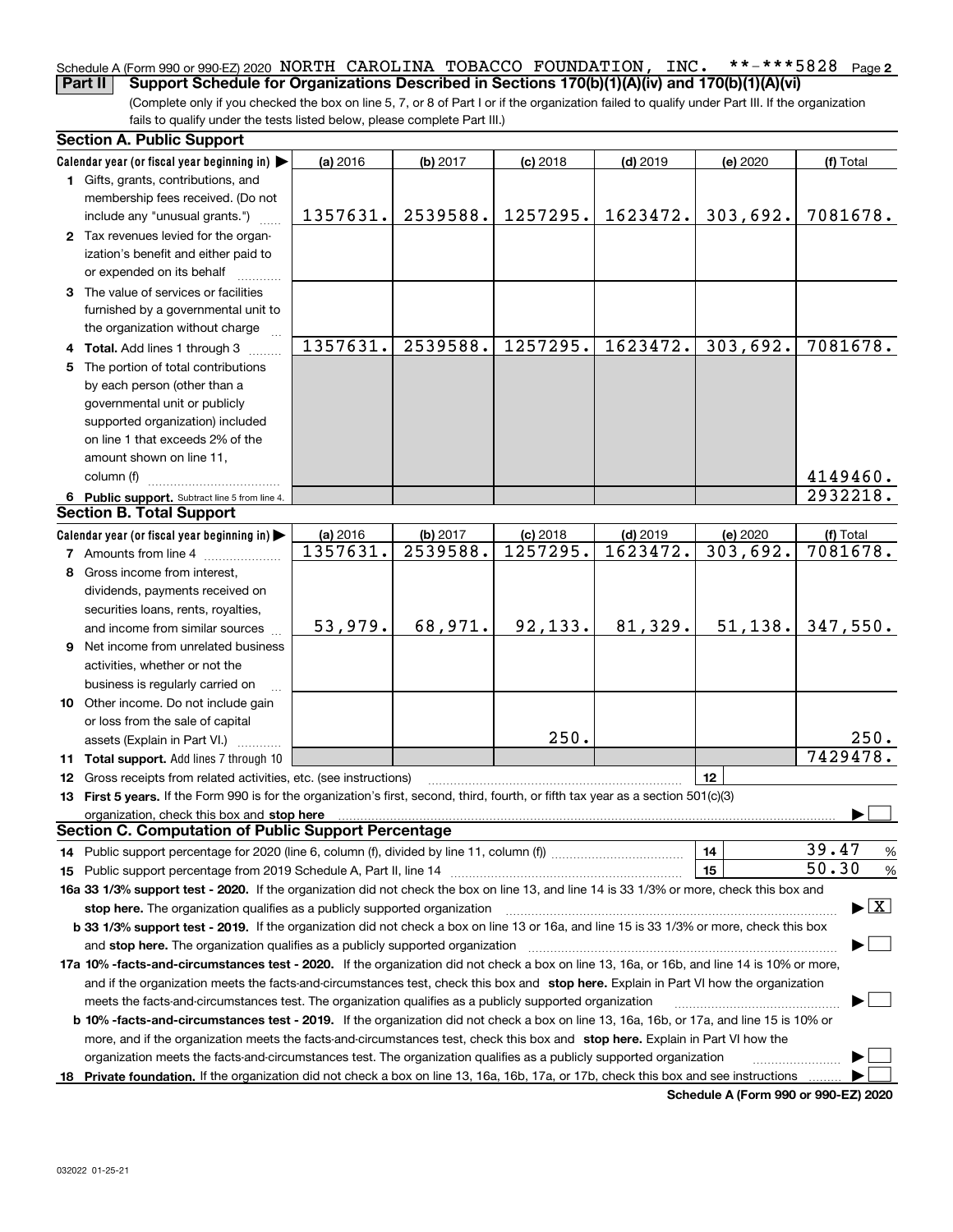Schedule A (Form 990 or 990-EZ) 2020 NORTH CAROLINA TOBACCO FOUNDATION, INC. **-***5828 Page 2

**Part II** **Support Schedule for Organizations Described in Sections 170(b)(1)(A)(iv) and 170(b)(1)(A)(vi)**

(Complete only if you checked the box on line 5, 7, or 8 of Part I or if the organization failed to qualify under Part III. If the organization fails to qualify under the tests listed below, please complete Part III.)

## Section A. Public Support

| Calendar year (or fiscal year beginning in) ▶ | (a) 2016 | (b) 2017 | (c) 2018 | (d) 2019 | (e) 2020 | (f) Total |
|---|---|---|---|---|---|---|
| **1** Gifts, grants, contributions, and membership fees received. (Do not include any "unusual grants.") | 1357631. | 2539588. | 1257295. | 1623472. | 303,692. | 7081678. |
| **2** Tax revenues levied for the organization's benefit and either paid to or expended on its behalf | | | | | | |
| **3** The value of services or facilities furnished by a governmental unit to the organization without charge | | | | | | |
| **4 Total.** Add lines 1 through 3 | 1357631. | 2539588. | 1257295. | 1623472. | 303,692. | 7081678. |
| **5** The portion of total contributions by each person (other than a governmental unit or publicly supported organization) included on line 1 that exceeds 2% of the amount shown on line 11, column (f) | | | | | | 4149460. |
| **6 Public support.** Subtract line 5 from line 4. | | | | | | 2932218. |

## Section B. Total Support

| Calendar year (or fiscal year beginning in) ▶ | (a) 2016 | (b) 2017 | (c) 2018 | (d) 2019 | (e) 2020 | (f) Total |
|---|---|---|---|---|---|---|
| **7** Amounts from line 4 | 1357631. | 2539588. | 1257295. | 1623472. | 303,692. | 7081678. |
| **8** Gross income from interest, dividends, payments received on securities loans, rents, royalties, and income from similar sources | 53,979. | 68,971. | 92,133. | 81,329. | 51,138. | 347,550. |
| **9** Net income from unrelated business activities, whether or not the business is regularly carried on | | | | | | |
| **10** Other income. Do not include gain or loss from the sale of capital assets (Explain in Part VI.) | | | 250. | | | 250. |
| **11 Total support.** Add lines 7 through 10 | | | | | | 7429478. |

**12** Gross receipts from related activities, etc. (see instructions) **12**

**13 First 5 years.** If the Form 990 is for the organization's first, second, third, fourth, or fifth tax year as a section 501(c)(3) organization, check this box and **stop here** ▶ ☐

## Section C. Computation of Public Support Percentage

**14** Public support percentage for 2020 (line 6, column (f), divided by line 11, column (f)) **14** 39.47 %

**15** Public support percentage from 2019 Schedule A, Part II, line 14 **15** 50.30 %

**16a 33 1/3% support test - 2020.** If the organization did not check the box on line 13, and line 14 is 33 1/3% or more, check this box and **stop here.** The organization qualifies as a publicly supported organization ▶ ☒

**b 33 1/3% support test - 2019.** If the organization did not check a box on line 13 or 16a, and line 15 is 33 1/3% or more, check this box and **stop here.** The organization qualifies as a publicly supported organization ▶ ☐

**17a 10% -facts-and-circumstances test - 2020.** If the organization did not check a box on line 13, 16a, or 16b, and line 14 is 10% or more, and if the organization meets the facts-and-circumstances test, check this box and **stop here.** Explain in Part VI how the organization meets the facts-and-circumstances test. The organization qualifies as a publicly supported organization ▶ ☐

**b 10% -facts-and-circumstances test - 2019.** If the organization did not check a box on line 13, 16a, 16b, or 17a, and line 15 is 10% or more, and if the organization meets the facts-and-circumstances test, check this box and **stop here.** Explain in Part VI how the organization meets the facts-and-circumstances test. The organization qualifies as a publicly supported organization ▶ ☐

**18 Private foundation.** If the organization did not check a box on line 13, 16a, 16b, 17a, or 17b, check this box and see instructions ▶ ☐

**Schedule A (Form 990 or 990-EZ) 2020**

032022 01-25-21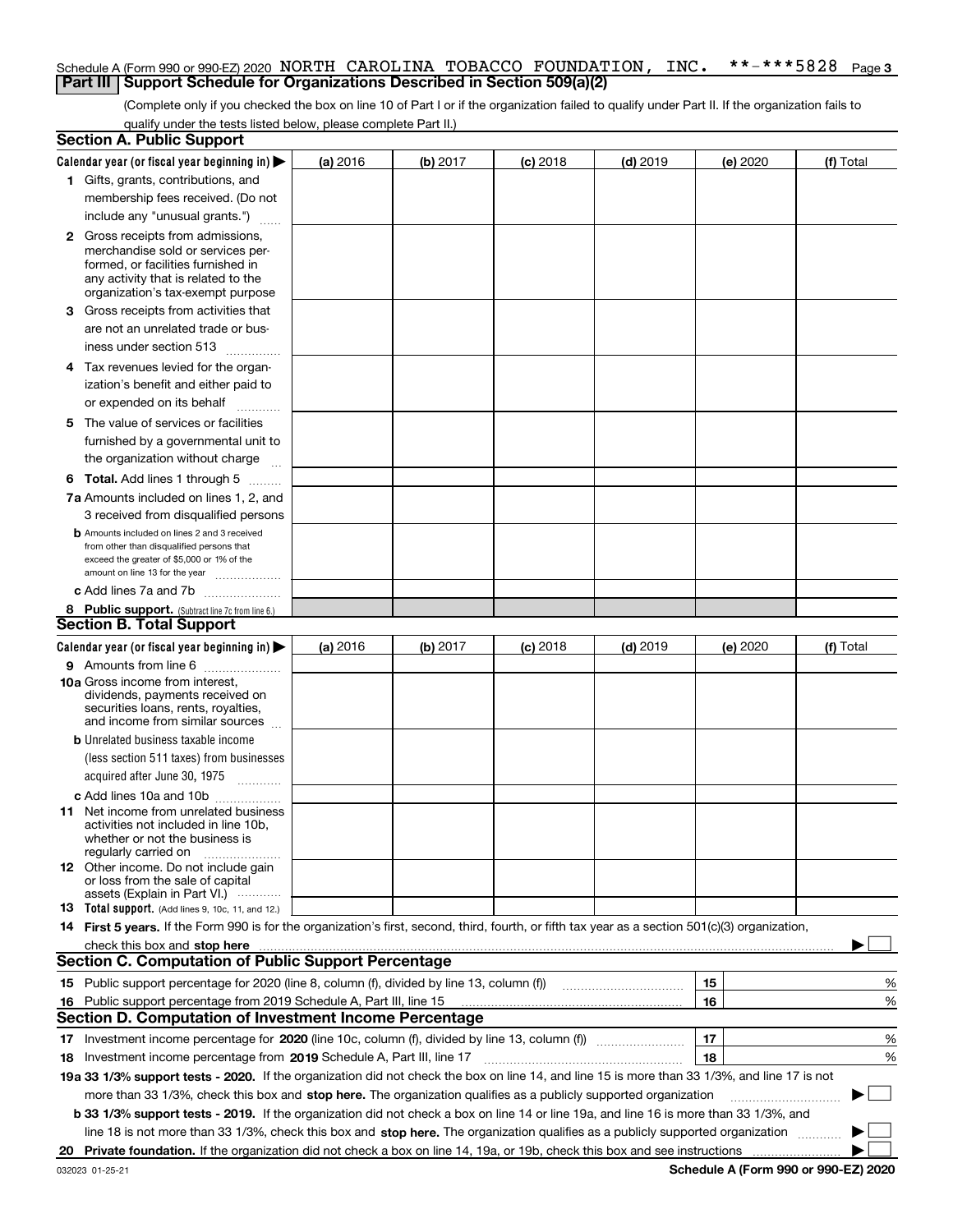Schedule A (Form 990 or 990-EZ) 2020 NORTH CAROLINA TOBACCO FOUNDATION, INC. **-***5828 Page 3

## Part III Support Schedule for Organizations Described in Section 509(a)(2)

(Complete only if you checked the box on line 10 of Part I or if the organization failed to qualify under Part II. If the organization fails to qualify under the tests listed below, please complete Part II.)

### Section A. Public Support

| Calendar year (or fiscal year beginning in) ▶ | (a) 2016 | (b) 2017 | (c) 2018 | (d) 2019 | (e) 2020 | (f) Total |
|---|---|---|---|---|---|---|
| 1 Gifts, grants, contributions, and membership fees received. (Do not include any "unusual grants.") | | | | | | |
| 2 Gross receipts from admissions, merchandise sold or services performed, or facilities furnished in any activity that is related to the organization's tax-exempt purpose | | | | | | |
| 3 Gross receipts from activities that are not an unrelated trade or business under section 513 | | | | | | |
| 4 Tax revenues levied for the organization's benefit and either paid to or expended on its behalf | | | | | | |
| 5 The value of services or facilities furnished by a governmental unit to the organization without charge | | | | | | |
| 6 **Total.** Add lines 1 through 5 | | | | | | |
| 7a Amounts included on lines 1, 2, and 3 received from disqualified persons | | | | | | |
| b Amounts included on lines 2 and 3 received from other than disqualified persons that exceed the greater of $5,000 or 1% of the amount on line 13 for the year | | | | | | |
| c Add lines 7a and 7b | | | | | | |
| 8 **Public support.** (Subtract line 7c from line 6.) | | | | | | |

### Section B. Total Support

| Calendar year (or fiscal year beginning in) ▶ | (a) 2016 | (b) 2017 | (c) 2018 | (d) 2019 | (e) 2020 | (f) Total |
|---|---|---|---|---|---|---|
| 9 Amounts from line 6 | | | | | | |
| 10a Gross income from interest, dividends, payments received on securities loans, rents, royalties, and income from similar sources | | | | | | |
| b Unrelated business taxable income (less section 511 taxes) from businesses acquired after June 30, 1975 | | | | | | |
| c Add lines 10a and 10b | | | | | | |
| 11 Net income from unrelated business activities not included in line 10b, whether or not the business is regularly carried on | | | | | | |
| 12 Other income. Do not include gain or loss from the sale of capital assets (Explain in Part VI.) | | | | | | |
| 13 **Total support.** (Add lines 9, 10c, 11, and 12.) | | | | | | |

14 **First 5 years.** If the Form 990 is for the organization's first, second, third, fourth, or fifth tax year as a section 501(c)(3) organization, check this box and **stop here** ▶ ☐

### Section C. Computation of Public Support Percentage

| | | | |
|---|---|---|---|
| 15 | Public support percentage for 2020 (line 8, column (f), divided by line 13, column (f)) | 15 | % |
| 16 | Public support percentage from 2019 Schedule A, Part III, line 15 | 16 | % |

### Section D. Computation of Investment Income Percentage

| | | | |
|---|---|---|---|
| 17 | Investment income percentage for **2020** (line 10c, column (f), divided by line 13, column (f)) | 17 | % |
| 18 | Investment income percentage from **2019** Schedule A, Part III, line 17 | 18 | % |

**19a 33 1/3% support tests - 2020.** If the organization did not check the box on line 14, and line 15 is more than 33 1/3%, and line 17 is not more than 33 1/3%, check this box and **stop here.** The organization qualifies as a publicly supported organization ▶ ☐

**b 33 1/3% support tests - 2019.** If the organization did not check a box on line 14 or line 19a, and line 16 is more than 33 1/3%, and line 18 is not more than 33 1/3%, check this box and **stop here.** The organization qualifies as a publicly supported organization ▶ ☐

**20 Private foundation.** If the organization did not check a box on line 14, 19a, or 19b, check this box and see instructions ▶ ☐

032023 01-25-21 **Schedule A (Form 990 or 990-EZ) 2020**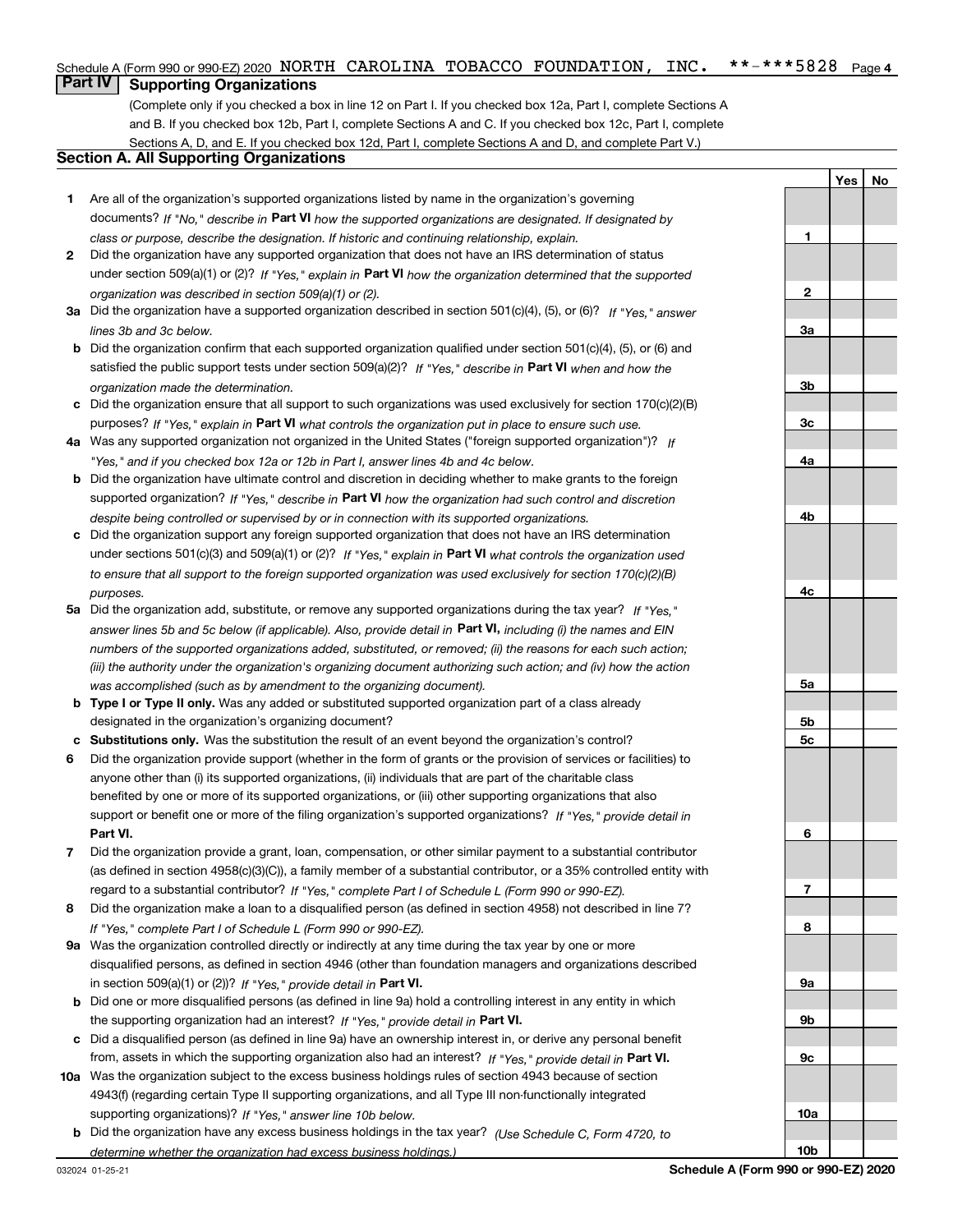Schedule A (Form 990 or 990-EZ) 2020 NORTH CAROLINA TOBACCO FOUNDATION, INC. **-***5828 Page 4

## Part IV Supporting Organizations

(Complete only if you checked a box in line 12 on Part I. If you checked box 12a, Part I, complete Sections A and B. If you checked box 12b, Part I, complete Sections A and C. If you checked box 12c, Part I, complete Sections A, D, and E. If you checked box 12d, Part I, complete Sections A and D, and complete Part V.)

### Section A. All Supporting Organizations

| | | | Yes | No |
|---|---|---|---|---|
| **1** | Are all of the organization's supported organizations listed by name in the organization's governing documents? *If "No," describe in* **Part VI** *how the supported organizations are designated. If designated by class or purpose, describe the designation. If historic and continuing relationship, explain.* | **1** | | |
| **2** | Did the organization have any supported organization that does not have an IRS determination of status under section 509(a)(1) or (2)? *If "Yes," explain in* **Part VI** *how the organization determined that the supported organization was described in section 509(a)(1) or (2).* | **2** | | |
| **3a** | Did the organization have a supported organization described in section 501(c)(4), (5), or (6)? *If "Yes," answer lines 3b and 3c below.* | **3a** | | |
| **b** | Did the organization confirm that each supported organization qualified under section 501(c)(4), (5), or (6) and satisfied the public support tests under section 509(a)(2)? *If "Yes," describe in* **Part VI** *when and how the organization made the determination.* | **3b** | | |
| **c** | Did the organization ensure that all support to such organizations was used exclusively for section 170(c)(2)(B) purposes? *If "Yes," explain in* **Part VI** *what controls the organization put in place to ensure such use.* | **3c** | | |
| **4a** | Was any supported organization not organized in the United States ("foreign supported organization")? *If "Yes," and if you checked box 12a or 12b in Part I, answer lines 4b and 4c below.* | **4a** | | |
| **b** | Did the organization have ultimate control and discretion in deciding whether to make grants to the foreign supported organization? *If "Yes," describe in* **Part VI** *how the organization had such control and discretion despite being controlled or supervised by or in connection with its supported organizations.* | **4b** | | |
| **c** | Did the organization support any foreign supported organization that does not have an IRS determination under sections 501(c)(3) and 509(a)(1) or (2)? *If "Yes," explain in* **Part VI** *what controls the organization used to ensure that all support to the foreign supported organization was used exclusively for section 170(c)(2)(B) purposes.* | **4c** | | |
| **5a** | Did the organization add, substitute, or remove any supported organizations during the tax year? *If "Yes," answer lines 5b and 5c below (if applicable). Also, provide detail in* **Part VI,** *including (i) the names and EIN numbers of the supported organizations added, substituted, or removed; (ii) the reasons for each such action; (iii) the authority under the organization's organizing document authorizing such action; and (iv) how the action was accomplished (such as by amendment to the organizing document).* | **5a** | | |
| **b** | **Type I or Type II only.** Was any added or substituted supported organization part of a class already designated in the organization's organizing document? | **5b** | | |
| **c** | **Substitutions only.** Was the substitution the result of an event beyond the organization's control? | **5c** | | |
| **6** | Did the organization provide support (whether in the form of grants or the provision of services or facilities) to anyone other than (i) its supported organizations, (ii) individuals that are part of the charitable class benefited by one or more of its supported organizations, or (iii) other supporting organizations that also support or benefit one or more of the filing organization's supported organizations? *If "Yes," provide detail in* **Part VI.** | **6** | | |
| **7** | Did the organization provide a grant, loan, compensation, or other similar payment to a substantial contributor (as defined in section 4958(c)(3)(C)), a family member of a substantial contributor, or a 35% controlled entity with regard to a substantial contributor? *If "Yes," complete Part I of Schedule L (Form 990 or 990-EZ).* | **7** | | |
| **8** | Did the organization make a loan to a disqualified person (as defined in section 4958) not described in line 7? *If "Yes," complete Part I of Schedule L (Form 990 or 990-EZ).* | **8** | | |
| **9a** | Was the organization controlled directly or indirectly at any time during the tax year by one or more disqualified persons, as defined in section 4946 (other than foundation managers and organizations described in section 509(a)(1) or (2))? *If "Yes," provide detail in* **Part VI.** | **9a** | | |
| **b** | Did one or more disqualified persons (as defined in line 9a) hold a controlling interest in any entity in which the supporting organization had an interest? *If "Yes," provide detail in* **Part VI.** | **9b** | | |
| **c** | Did a disqualified person (as defined in line 9a) have an ownership interest in, or derive any personal benefit from, assets in which the supporting organization also had an interest? *If "Yes," provide detail in* **Part VI.** | **9c** | | |
| **10a** | Was the organization subject to the excess business holdings rules of section 4943 because of section 4943(f) (regarding certain Type II supporting organizations, and all Type III non-functionally integrated supporting organizations)? *If "Yes," answer line 10b below.* | **10a** | | |
| **b** | Did the organization have any excess business holdings in the tax year? *(Use Schedule C, Form 4720, to determine whether the organization had excess business holdings.)* | **10b** | | |

032024 01-25-21 **Schedule A (Form 990 or 990-EZ) 2020**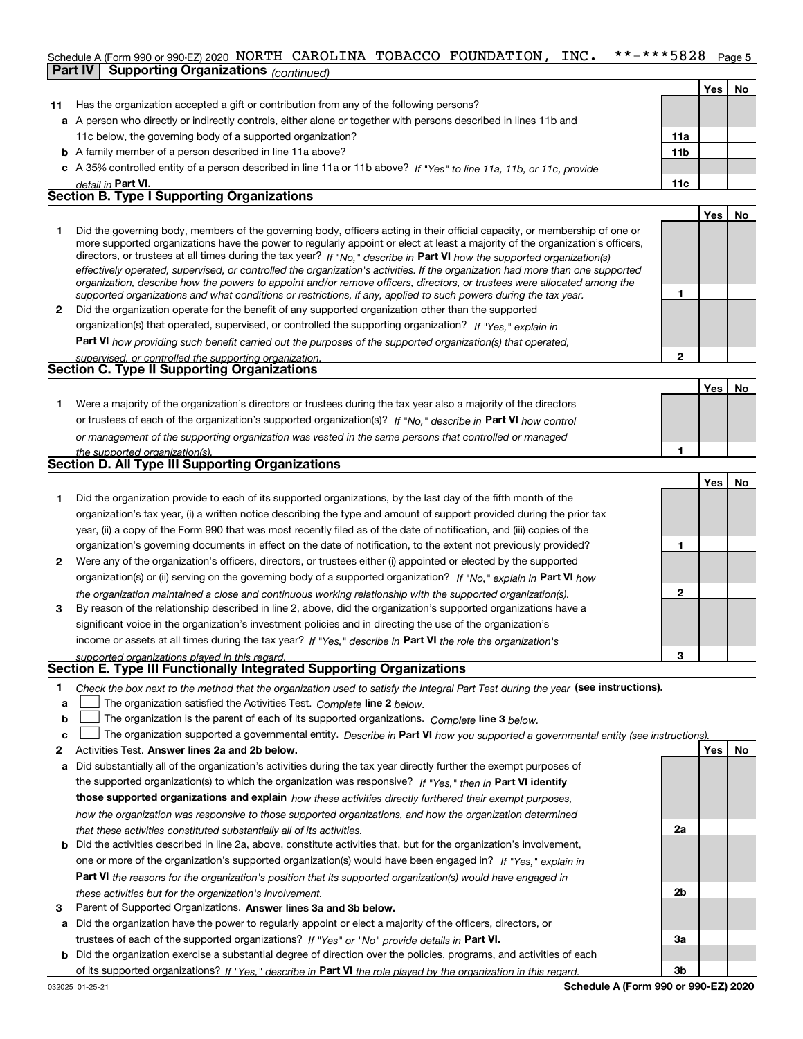Schedule A (Form 990 or 990-EZ) 2020 NORTH CAROLINA TOBACCO FOUNDATION, INC. **-***5828

## Part IV | Supporting Organizations *(continued)*

| | | | Yes | No |
|---|---|---|---|---|
| **11** | Has the organization accepted a gift or contribution from any of the following persons? | | | |
| **a** | A person who directly or indirectly controls, either alone or together with persons described in lines 11b and 11c below, the governing body of a supported organization? | **11a** | | |
| **b** | A family member of a person described in line 11a above? | **11b** | | |
| **c** | A 35% controlled entity of a person described in line 11a or 11b above? *If "Yes" to line 11a, 11b, or 11c, provide detail in* **Part VI.** | **11c** | | |

### Section B. Type I Supporting Organizations

| | | | Yes | No |
|---|---|---|---|---|
| **1** | Did the governing body, members of the governing body, officers acting in their official capacity, or membership of one or more supported organizations have the power to regularly appoint or elect at least a majority of the organization's officers, directors, or trustees at all times during the tax year? *If "No," describe in* **Part VI** *how the supported organization(s) effectively operated, supervised, or controlled the organization's activities. If the organization had more than one supported organization, describe how the powers to appoint and/or remove officers, directors, or trustees were allocated among the supported organizations and what conditions or restrictions, if any, applied to such powers during the tax year.* | **1** | | |
| **2** | Did the organization operate for the benefit of any supported organization other than the supported organization(s) that operated, supervised, or controlled the supporting organization? *If "Yes," explain in* **Part VI** *how providing such benefit carried out the purposes of the supported organization(s) that operated, supervised, or controlled the supporting organization.* | **2** | | |

### Section C. Type II Supporting Organizations

| | | | Yes | No |
|---|---|---|---|---|
| **1** | Were a majority of the organization's directors or trustees during the tax year also a majority of the directors or trustees of each of the organization's supported organization(s)? *If "No," describe in* **Part VI** *how control or management of the supporting organization was vested in the same persons that controlled or managed the supported organization(s).* | **1** | | |

### Section D. All Type III Supporting Organizations

| | | | Yes | No |
|---|---|---|---|---|
| **1** | Did the organization provide to each of its supported organizations, by the last day of the fifth month of the organization's tax year, (i) a written notice describing the type and amount of support provided during the prior tax year, (ii) a copy of the Form 990 that was most recently filed as of the date of notification, and (iii) copies of the organization's governing documents in effect on the date of notification, to the extent not previously provided? | **1** | | |
| **2** | Were any of the organization's officers, directors, or trustees either (i) appointed or elected by the supported organization(s) or (ii) serving on the governing body of a supported organization? *If "No," explain in* **Part VI** *how the organization maintained a close and continuous working relationship with the supported organization(s).* | **2** | | |
| **3** | By reason of the relationship described in line 2, above, did the organization's supported organizations have a significant voice in the organization's investment policies and in directing the use of the organization's income or assets at all times during the tax year? *If "Yes," describe in* **Part VI** *the role the organization's supported organizations played in this regard.* | **3** | | |

### Section E. Type III Functionally Integrated Supporting Organizations

**1** *Check the box next to the method that the organization used to satisfy the Integral Part Test during the year* **(see instructions).**

- **a** ☐ The organization satisfied the Activities Test. *Complete* **line 2** *below.*
- **b** ☐ The organization is the parent of each of its supported organizations. *Complete* **line 3** *below.*
- **c** ☐ The organization supported a governmental entity. *Describe in* **Part VI** *how you supported a governmental entity (see instructions).*

| | | | Yes | No |
|---|---|---|---|---|
| **2** | Activities Test. **Answer lines 2a and 2b below.** | | | |
| **a** | Did substantially all of the organization's activities during the tax year directly further the exempt purposes of the supported organization(s) to which the organization was responsive? *If "Yes," then in* **Part VI identify those supported organizations and explain** *how these activities directly furthered their exempt purposes, how the organization was responsive to those supported organizations, and how the organization determined that these activities constituted substantially all of its activities.* | **2a** | | |
| **b** | Did the activities described in line 2a, above, constitute activities that, but for the organization's involvement, one or more of the organization's supported organization(s) would have been engaged in? *If "Yes," explain in* **Part VI** *the reasons for the organization's position that its supported organization(s) would have engaged in these activities but for the organization's involvement.* | **2b** | | |
| **3** | Parent of Supported Organizations. **Answer lines 3a and 3b below.** | | | |
| **a** | Did the organization have the power to regularly appoint or elect a majority of the officers, directors, or trustees of each of the supported organizations? *If "Yes" or "No" provide details in* **Part VI.** | **3a** | | |
| **b** | Did the organization exercise a substantial degree of direction over the policies, programs, and activities of each of its supported organizations? *If "Yes," describe in* **Part VI** *the role played by the organization in this regard.* | **3b** | | |

032025 01-25-21 **Schedule A (Form 990 or 990-EZ) 2020**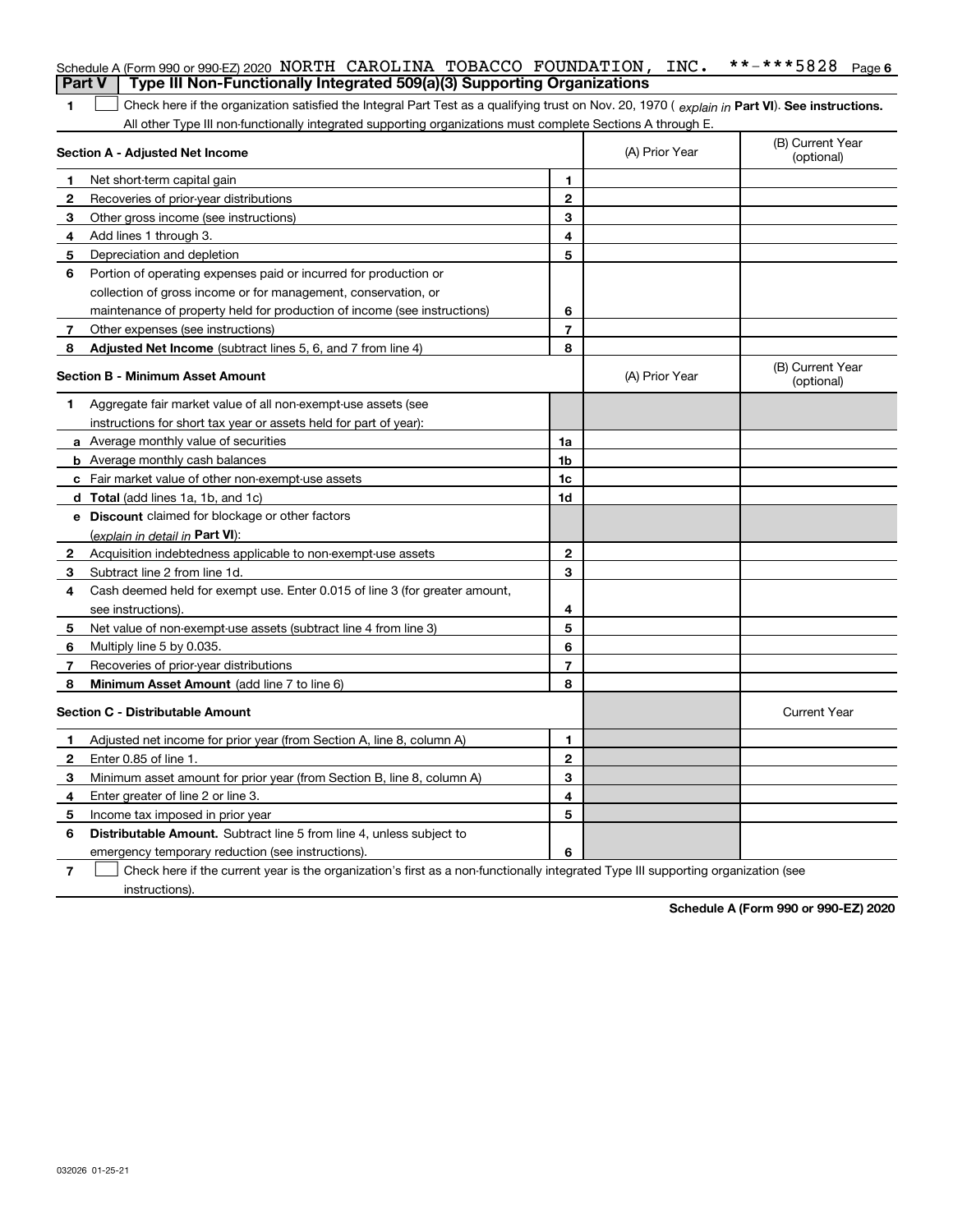Schedule A (Form 990 or 990-EZ) 2020 NORTH CAROLINA TOBACCO FOUNDATION, INC. **-***5828 Page 6

## Part V | Type III Non-Functionally Integrated 509(a)(3) Supporting Organizations

**1** ☐ Check here if the organization satisfied the Integral Part Test as a qualifying trust on Nov. 20, 1970 ( *explain in* **Part VI**). **See instructions.** All other Type III non-functionally integrated supporting organizations must complete Sections A through E.

| **Section A - Adjusted Net Income** | | | (A) Prior Year | (B) Current Year (optional) |
|---|---|---|---|---|
| **1** | Net short-term capital gain | **1** | | |
| **2** | Recoveries of prior-year distributions | **2** | | |
| **3** | Other gross income (see instructions) | **3** | | |
| **4** | Add lines 1 through 3. | **4** | | |
| **5** | Depreciation and depletion | **5** | | |
| **6** | Portion of operating expenses paid or incurred for production or collection of gross income or for management, conservation, or maintenance of property held for production of income (see instructions) | **6** | | |
| **7** | Other expenses (see instructions) | **7** | | |
| **8** | **Adjusted Net Income** (subtract lines 5, 6, and 7 from line 4) | **8** | | |

| **Section B - Minimum Asset Amount** | | | (A) Prior Year | (B) Current Year (optional) |
|---|---|---|---|---|
| **1** | Aggregate fair market value of all non-exempt-use assets (see instructions for short tax year or assets held for part of year): | | | |
| **a** | Average monthly value of securities | **1a** | | |
| **b** | Average monthly cash balances | **1b** | | |
| **c** | Fair market value of other non-exempt-use assets | **1c** | | |
| **d** | **Total** (add lines 1a, 1b, and 1c) | **1d** | | |
| **e** | **Discount** claimed for blockage or other factors (*explain in detail in* **Part VI**): | | | |
| **2** | Acquisition indebtedness applicable to non-exempt-use assets | **2** | | |
| **3** | Subtract line 2 from line 1d. | **3** | | |
| **4** | Cash deemed held for exempt use. Enter 0.015 of line 3 (for greater amount, see instructions). | **4** | | |
| **5** | Net value of non-exempt-use assets (subtract line 4 from line 3) | **5** | | |
| **6** | Multiply line 5 by 0.035. | **6** | | |
| **7** | Recoveries of prior-year distributions | **7** | | |
| **8** | **Minimum Asset Amount** (add line 7 to line 6) | **8** | | |

| **Section C - Distributable Amount** | | | | Current Year |
|---|---|---|---|---|
| **1** | Adjusted net income for prior year (from Section A, line 8, column A) | **1** | | |
| **2** | Enter 0.85 of line 1. | **2** | | |
| **3** | Minimum asset amount for prior year (from Section B, line 8, column A) | **3** | | |
| **4** | Enter greater of line 2 or line 3. | **4** | | |
| **5** | Income tax imposed in prior year | **5** | | |
| **6** | **Distributable Amount.** Subtract line 5 from line 4, unless subject to emergency temporary reduction (see instructions). | **6** | | |

**7** ☐ Check here if the current year is the organization's first as a non-functionally integrated Type III supporting organization (see instructions).

**Schedule A (Form 990 or 990-EZ) 2020**

032026 01-25-21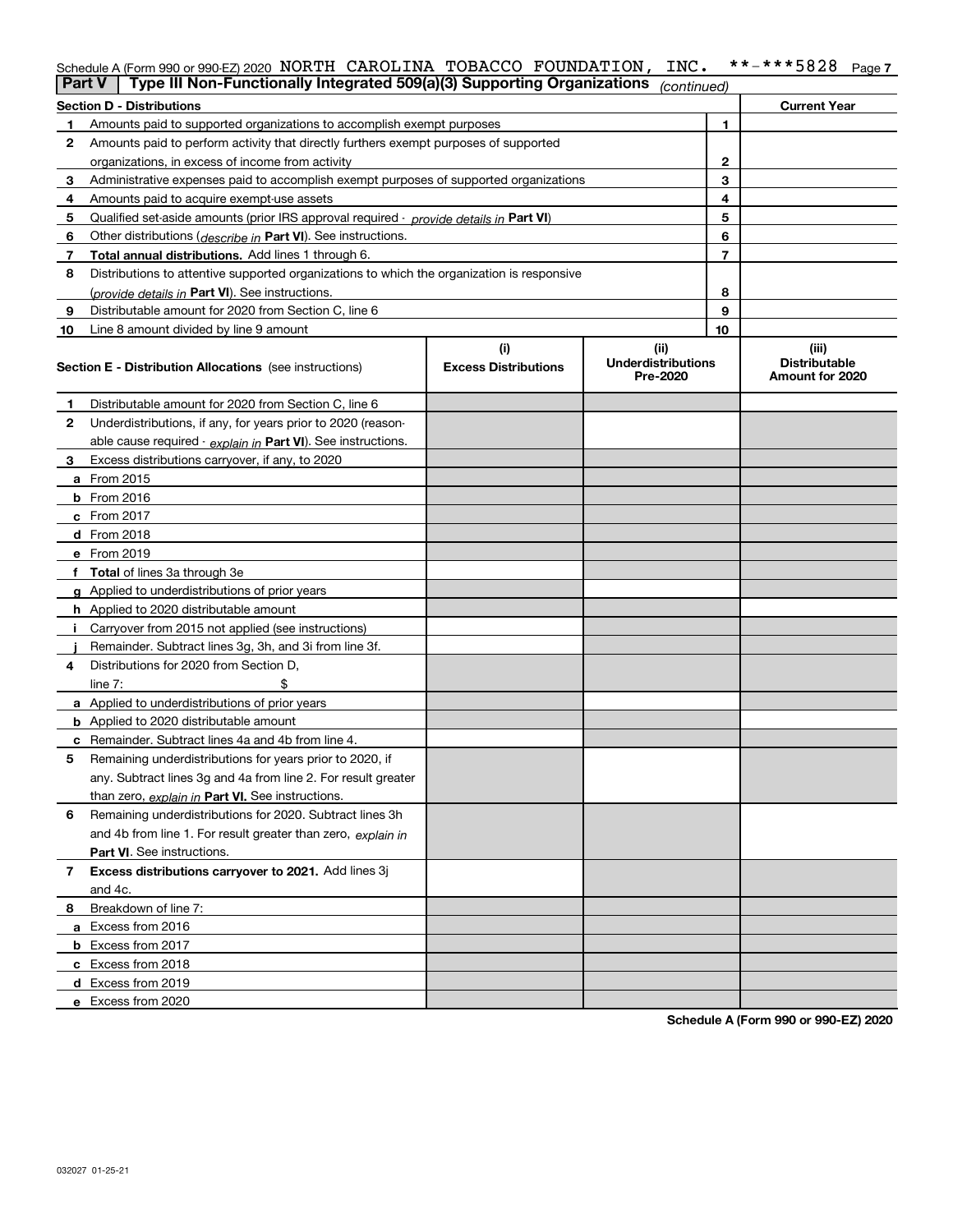Schedule A (Form 990 or 990-EZ) 2020 NORTH CAROLINA TOBACCO FOUNDATION, INC. **-***5828 Page 7

**Part V | Type III Non-Functionally Integrated 509(a)(3) Supporting Organizations** *(continued)*

| **Section D - Distributions** | | | **Current Year** |
|---|---|---|---|
| 1 | Amounts paid to supported organizations to accomplish exempt purposes | 1 | |
| 2 | Amounts paid to perform activity that directly furthers exempt purposes of supported organizations, in excess of income from activity | 2 | |
| 3 | Administrative expenses paid to accomplish exempt purposes of supported organizations | 3 | |
| 4 | Amounts paid to acquire exempt-use assets | 4 | |
| 5 | Qualified set-aside amounts (prior IRS approval required - *provide details in* **Part VI**) | 5 | |
| 6 | Other distributions (*describe in* **Part VI**). See instructions. | 6 | |
| 7 | **Total annual distributions.** Add lines 1 through 6. | 7 | |
| 8 | Distributions to attentive supported organizations to which the organization is responsive (*provide details in* **Part VI**). See instructions. | 8 | |
| 9 | Distributable amount for 2020 from Section C, line 6 | 9 | |
| 10 | Line 8 amount divided by line 9 amount | 10 | |

| **Section E - Distribution Allocations** (see instructions) | (i) **Excess Distributions** | (ii) **Underdistributions Pre-2020** | (iii) **Distributable Amount for 2020** |
|---|---|---|---|
| **1** Distributable amount for 2020 from Section C, line 6 | | | |
| **2** Underdistributions, if any, for years prior to 2020 (reasonable cause required - *explain in* **Part VI**). See instructions. | | | |
| **3** Excess distributions carryover, if any, to 2020 | | | |
| **a** From 2015 | | | |
| **b** From 2016 | | | |
| **c** From 2017 | | | |
| **d** From 2018 | | | |
| **e** From 2019 | | | |
| **f** **Total** of lines 3a through 3e | | | |
| **g** Applied to underdistributions of prior years | | | |
| **h** Applied to 2020 distributable amount | | | |
| **i** Carryover from 2015 not applied (see instructions) | | | |
| **j** Remainder. Subtract lines 3g, 3h, and 3i from line 3f. | | | |
| **4** Distributions for 2020 from Section D, line 7: $ | | | |
| **a** Applied to underdistributions of prior years | | | |
| **b** Applied to 2020 distributable amount | | | |
| **c** Remainder. Subtract lines 4a and 4b from line 4. | | | |
| **5** Remaining underdistributions for years prior to 2020, if any. Subtract lines 3g and 4a from line 2. For result greater than zero, *explain in* **Part VI.** See instructions. | | | |
| **6** Remaining underdistributions for 2020. Subtract lines 3h and 4b from line 1. For result greater than zero, *explain in* **Part VI**. See instructions. | | | |
| **7** **Excess distributions carryover to 2021.** Add lines 3j and 4c. | | | |
| **8** Breakdown of line 7: | | | |
| **a** Excess from 2016 | | | |
| **b** Excess from 2017 | | | |
| **c** Excess from 2018 | | | |
| **d** Excess from 2019 | | | |
| **e** Excess from 2020 | | | |

**Schedule A (Form 990 or 990-EZ) 2020**

032027 01-25-21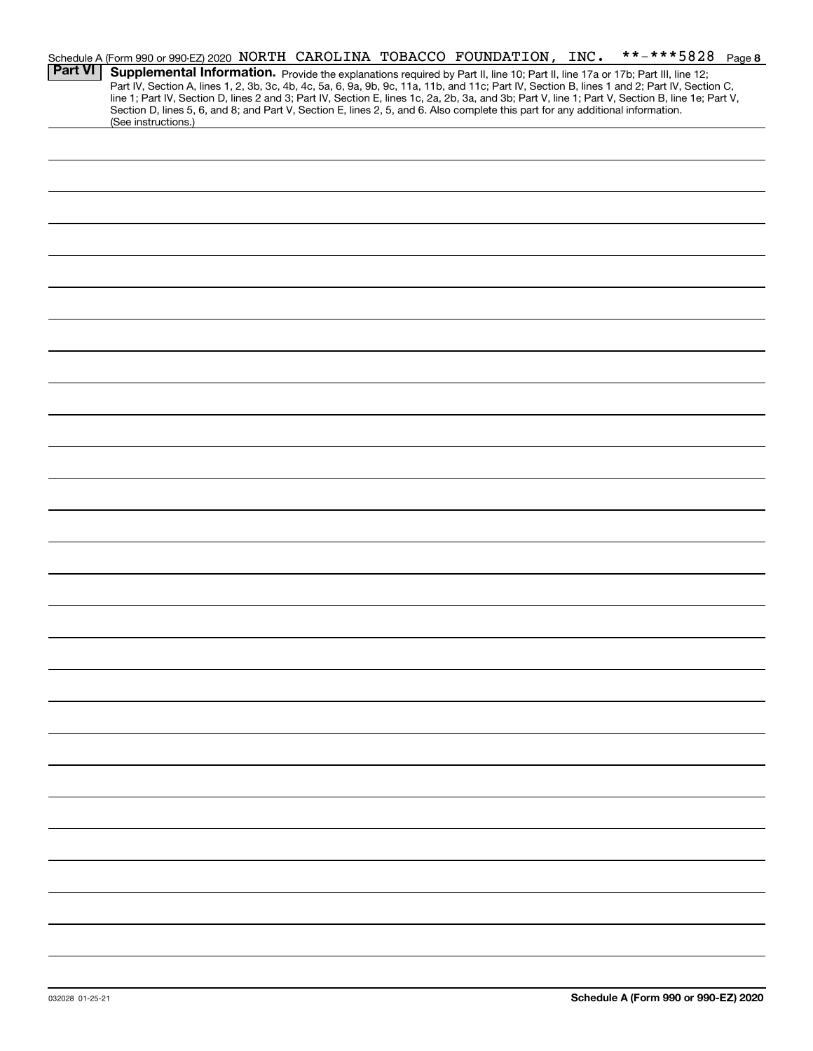Schedule A (Form 990 or 990-EZ) 2020 NORTH CAROLINA TOBACCO FOUNDATION, INC. **-***5828 Page 8

**Part VI** **Supplemental Information.** Provide the explanations required by Part II, line 10; Part II, line 17a or 17b; Part III, line 12; Part IV, Section A, lines 1, 2, 3b, 3c, 4b, 4c, 5a, 6, 9a, 9b, 9c, 11a, 11b, and 11c; Part IV, Section B, lines 1 and 2; Part IV, Section C, line 1; Part IV, Section D, lines 2 and 3; Part IV, Section E, lines 1c, 2a, 2b, 3a, and 3b; Part V, line 1; Part V, Section B, line 1e; Part V, Section D, lines 5, 6, and 8; and Part V, Section E, lines 2, 5, and 6. Also complete this part for any additional information. (See instructions.)

032028 01-25-21

**Schedule A (Form 990 or 990-EZ) 2020**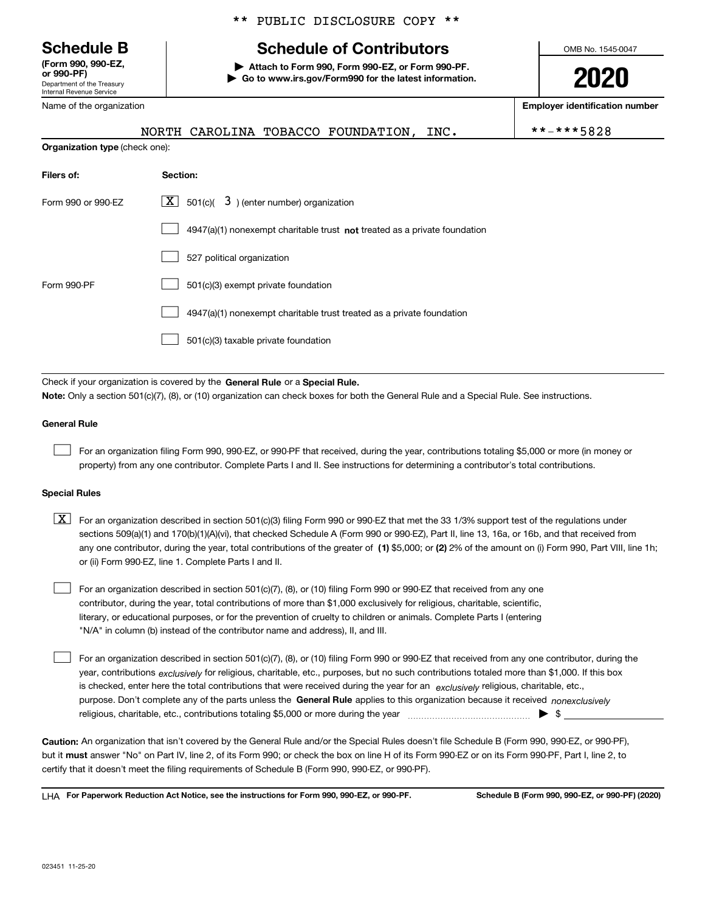** PUBLIC DISCLOSURE COPY **

# Schedule B

**(Form 990, 990-EZ, or 990-PF)**
Department of the Treasury
Internal Revenue Service

## Schedule of Contributors

▶ **Attach to Form 990, Form 990-EZ, or Form 990-PF.**
▶ **Go to www.irs.gov/Form990 for the latest information.**

OMB No. 1545-0047

**2020**

Name of the organization: NORTH CAROLINA TOBACCO FOUNDATION, INC.

**Employer identification number**: **-***5828

**Organization type** (check one):

| Filers of: | Section: |
| --- | --- |
| Form 990 or 990-EZ | [X] 501(c)( 3 ) (enter number) organization |
| | [ ] 4947(a)(1) nonexempt charitable trust **not** treated as a private foundation |
| | [ ] 527 political organization |
| Form 990-PF | [ ] 501(c)(3) exempt private foundation |
| | [ ] 4947(a)(1) nonexempt charitable trust treated as a private foundation |
| | [ ] 501(c)(3) taxable private foundation |

Check if your organization is covered by the **General Rule** or a **Special Rule.**

**Note:** Only a section 501(c)(7), (8), or (10) organization can check boxes for both the General Rule and a Special Rule. See instructions.

### General Rule

[ ] For an organization filing Form 990, 990-EZ, or 990-PF that received, during the year, contributions totaling $5,000 or more (in money or property) from any one contributor. Complete Parts I and II. See instructions for determining a contributor's total contributions.

### Special Rules

[X] For an organization described in section 501(c)(3) filing Form 990 or 990-EZ that met the 33 1/3% support test of the regulations under sections 509(a)(1) and 170(b)(1)(A)(vi), that checked Schedule A (Form 990 or 990-EZ), Part II, line 13, 16a, or 16b, and that received from any one contributor, during the year, total contributions of the greater of **(1)** $5,000; or **(2)** 2% of the amount on (i) Form 990, Part VIII, line 1h; or (ii) Form 990-EZ, line 1. Complete Parts I and II.

[ ] For an organization described in section 501(c)(7), (8), or (10) filing Form 990 or 990-EZ that received from any one contributor, during the year, total contributions of more than $1,000 exclusively for religious, charitable, scientific, literary, or educational purposes, or for the prevention of cruelty to children or animals. Complete Parts I (entering "N/A" in column (b) instead of the contributor name and address), II, and III.

[ ] For an organization described in section 501(c)(7), (8), or (10) filing Form 990 or 990-EZ that received from any one contributor, during the year, contributions *exclusively* for religious, charitable, etc., purposes, but no such contributions totaled more than $1,000. If this box is checked, enter here the total contributions that were received during the year for an *exclusively* religious, charitable, etc., purpose. Don't complete any of the parts unless the **General Rule** applies to this organization because it received *nonexclusively* religious, charitable, etc., contributions totaling $5,000 or more during the year ▶ $ ____________

**Caution:** An organization that isn't covered by the General Rule and/or the Special Rules doesn't file Schedule B (Form 990, 990-EZ, or 990-PF), but it **must** answer "No" on Part IV, line 2, of its Form 990; or check the box on line H of its Form 990-EZ or on its Form 990-PF, Part I, line 2, to certify that it doesn't meet the filing requirements of Schedule B (Form 990, 990-EZ, or 990-PF).

LHA **For Paperwork Reduction Act Notice, see the instructions for Form 990, 990-EZ, or 990-PF.** **Schedule B (Form 990, 990-EZ, or 990-PF) (2020)**

023451 11-25-20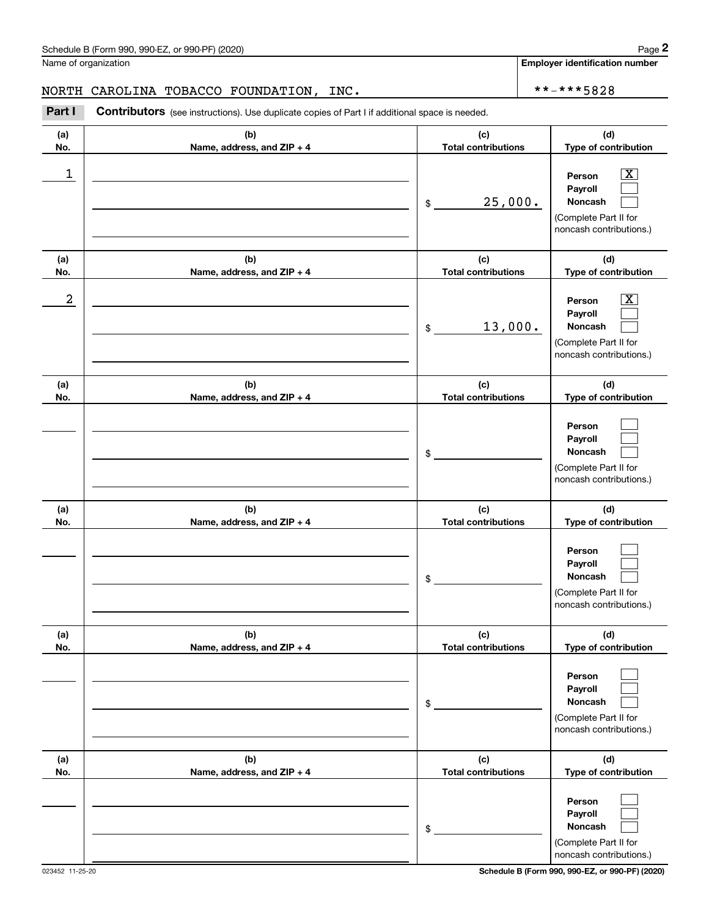Name of organization

**Employer identification number**

NORTH CAROLINA TOBACCO FOUNDATION, INC. | **-***5828

**Part I** **Contributors** (see instructions). Use duplicate copies of Part I if additional space is needed.

| (a) No. | (b) Name, address, and ZIP + 4 | (c) Total contributions | (d) Type of contribution |
|---|---|---|---|
| 1 | | $ 25,000. | Person [X] Payroll [ ] Noncash [ ] (Complete Part II for noncash contributions.) |
| 2 | | $ 13,000. | Person [X] Payroll [ ] Noncash [ ] (Complete Part II for noncash contributions.) |
| | | $ | Person [ ] Payroll [ ] Noncash [ ] (Complete Part II for noncash contributions.) |
| | | $ | Person [ ] Payroll [ ] Noncash [ ] (Complete Part II for noncash contributions.) |
| | | $ | Person [ ] Payroll [ ] Noncash [ ] (Complete Part II for noncash contributions.) |
| | | $ | Person [ ] Payroll [ ] Noncash [ ] (Complete Part II for noncash contributions.) |

023452 11-25-20

**Schedule B (Form 990, 990-EZ, or 990-PF) (2020)**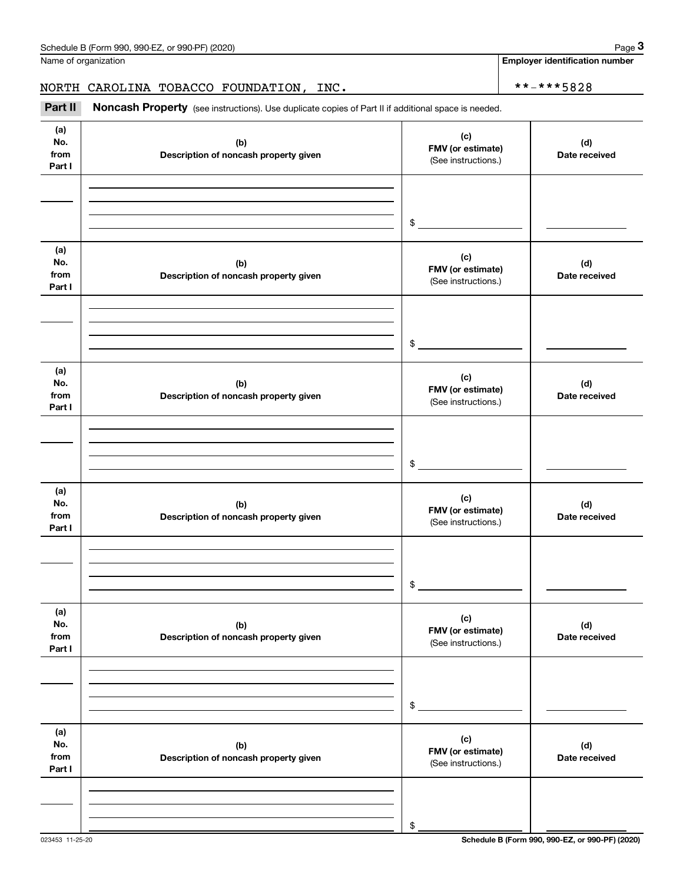Name of organization

**Employer identification number**

NORTH CAROLINA TOBACCO FOUNDATION, INC. **-***5828

**Part II** **Noncash Property** (see instructions). Use duplicate copies of Part II if additional space is needed.

| (a) No. from Part I | (b) Description of noncash property given | (c) FMV (or estimate) (See instructions.) | (d) Date received |
|---|---|---|---|
| | | $ | |

| (a) No. from Part I | (b) Description of noncash property given | (c) FMV (or estimate) (See instructions.) | (d) Date received |
|---|---|---|---|
| | | $ | |

| (a) No. from Part I | (b) Description of noncash property given | (c) FMV (or estimate) (See instructions.) | (d) Date received |
|---|---|---|---|
| | | $ | |

| (a) No. from Part I | (b) Description of noncash property given | (c) FMV (or estimate) (See instructions.) | (d) Date received |
|---|---|---|---|
| | | $ | |

| (a) No. from Part I | (b) Description of noncash property given | (c) FMV (or estimate) (See instructions.) | (d) Date received |
|---|---|---|---|
| | | $ | |

| (a) No. from Part I | (b) Description of noncash property given | (c) FMV (or estimate) (See instructions.) | (d) Date received |
|---|---|---|---|
| | | $ | |

023453 11-25-20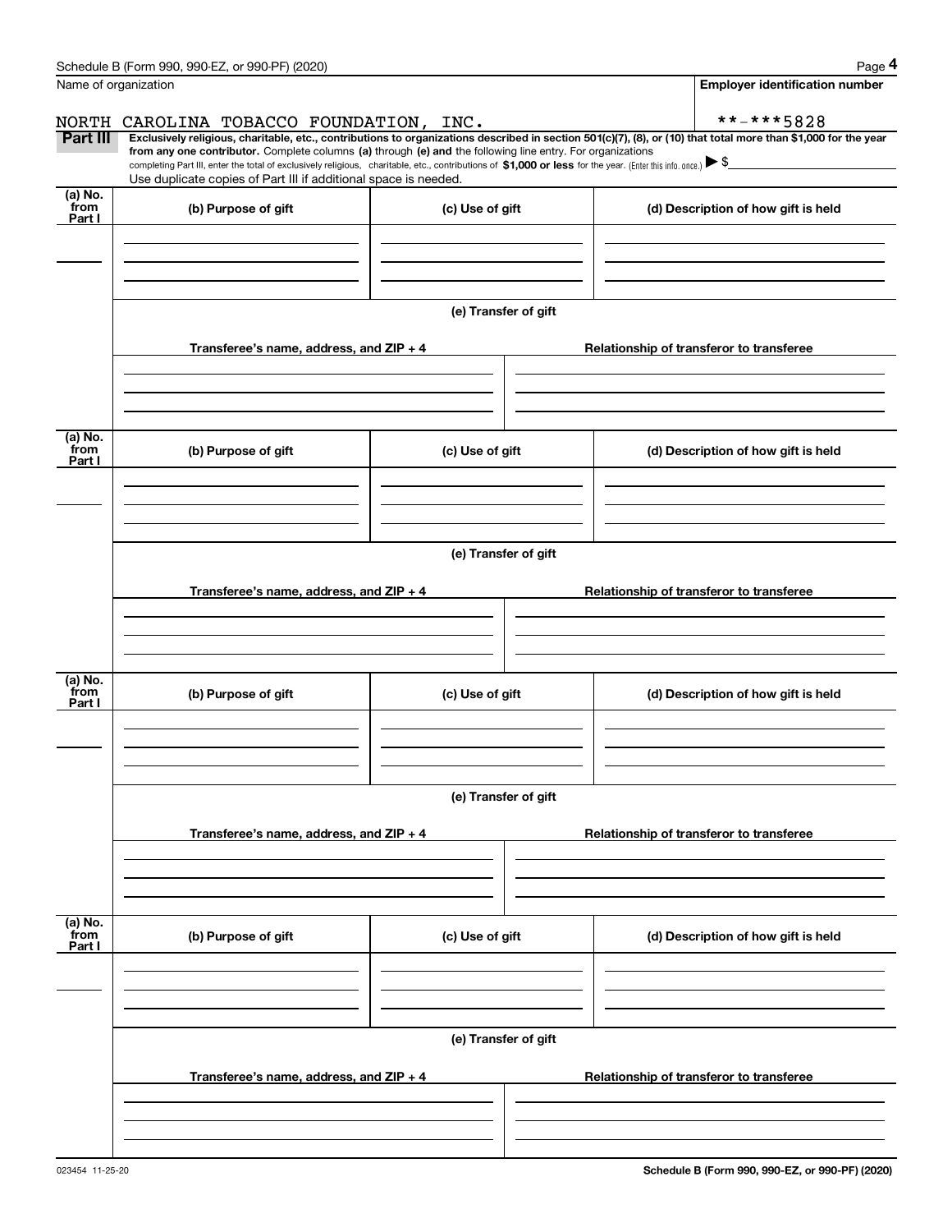Name of organization

NORTH CAROLINA TOBACCO FOUNDATION, INC.

**Employer identification number**

**-***5828

**Part III** **Exclusively religious, charitable, etc., contributions to organizations described in section 501(c)(7), (8), or (10) that total more than $1,000 for the year from any one contributor.** Complete columns **(a)** through **(e)** and the following line entry. For organizations completing Part III, enter the total of exclusively religious, charitable, etc., contributions of **$1,000 or less** for the year. (Enter this info. once.) ▶ $

Use duplicate copies of Part III if additional space is needed.

| (a) No. from Part I | (b) Purpose of gift | (c) Use of gift | (d) Description of how gift is held |
|---|---|---|---|
| | | | |

**(e) Transfer of gift**

| Transferee's name, address, and ZIP + 4 | Relationship of transferor to transferee |
|---|---|
| | |

| (a) No. from Part I | (b) Purpose of gift | (c) Use of gift | (d) Description of how gift is held |
|---|---|---|---|
| | | | |

**(e) Transfer of gift**

| Transferee's name, address, and ZIP + 4 | Relationship of transferor to transferee |
|---|---|
| | |

| (a) No. from Part I | (b) Purpose of gift | (c) Use of gift | (d) Description of how gift is held |
|---|---|---|---|
| | | | |

**(e) Transfer of gift**

| Transferee's name, address, and ZIP + 4 | Relationship of transferor to transferee |
|---|---|
| | |

| (a) No. from Part I | (b) Purpose of gift | (c) Use of gift | (d) Description of how gift is held |
|---|---|---|---|
| | | | |

**(e) Transfer of gift**

| Transferee's name, address, and ZIP + 4 | Relationship of transferor to transferee |
|---|---|
| | |

023454 11-25-20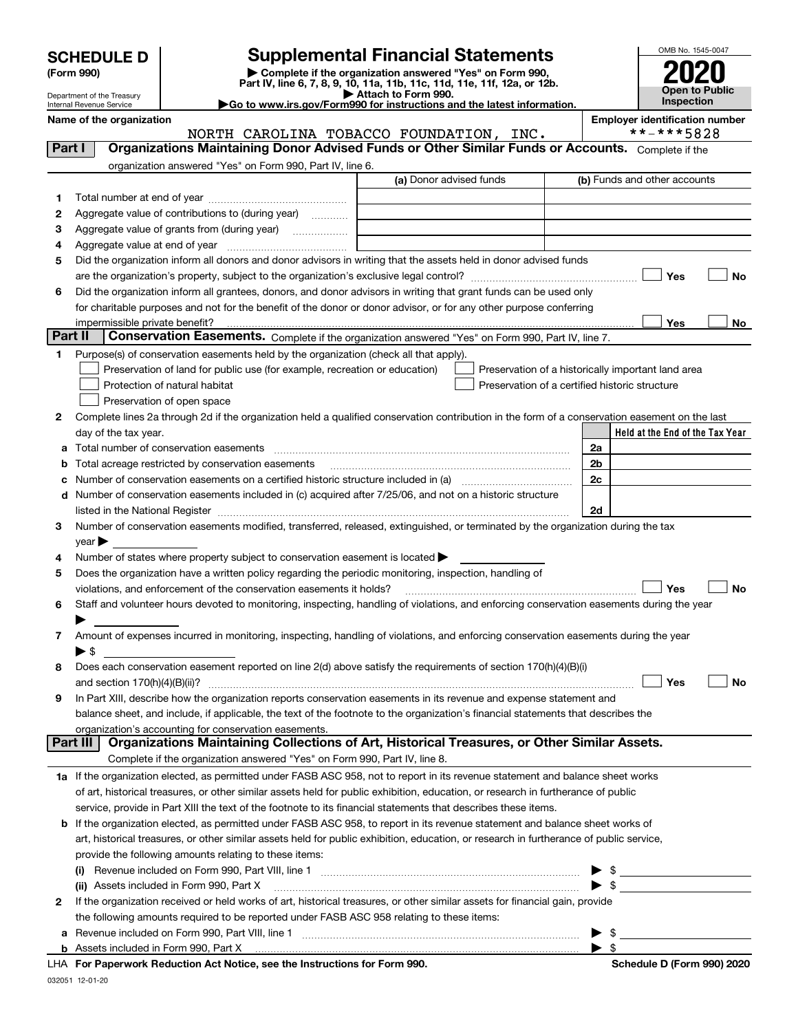# SCHEDULE D (Form 990)

Department of the Treasury
Internal Revenue Service

## Supplemental Financial Statements

▶ Complete if the organization answered "Yes" on Form 990, Part IV, line 6, 7, 8, 9, 10, 11a, 11b, 11c, 11d, 11e, 11f, 12a, or 12b.
▶ Attach to Form 990.
▶Go to www.irs.gov/Form990 for instructions and the latest information.

OMB No. 1545-0047

**2020**

**Open to Public Inspection**

**Name of the organization**
NORTH CAROLINA TOBACCO FOUNDATION, INC.

**Employer identification number**
**-***5828

## Part I — Organizations Maintaining Donor Advised Funds or Other Similar Funds or Accounts.

Complete if the organization answered "Yes" on Form 990, Part IV, line 6.

| | | (a) Donor advised funds | (b) Funds and other accounts |
|---|---|---|---|
| 1 | Total number at end of year | | |
| 2 | Aggregate value of contributions to (during year) | | |
| 3 | Aggregate value of grants from (during year) | | |
| 4 | Aggregate value at end of year | | |

5 Did the organization inform all donors and donor advisors in writing that the assets held in donor advised funds are the organization's property, subject to the organization's exclusive legal control? ☐ Yes ☐ No

6 Did the organization inform all grantees, donors, and donor advisors in writing that grant funds can be used only for charitable purposes and not for the benefit of the donor or donor advisor, or for any other purpose conferring impermissible private benefit? ☐ Yes ☐ No

## Part II — Conservation Easements.

Complete if the organization answered "Yes" on Form 990, Part IV, line 7.

1 Purpose(s) of conservation easements held by the organization (check all that apply).

- ☐ Preservation of land for public use (for example, recreation or education)
- ☐ Protection of natural habitat
- ☐ Preservation of open space
- ☐ Preservation of a historically important land area
- ☐ Preservation of a certified historic structure

2 Complete lines 2a through 2d if the organization held a qualified conservation contribution in the form of a conservation easement on the last day of the tax year.

| | | | Held at the End of the Tax Year |
|---|---|---|---|
| a | Total number of conservation easements | 2a | |
| b | Total acreage restricted by conservation easements | 2b | |
| c | Number of conservation easements on a certified historic structure included in (a) | 2c | |
| d | Number of conservation easements included in (c) acquired after 7/25/06, and not on a historic structure listed in the National Register | 2d | |

3 Number of conservation easements modified, transferred, released, extinguished, or terminated by the organization during the tax year ▶

4 Number of states where property subject to conservation easement is located ▶

5 Does the organization have a written policy regarding the periodic monitoring, inspection, handling of violations, and enforcement of the conservation easements it holds? ☐ Yes ☐ No

6 Staff and volunteer hours devoted to monitoring, inspecting, handling of violations, and enforcing conservation easements during the year ▶

7 Amount of expenses incurred in monitoring, inspecting, handling of violations, and enforcing conservation easements during the year ▶ $

8 Does each conservation easement reported on line 2(d) above satisfy the requirements of section 170(h)(4)(B)(i) and section 170(h)(4)(B)(ii)? ☐ Yes ☐ No

9 In Part XIII, describe how the organization reports conservation easements in its revenue and expense statement and balance sheet, and include, if applicable, the text of the footnote to the organization's financial statements that describes the organization's accounting for conservation easements.

## Part III — Organizations Maintaining Collections of Art, Historical Treasures, or Other Similar Assets.

Complete if the organization answered "Yes" on Form 990, Part IV, line 8.

1a If the organization elected, as permitted under FASB ASC 958, not to report in its revenue statement and balance sheet works of art, historical treasures, or other similar assets held for public exhibition, education, or research in furtherance of public service, provide in Part XIII the text of the footnote to its financial statements that describes these items.

b If the organization elected, as permitted under FASB ASC 958, to report in its revenue statement and balance sheet works of art, historical treasures, or other similar assets held for public exhibition, education, or research in furtherance of public service, provide the following amounts relating to these items:

(i) Revenue included on Form 990, Part VIII, line 1 ▶ $

(ii) Assets included in Form 990, Part X ▶ $

2 If the organization received or held works of art, historical treasures, or other similar assets for financial gain, provide the following amounts required to be reported under FASB ASC 958 relating to these items:

a Revenue included on Form 990, Part VIII, line 1 ▶ $

b Assets included in Form 990, Part X ▶ $

LHA **For Paperwork Reduction Act Notice, see the Instructions for Form 990.** **Schedule D (Form 990) 2020**

032051 12-01-20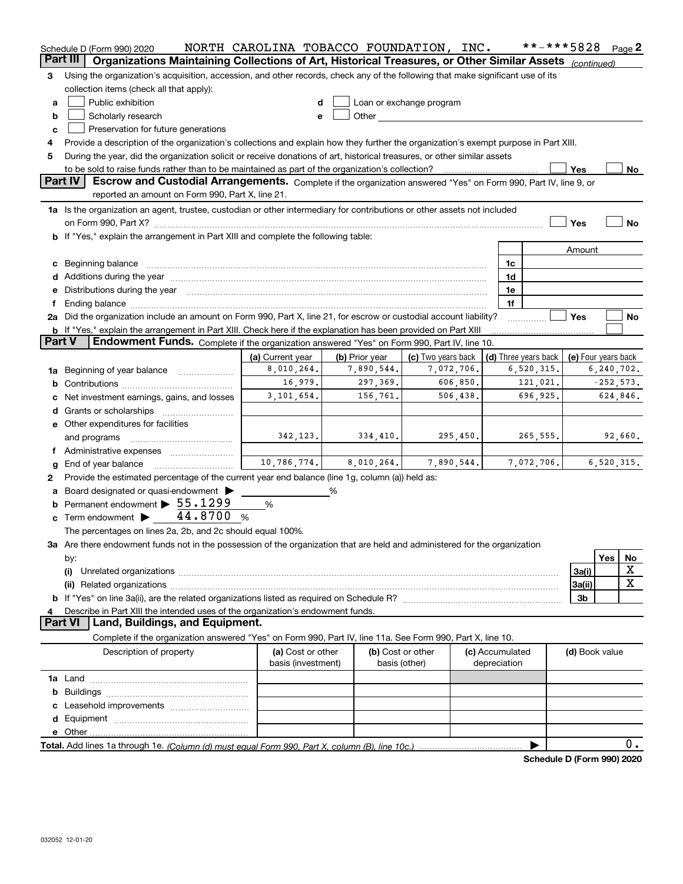Schedule D (Form 990) 2020 NORTH CAROLINA TOBACCO FOUNDATION, INC. **-***5828 Page 2

## Part III Organizations Maintaining Collections of Art, Historical Treasures, or Other Similar Assets *(continued)*

**3** Using the organization's acquisition, accession, and other records, check any of the following that make significant use of its collection items (check all that apply):

- **a** ☐ Public exhibition
- **b** ☐ Scholarly research
- **c** ☐ Preservation for future generations
- **d** ☐ Loan or exchange program
- **e** ☐ Other

**4** Provide a description of the organization's collections and explain how they further the organization's exempt purpose in Part XIII.

**5** During the year, did the organization solicit or receive donations of art, historical treasures, or other similar assets to be sold to raise funds rather than to be maintained as part of the organization's collection? ☐ Yes ☐ No

## Part IV Escrow and Custodial Arrangements.

Complete if the organization answered "Yes" on Form 990, Part IV, line 9, or reported an amount on Form 990, Part X, line 21.

**1a** Is the organization an agent, trustee, custodian or other intermediary for contributions or other assets not included on Form 990, Part X? ☐ Yes ☐ No

**b** If "Yes," explain the arrangement in Part XIII and complete the following table:

| | | Amount |
|---|---|---|
| **c** Beginning balance | 1c | |
| **d** Additions during the year | 1d | |
| **e** Distributions during the year | 1e | |
| **f** Ending balance | 1f | |

**2a** Did the organization include an amount on Form 990, Part X, line 21, for escrow or custodial account liability? ☐ Yes ☐ No

**b** If "Yes," explain the arrangement in Part XIII. Check here if the explanation has been provided on Part XIII ☐

## Part V Endowment Funds.

Complete if the organization answered "Yes" on Form 990, Part IV, line 10.

| | (a) Current year | (b) Prior year | (c) Two years back | (d) Three years back | (e) Four years back |
|---|---|---|---|---|---|
| **1a** Beginning of year balance | 8,010,264. | 7,890,544. | 7,072,706. | 6,520,315. | 6,240,702. |
| **b** Contributions | 16,979. | 297,369. | 606,850. | 121,021. | -252,573. |
| **c** Net investment earnings, gains, and losses | 3,101,654. | 156,761. | 506,438. | 696,925. | 624,846. |
| **d** Grants or scholarships | | | | | |
| **e** Other expenditures for facilities and programs | 342,123. | 334,410. | 295,450. | 265,555. | 92,660. |
| **f** Administrative expenses | | | | | |
| **g** End of year balance | 10,786,774. | 8,010,264. | 7,890,544. | 7,072,706. | 6,520,315. |

**2** Provide the estimated percentage of the current year end balance (line 1g, column (a)) held as:

- **a** Board designated or quasi-endowment ▶ %
- **b** Permanent endowment ▶ 55.1299 %
- **c** Term endowment ▶ 44.8700 %

The percentages on lines 2a, 2b, and 2c should equal 100%.

**3a** Are there endowment funds not in the possession of the organization that are held and administered for the organization by:

| | | Yes | No |
|---|---|---|---|
| **(i)** Unrelated organizations | 3a(i) | | X |
| **(ii)** Related organizations | 3a(ii) | | X |
| **b** If "Yes" on line 3a(ii), are the related organizations listed as required on Schedule R? | 3b | | |

**4** Describe in Part XIII the intended uses of the organization's endowment funds.

## Part VI Land, Buildings, and Equipment.

Complete if the organization answered "Yes" on Form 990, Part IV, line 11a. See Form 990, Part X, line 10.

| Description of property | (a) Cost or other basis (investment) | (b) Cost or other basis (other) | (c) Accumulated depreciation | (d) Book value |
|---|---|---|---|---|
| **1a** Land | | | | |
| **b** Buildings | | | | |
| **c** Leasehold improvements | | | | |
| **d** Equipment | | | | |
| **e** Other | | | | |
| **Total.** Add lines 1a through 1e. *(Column (d) must equal Form 990, Part X, column (B), line 10c.)* | | | | 0. |

**Schedule D (Form 990) 2020**

032052 12-01-20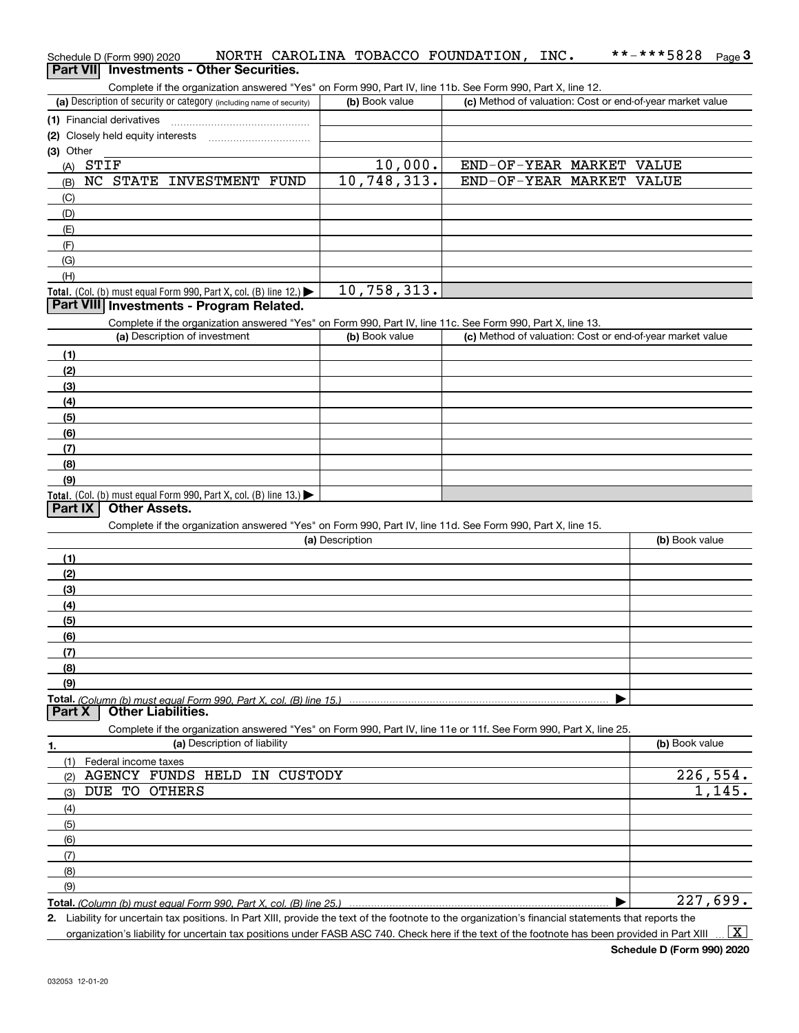Schedule D (Form 990) 2020 NORTH CAROLINA TOBACCO FOUNDATION, INC. **-***5828 Page 3

## Part VII Investments - Other Securities.

Complete if the organization answered "Yes" on Form 990, Part IV, line 11b. See Form 990, Part X, line 12.

| (a) Description of security or category (including name of security) | (b) Book value | (c) Method of valuation: Cost or end-of-year market value |
|---|---|---|
| (1) Financial derivatives | | |
| (2) Closely held equity interests | | |
| (3) Other | | |
| (A) STIF | 10,000. | END-OF-YEAR MARKET VALUE |
| (B) NC STATE INVESTMENT FUND | 10,748,313. | END-OF-YEAR MARKET VALUE |
| (C) | | |
| (D) | | |
| (E) | | |
| (F) | | |
| (G) | | |
| (H) | | |
| **Total.** (Col. (b) must equal Form 990, Part X, col. (B) line 12.) ▶ | 10,758,313. | |

## Part VIII Investments - Program Related.

Complete if the organization answered "Yes" on Form 990, Part IV, line 11c. See Form 990, Part X, line 13.

| (a) Description of investment | (b) Book value | (c) Method of valuation: Cost or end-of-year market value |
|---|---|---|
| (1) | | |
| (2) | | |
| (3) | | |
| (4) | | |
| (5) | | |
| (6) | | |
| (7) | | |
| (8) | | |
| (9) | | |
| **Total.** (Col. (b) must equal Form 990, Part X, col. (B) line 13.) ▶ | | |

## Part IX Other Assets.

Complete if the organization answered "Yes" on Form 990, Part IV, line 11d. See Form 990, Part X, line 15.

| (a) Description | (b) Book value |
|---|---|
| (1) | |
| (2) | |
| (3) | |
| (4) | |
| (5) | |
| (6) | |
| (7) | |
| (8) | |
| (9) | |
| **Total.** *(Column (b) must equal Form 990, Part X, col. (B) line 15.)* ▶ | |

## Part X Other Liabilities.

Complete if the organization answered "Yes" on Form 990, Part IV, line 11e or 11f. See Form 990, Part X, line 25.

| 1. (a) Description of liability | (b) Book value |
|---|---|
| (1) Federal income taxes | |
| (2) AGENCY FUNDS HELD IN CUSTODY | 226,554. |
| (3) DUE TO OTHERS | 1,145. |
| (4) | |
| (5) | |
| (6) | |
| (7) | |
| (8) | |
| (9) | |
| **Total.** *(Column (b) must equal Form 990, Part X, col. (B) line 25.)* ▶ | 227,699. |

2. Liability for uncertain tax positions. In Part XIII, provide the text of the footnote to the organization's financial statements that reports the organization's liability for uncertain tax positions under FASB ASC 740. Check here if the text of the footnote has been provided in Part XIII ... [X]

**Schedule D (Form 990) 2020**

032053 12-01-20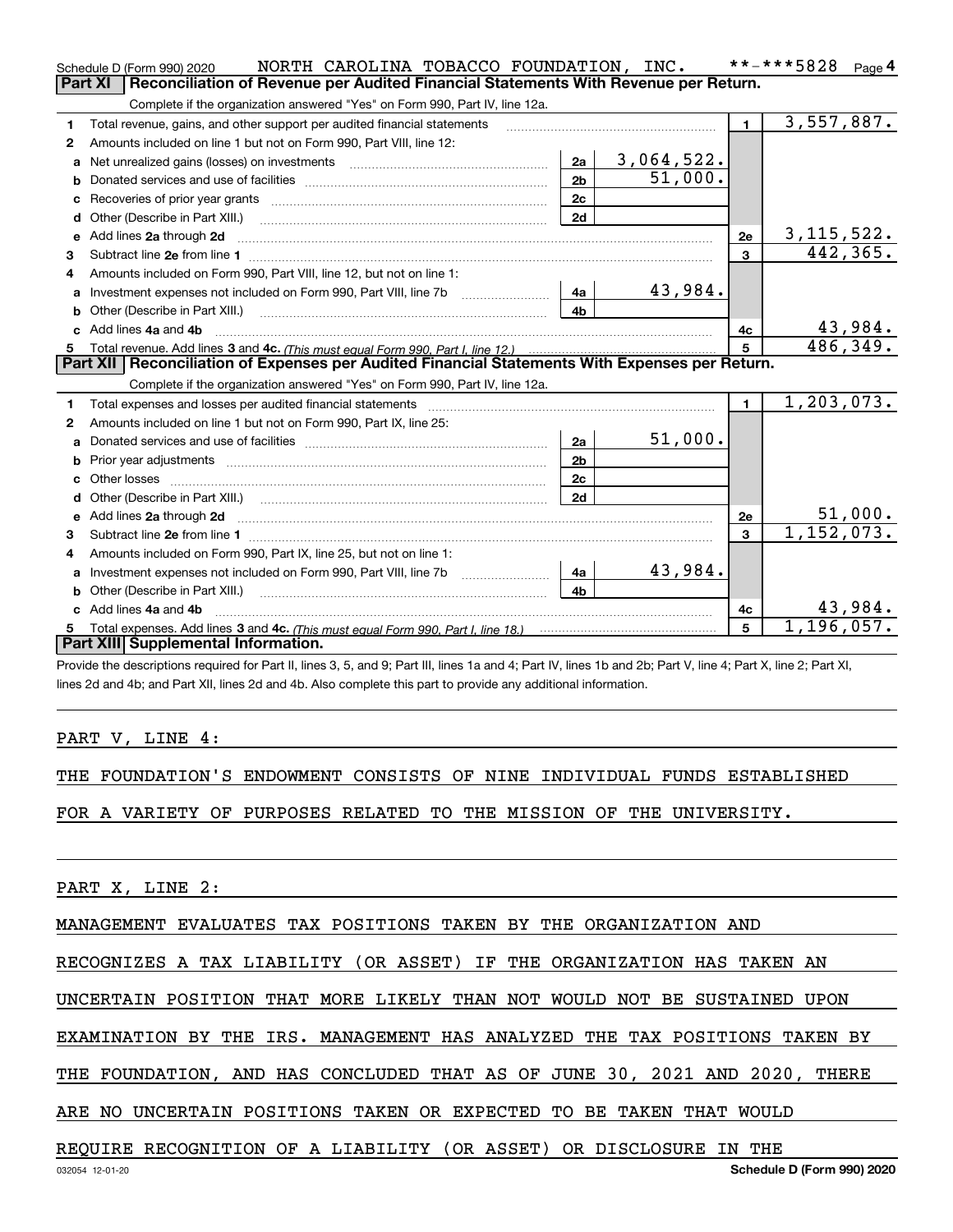Schedule D (Form 990) 2020 NORTH CAROLINA TOBACCO FOUNDATION, INC. **-***5828 Page 4

## Part XI Reconciliation of Revenue per Audited Financial Statements With Revenue per Return.

Complete if the organization answered "Yes" on Form 990, Part IV, line 12a.

| | | | | | |
|---|---|---|---|---|---|
| 1 | Total revenue, gains, and other support per audited financial statements | | | 1 | 3,557,887. |
| 2 | Amounts included on line 1 but not on Form 990, Part VIII, line 12: | | | | |
| a | Net unrealized gains (losses) on investments | 2a | 3,064,522. | | |
| b | Donated services and use of facilities | 2b | 51,000. | | |
| c | Recoveries of prior year grants | 2c | | | |
| d | Other (Describe in Part XIII.) | 2d | | | |
| e | Add lines 2a through 2d | | | 2e | 3,115,522. |
| 3 | Subtract line 2e from line 1 | | | 3 | 442,365. |
| 4 | Amounts included on Form 990, Part VIII, line 12, but not on line 1: | | | | |
| a | Investment expenses not included on Form 990, Part VIII, line 7b | 4a | 43,984. | | |
| b | Other (Describe in Part XIII.) | 4b | | | |
| c | Add lines 4a and 4b | | | 4c | 43,984. |
| 5 | Total revenue. Add lines 3 and 4c. *(This must equal Form 990, Part I, line 12.)* | | | 5 | 486,349. |

## Part XII Reconciliation of Expenses per Audited Financial Statements With Expenses per Return.

Complete if the organization answered "Yes" on Form 990, Part IV, line 12a.

| | | | | | |
|---|---|---|---|---|---|
| 1 | Total expenses and losses per audited financial statements | | | 1 | 1,203,073. |
| 2 | Amounts included on line 1 but not on Form 990, Part IX, line 25: | | | | |
| a | Donated services and use of facilities | 2a | 51,000. | | |
| b | Prior year adjustments | 2b | | | |
| c | Other losses | 2c | | | |
| d | Other (Describe in Part XIII.) | 2d | | | |
| e | Add lines 2a through 2d | | | 2e | 51,000. |
| 3 | Subtract line 2e from line 1 | | | 3 | 1,152,073. |
| 4 | Amounts included on Form 990, Part IX, line 25, but not on line 1: | | | | |
| a | Investment expenses not included on Form 990, Part VIII, line 7b | 4a | 43,984. | | |
| b | Other (Describe in Part XIII.) | 4b | | | |
| c | Add lines 4a and 4b | | | 4c | 43,984. |
| 5 | Total expenses. Add lines 3 and 4c. *(This must equal Form 990, Part I, line 18.)* | | | 5 | 1,196,057. |

## Part XIII Supplemental Information.

Provide the descriptions required for Part II, lines 3, 5, and 9; Part III, lines 1a and 4; Part IV, lines 1b and 2b; Part V, line 4; Part X, line 2; Part XI, lines 2d and 4b; and Part XII, lines 2d and 4b. Also complete this part to provide any additional information.

PART V, LINE 4:

THE FOUNDATION'S ENDOWMENT CONSISTS OF NINE INDIVIDUAL FUNDS ESTABLISHED FOR A VARIETY OF PURPOSES RELATED TO THE MISSION OF THE UNIVERSITY.

PART X, LINE 2:

MANAGEMENT EVALUATES TAX POSITIONS TAKEN BY THE ORGANIZATION AND RECOGNIZES A TAX LIABILITY (OR ASSET) IF THE ORGANIZATION HAS TAKEN AN UNCERTAIN POSITION THAT MORE LIKELY THAN NOT WOULD NOT BE SUSTAINED UPON EXAMINATION BY THE IRS. MANAGEMENT HAS ANALYZED THE TAX POSITIONS TAKEN BY THE FOUNDATION, AND HAS CONCLUDED THAT AS OF JUNE 30, 2021 AND 2020, THERE ARE NO UNCERTAIN POSITIONS TAKEN OR EXPECTED TO BE TAKEN THAT WOULD REQUIRE RECOGNITION OF A LIABILITY (OR ASSET) OR DISCLOSURE IN THE

032054 12-01-20 Schedule D (Form 990) 2020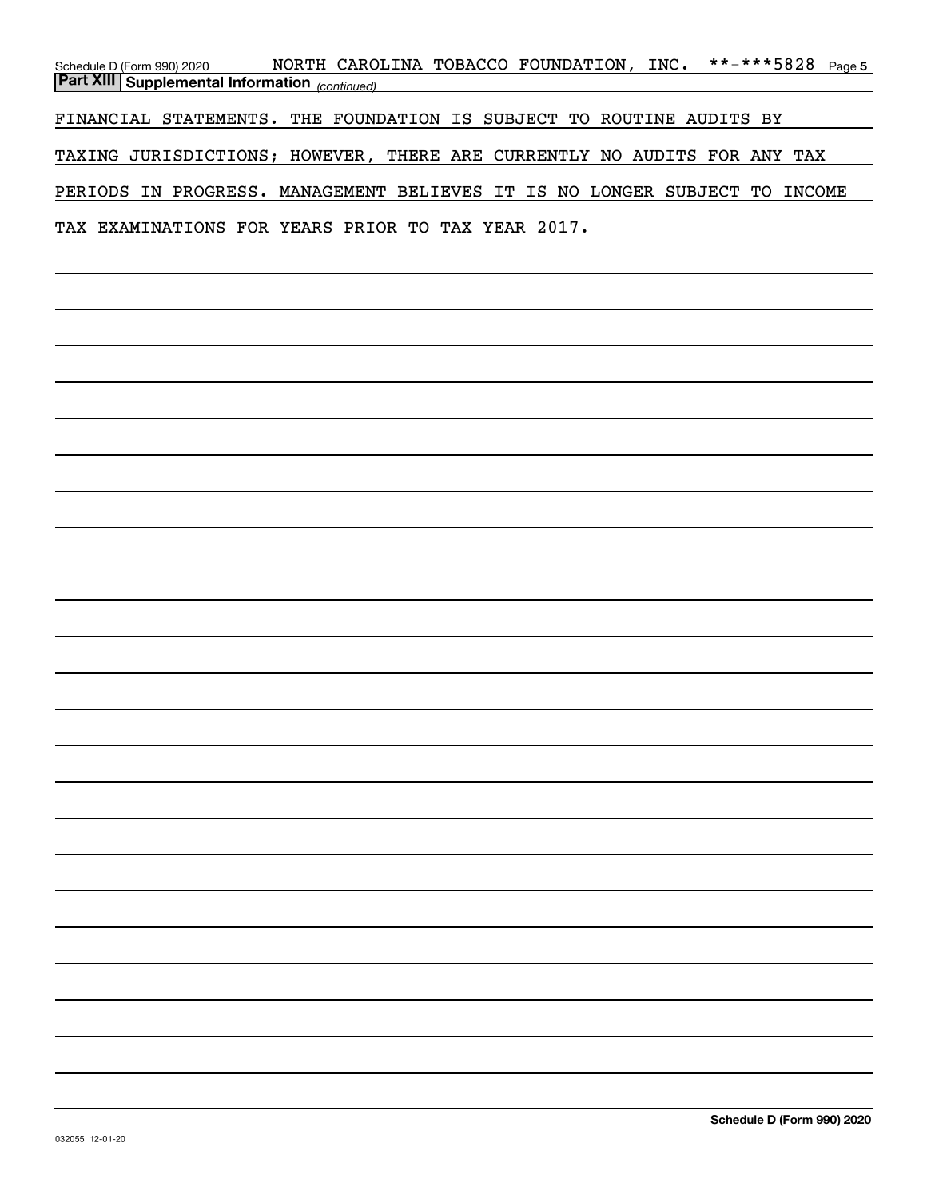**Part XIII | Supplemental Information** *(continued)*

FINANCIAL STATEMENTS. THE FOUNDATION IS SUBJECT TO ROUTINE AUDITS BY TAXING JURISDICTIONS; HOWEVER, THERE ARE CURRENTLY NO AUDITS FOR ANY TAX PERIODS IN PROGRESS. MANAGEMENT BELIEVES IT IS NO LONGER SUBJECT TO INCOME TAX EXAMINATIONS FOR YEARS PRIOR TO TAX YEAR 2017.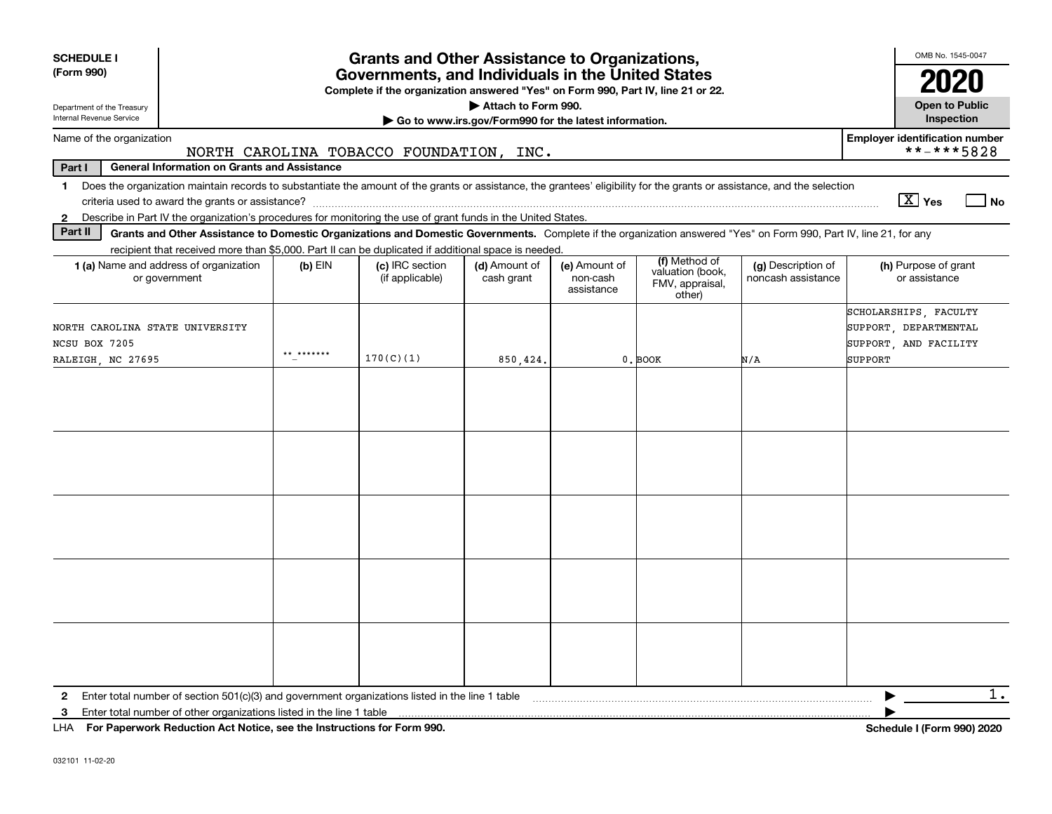**SCHEDULE I**
**(Form 990)**

Department of the Treasury
Internal Revenue Service

# Grants and Other Assistance to Organizations, Governments, and Individuals in the United States

**Complete if the organization answered "Yes" on Form 990, Part IV, line 21 or 22.**
**▶ Attach to Form 990.**
**▶ Go to www.irs.gov/Form990 for the latest information.**

OMB No. 1545-0047
**2020**
**Open to Public Inspection**

Name of the organization: NORTH CAROLINA TOBACCO FOUNDATION, INC.
Employer identification number: **-***5828

**Part I — General Information on Grants and Assistance**

1 Does the organization maintain records to substantiate the amount of the grants or assistance, the grantees' eligibility for the grants or assistance, and the selection criteria used to award the grants or assistance? [X] Yes [ ] No

2 Describe in Part IV the organization's procedures for monitoring the use of grant funds in the United States.

**Part II — Grants and Other Assistance to Domestic Organizations and Domestic Governments.** Complete if the organization answered "Yes" on Form 990, Part IV, line 21, for any recipient that received more than $5,000. Part II can be duplicated if additional space is needed.

| 1 (a) Name and address of organization or government | (b) EIN | (c) IRC section (if applicable) | (d) Amount of cash grant | (e) Amount of non-cash assistance | (f) Method of valuation (book, FMV, appraisal, other) | (g) Description of noncash assistance | (h) Purpose of grant or assistance |
|---|---|---|---|---|---|---|---|
| NORTH CAROLINA STATE UNIVERSITY NCSU BOX 7205 RALEIGH, NC 27695 | **-******* | 170(C)(1) | 850,424. | 0. | BOOK | N/A | SCHOLARSHIPS, FACULTY SUPPORT, DEPARTMENTAL SUPPORT, AND FACILITY SUPPORT |
| | | | | | | | |
| | | | | | | | |
| | | | | | | | |
| | | | | | | | |
| | | | | | | | |

2 Enter total number of section 501(c)(3) and government organizations listed in the line 1 table ▶ 1.

3 Enter total number of other organizations listed in the line 1 table ▶

LHA **For Paperwork Reduction Act Notice, see the Instructions for Form 990.** **Schedule I (Form 990) 2020**

032101 11-02-20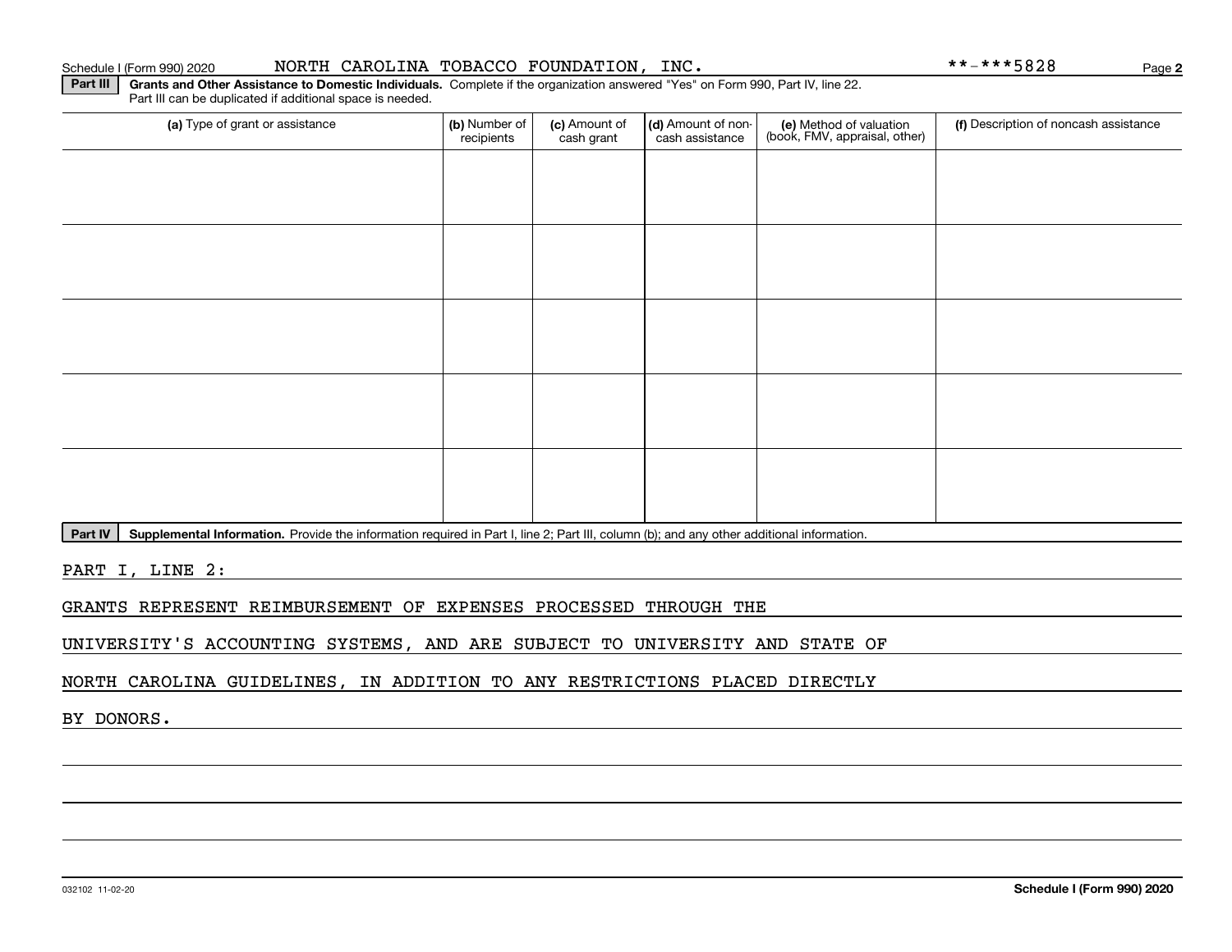**Part III** **Grants and Other Assistance to Domestic Individuals.** Complete if the organization answered "Yes" on Form 990, Part IV, line 22. Part III can be duplicated if additional space is needed.

| (a) Type of grant or assistance | (b) Number of recipients | (c) Amount of cash grant | (d) Amount of non-cash assistance | (e) Method of valuation (book, FMV, appraisal, other) | (f) Description of noncash assistance |
|---|---|---|---|---|---|
| | | | | | |
| | | | | | |
| | | | | | |
| | | | | | |
| | | | | | |

**Part IV** **Supplemental Information.** Provide the information required in Part I, line 2; Part III, column (b); and any other additional information.

PART I, LINE 2:

GRANTS REPRESENT REIMBURSEMENT OF EXPENSES PROCESSED THROUGH THE UNIVERSITY'S ACCOUNTING SYSTEMS, AND ARE SUBJECT TO UNIVERSITY AND STATE OF NORTH CAROLINA GUIDELINES, IN ADDITION TO ANY RESTRICTIONS PLACED DIRECTLY BY DONORS.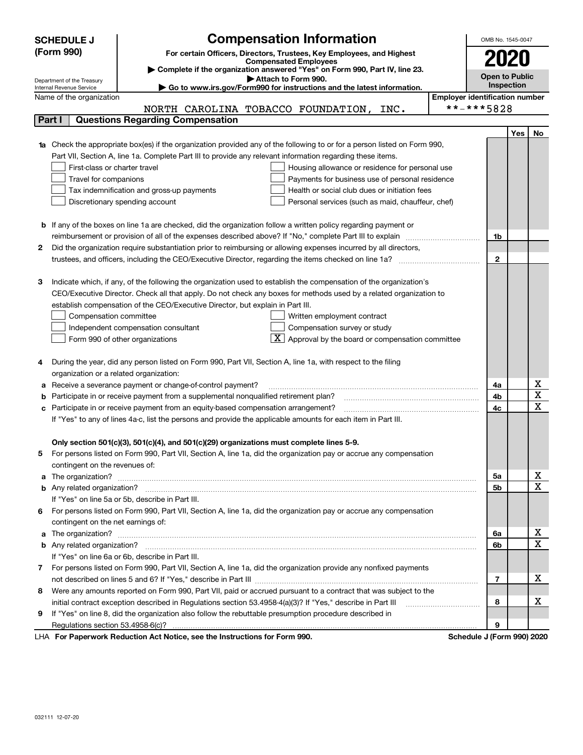**SCHEDULE J (Form 990)**

Department of the Treasury
Internal Revenue Service

# Compensation Information

**For certain Officers, Directors, Trustees, Key Employees, and Highest Compensated Employees**

▶ **Complete if the organization answered "Yes" on Form 990, Part IV, line 23.**

▶ **Attach to Form 990.**

▶ **Go to www.irs.gov/Form990 for instructions and the latest information.**

OMB No. 1545-0047

**2020**

**Open to Public Inspection**

Name of the organization: NORTH CAROLINA TOBACCO FOUNDATION, INC.

**Employer identification number:** **-***5828

## Part I Questions Regarding Compensation

| | | | Yes | No |
|---|---|---|---|---|
| **1a** | Check the appropriate box(es) if the organization provided any of the following to or for a person listed on Form 990, Part VII, Section A, line 1a. Complete Part III to provide any relevant information regarding these items.<br>☐ First-class or charter travel<br>☐ Travel for companions<br>☐ Tax indemnification and gross-up payments<br>☐ Discretionary spending account<br>☐ Housing allowance or residence for personal use<br>☐ Payments for business use of personal residence<br>☐ Health or social club dues or initiation fees<br>☐ Personal services (such as maid, chauffeur, chef) | | | |
| **b** | If any of the boxes on line 1a are checked, did the organization follow a written policy regarding payment or reimbursement or provision of all of the expenses described above? If "No," complete Part III to explain | 1b | | |
| **2** | Did the organization require substantiation prior to reimbursing or allowing expenses incurred by all directors, trustees, and officers, including the CEO/Executive Director, regarding the items checked on line 1a? | 2 | | |
| **3** | Indicate which, if any, of the following the organization used to establish the compensation of the organization's CEO/Executive Director. Check all that apply. Do not check any boxes for methods used by a related organization to establish compensation of the CEO/Executive Director, but explain in Part III.<br>☐ Compensation committee<br>☐ Independent compensation consultant<br>☐ Form 990 of other organizations<br>☐ Written employment contract<br>☐ Compensation survey or study<br>☒ Approval by the board or compensation committee | | | |
| **4** | During the year, did any person listed on Form 990, Part VII, Section A, line 1a, with respect to the filing organization or a related organization: | | | |
| **a** | Receive a severance payment or change-of-control payment? | 4a | | X |
| **b** | Participate in or receive payment from a supplemental nonqualified retirement plan? | 4b | | X |
| **c** | Participate in or receive payment from an equity-based compensation arrangement? | 4c | | X |
| | If "Yes" to any of lines 4a-c, list the persons and provide the applicable amounts for each item in Part III. | | | |
| | **Only section 501(c)(3), 501(c)(4), and 501(c)(29) organizations must complete lines 5-9.** | | | |
| **5** | For persons listed on Form 990, Part VII, Section A, line 1a, did the organization pay or accrue any compensation contingent on the revenues of: | | | |
| **a** | The organization? | 5a | | X |
| **b** | Any related organization? | 5b | | X |
| | If "Yes" on line 5a or 5b, describe in Part III. | | | |
| **6** | For persons listed on Form 990, Part VII, Section A, line 1a, did the organization pay or accrue any compensation contingent on the net earnings of: | | | |
| **a** | The organization? | 6a | | X |
| **b** | Any related organization? | 6b | | X |
| | If "Yes" on line 6a or 6b, describe in Part III. | | | |
| **7** | For persons listed on Form 990, Part VII, Section A, line 1a, did the organization provide any nonfixed payments not described on lines 5 and 6? If "Yes," describe in Part III | 7 | | X |
| **8** | Were any amounts reported on Form 990, Part VII, paid or accrued pursuant to a contract that was subject to the initial contract exception described in Regulations section 53.4958-4(a)(3)? If "Yes," describe in Part III | 8 | | X |
| **9** | If "Yes" on line 8, did the organization also follow the rebuttable presumption procedure described in Regulations section 53.4958-6(c)? | 9 | | |

LHA **For Paperwork Reduction Act Notice, see the Instructions for Form 990.** **Schedule J (Form 990) 2020**

032111 12-07-20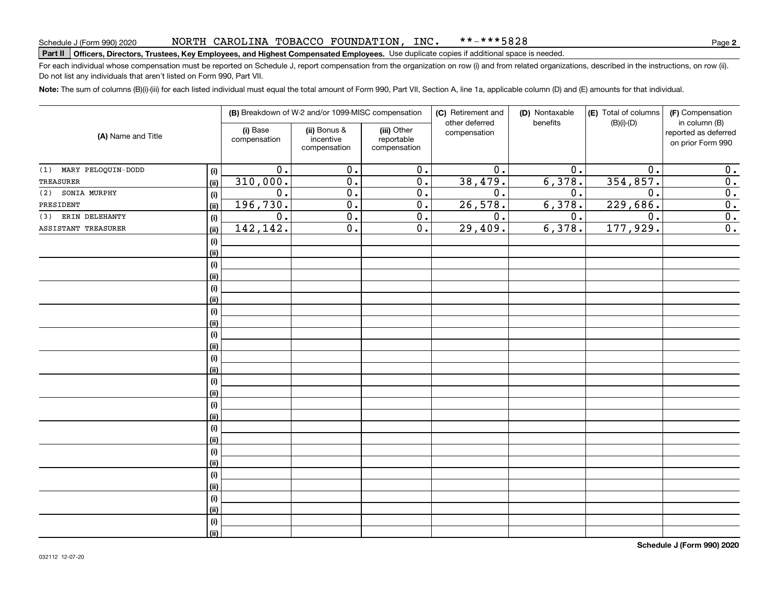Schedule J (Form 990) 2020 NORTH CAROLINA TOBACCO FOUNDATION, INC. **-***5828

**Part II** **Officers, Directors, Trustees, Key Employees, and Highest Compensated Employees.** Use duplicate copies if additional space is needed.

For each individual whose compensation must be reported on Schedule J, report compensation from the organization on row (i) and from related organizations, described in the instructions, on row (ii). Do not list any individuals that aren't listed on Form 990, Part VII.

**Note:** The sum of columns (B)(i)-(iii) for each listed individual must equal the total amount of Form 990, Part VII, Section A, line 1a, applicable column (D) and (E) amounts for that individual.

| (A) Name and Title | | (B) Breakdown of W-2 and/or 1099-MISC compensation | | | (C) Retirement and other deferred compensation | (D) Nontaxable benefits | (E) Total of columns (B)(i)-(D) | (F) Compensation in column (B) reported as deferred on prior Form 990 |
|---|---|---|---|---|---|---|---|---|
| | | (i) Base compensation | (ii) Bonus & incentive compensation | (iii) Other reportable compensation | | | | |
| (1) MARY PELOQUIN-DODD | (i) | 0. | 0. | 0. | 0. | 0. | 0. | 0. |
| TREASURER | (ii) | 310,000. | 0. | 0. | 38,479. | 6,378. | 354,857. | 0. |
| (2) SONIA MURPHY | (i) | 0. | 0. | 0. | 0. | 0. | 0. | 0. |
| PRESIDENT | (ii) | 196,730. | 0. | 0. | 26,578. | 6,378. | 229,686. | 0. |
| (3) ERIN DELEHANTY | (i) | 0. | 0. | 0. | 0. | 0. | 0. | 0. |
| ASSISTANT TREASURER | (ii) | 142,142. | 0. | 0. | 29,409. | 6,378. | 177,929. | 0. |

Schedule J (Form 990) 2020

032112 12-07-20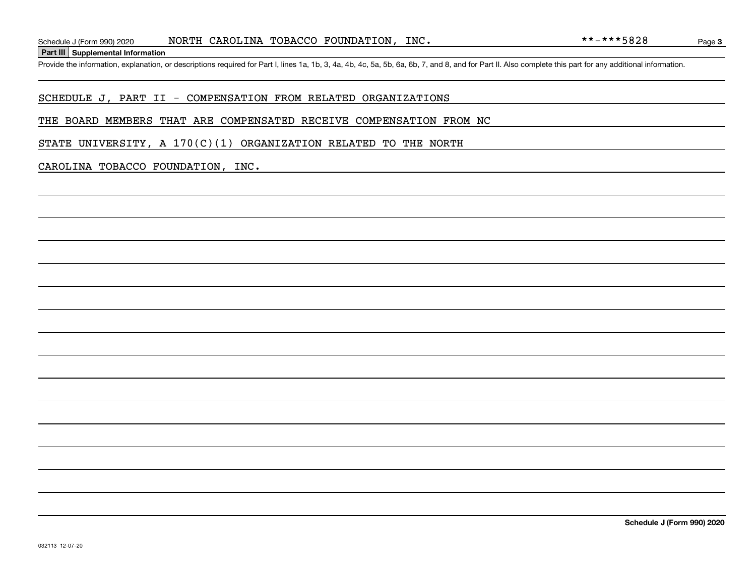## Part III Supplemental Information

Provide the information, explanation, or descriptions required for Part I, lines 1a, 1b, 3, 4a, 4b, 4c, 5a, 5b, 6a, 6b, 7, and 8, and for Part II. Also complete this part for any additional information.

SCHEDULE J, PART II - COMPENSATION FROM RELATED ORGANIZATIONS

THE BOARD MEMBERS THAT ARE COMPENSATED RECEIVE COMPENSATION FROM NC STATE UNIVERSITY, A 170(C)(1) ORGANIZATION RELATED TO THE NORTH CAROLINA TOBACCO FOUNDATION, INC.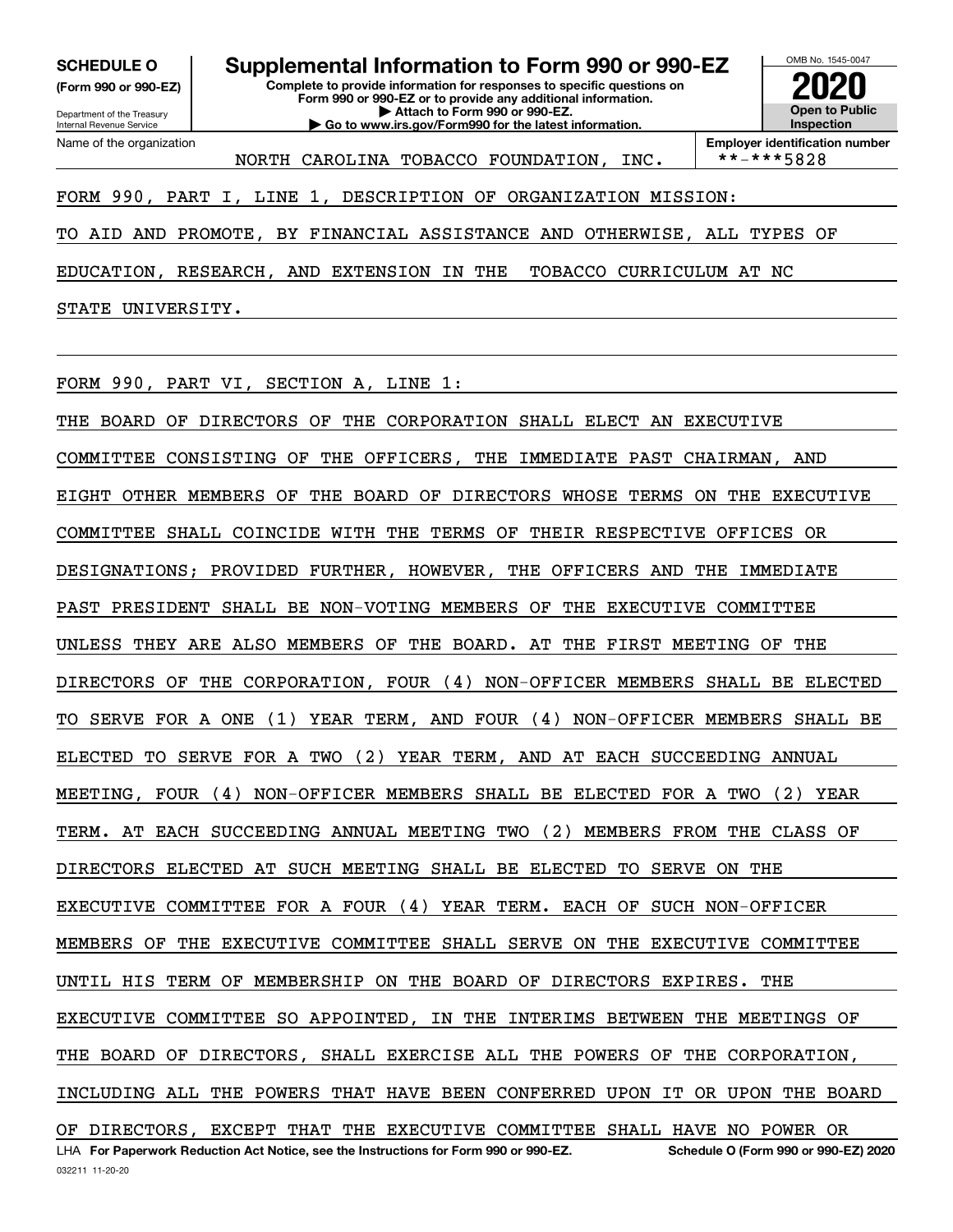**SCHEDULE O**
**(Form 990 or 990-EZ)**

Department of the Treasury
Internal Revenue Service

# Supplemental Information to Form 990 or 990-EZ

**Complete to provide information for responses to specific questions on Form 990 or 990-EZ or to provide any additional information.**
**▶ Attach to Form 990 or 990-EZ.**
**▶ Go to www.irs.gov/Form990 for the latest information.**

OMB No. 1545-0047

**2020**

**Open to Public Inspection**

| Name of the organization | Employer identification number |
|---|---|
| NORTH CAROLINA TOBACCO FOUNDATION, INC. | **-***5828 |

FORM 990, PART I, LINE 1, DESCRIPTION OF ORGANIZATION MISSION:

TO AID AND PROMOTE, BY FINANCIAL ASSISTANCE AND OTHERWISE, ALL TYPES OF EDUCATION, RESEARCH, AND EXTENSION IN THE TOBACCO CURRICULUM AT NC STATE UNIVERSITY.

FORM 990, PART VI, SECTION A, LINE 1:

THE BOARD OF DIRECTORS OF THE CORPORATION SHALL ELECT AN EXECUTIVE COMMITTEE CONSISTING OF THE OFFICERS, THE IMMEDIATE PAST CHAIRMAN, AND EIGHT OTHER MEMBERS OF THE BOARD OF DIRECTORS WHOSE TERMS ON THE EXECUTIVE COMMITTEE SHALL COINCIDE WITH THE TERMS OF THEIR RESPECTIVE OFFICES OR DESIGNATIONS; PROVIDED FURTHER, HOWEVER, THE OFFICERS AND THE IMMEDIATE PAST PRESIDENT SHALL BE NON-VOTING MEMBERS OF THE EXECUTIVE COMMITTEE UNLESS THEY ARE ALSO MEMBERS OF THE BOARD. AT THE FIRST MEETING OF THE DIRECTORS OF THE CORPORATION, FOUR (4) NON-OFFICER MEMBERS SHALL BE ELECTED TO SERVE FOR A ONE (1) YEAR TERM, AND FOUR (4) NON-OFFICER MEMBERS SHALL BE ELECTED TO SERVE FOR A TWO (2) YEAR TERM, AND AT EACH SUCCEEDING ANNUAL MEETING, FOUR (4) NON-OFFICER MEMBERS SHALL BE ELECTED FOR A TWO (2) YEAR TERM. AT EACH SUCCEEDING ANNUAL MEETING TWO (2) MEMBERS FROM THE CLASS OF DIRECTORS ELECTED AT SUCH MEETING SHALL BE ELECTED TO SERVE ON THE EXECUTIVE COMMITTEE FOR A FOUR (4) YEAR TERM. EACH OF SUCH NON-OFFICER MEMBERS OF THE EXECUTIVE COMMITTEE SHALL SERVE ON THE EXECUTIVE COMMITTEE UNTIL HIS TERM OF MEMBERSHIP ON THE BOARD OF DIRECTORS EXPIRES. THE EXECUTIVE COMMITTEE SO APPOINTED, IN THE INTERIMS BETWEEN THE MEETINGS OF THE BOARD OF DIRECTORS, SHALL EXERCISE ALL THE POWERS OF THE CORPORATION, INCLUDING ALL THE POWERS THAT HAVE BEEN CONFERRED UPON IT OR UPON THE BOARD OF DIRECTORS, EXCEPT THAT THE EXECUTIVE COMMITTEE SHALL HAVE NO POWER OR

LHA **For Paperwork Reduction Act Notice, see the Instructions for Form 990 or 990-EZ.** **Schedule O (Form 990 or 990-EZ) 2020**

032211 11-20-20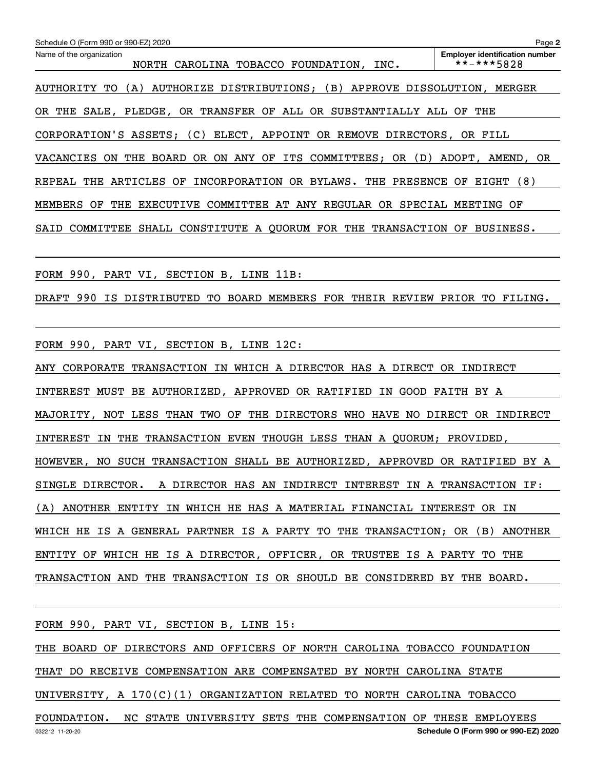Schedule O (Form 990 or 990-EZ) 2020

Name of the organization: NORTH CAROLINA TOBACCO FOUNDATION, INC.

Employer identification number: **-***5828

AUTHORITY TO (A) AUTHORIZE DISTRIBUTIONS; (B) APPROVE DISSOLUTION, MERGER OR THE SALE, PLEDGE, OR TRANSFER OF ALL OR SUBSTANTIALLY ALL OF THE CORPORATION'S ASSETS; (C) ELECT, APPOINT OR REMOVE DIRECTORS, OR FILL VACANCIES ON THE BOARD OR ON ANY OF ITS COMMITTEES; OR (D) ADOPT, AMEND, OR REPEAL THE ARTICLES OF INCORPORATION OR BYLAWS. THE PRESENCE OF EIGHT (8) MEMBERS OF THE EXECUTIVE COMMITTEE AT ANY REGULAR OR SPECIAL MEETING OF SAID COMMITTEE SHALL CONSTITUTE A QUORUM FOR THE TRANSACTION OF BUSINESS.

FORM 990, PART VI, SECTION B, LINE 11B:

DRAFT 990 IS DISTRIBUTED TO BOARD MEMBERS FOR THEIR REVIEW PRIOR TO FILING.

FORM 990, PART VI, SECTION B, LINE 12C:

ANY CORPORATE TRANSACTION IN WHICH A DIRECTOR HAS A DIRECT OR INDIRECT INTEREST MUST BE AUTHORIZED, APPROVED OR RATIFIED IN GOOD FAITH BY A MAJORITY, NOT LESS THAN TWO OF THE DIRECTORS WHO HAVE NO DIRECT OR INDIRECT INTEREST IN THE TRANSACTION EVEN THOUGH LESS THAN A QUORUM; PROVIDED, HOWEVER, NO SUCH TRANSACTION SHALL BE AUTHORIZED, APPROVED OR RATIFIED BY A SINGLE DIRECTOR. A DIRECTOR HAS AN INDIRECT INTEREST IN A TRANSACTION IF: (A) ANOTHER ENTITY IN WHICH HE HAS A MATERIAL FINANCIAL INTEREST OR IN WHICH HE IS A GENERAL PARTNER IS A PARTY TO THE TRANSACTION; OR (B) ANOTHER ENTITY OF WHICH HE IS A DIRECTOR, OFFICER, OR TRUSTEE IS A PARTY TO THE TRANSACTION AND THE TRANSACTION IS OR SHOULD BE CONSIDERED BY THE BOARD.

FORM 990, PART VI, SECTION B, LINE 15:

THE BOARD OF DIRECTORS AND OFFICERS OF NORTH CAROLINA TOBACCO FOUNDATION THAT DO RECEIVE COMPENSATION ARE COMPENSATED BY NORTH CAROLINA STATE UNIVERSITY, A 170(C)(1) ORGANIZATION RELATED TO NORTH CAROLINA TOBACCO FOUNDATION. NC STATE UNIVERSITY SETS THE COMPENSATION OF THESE EMPLOYEES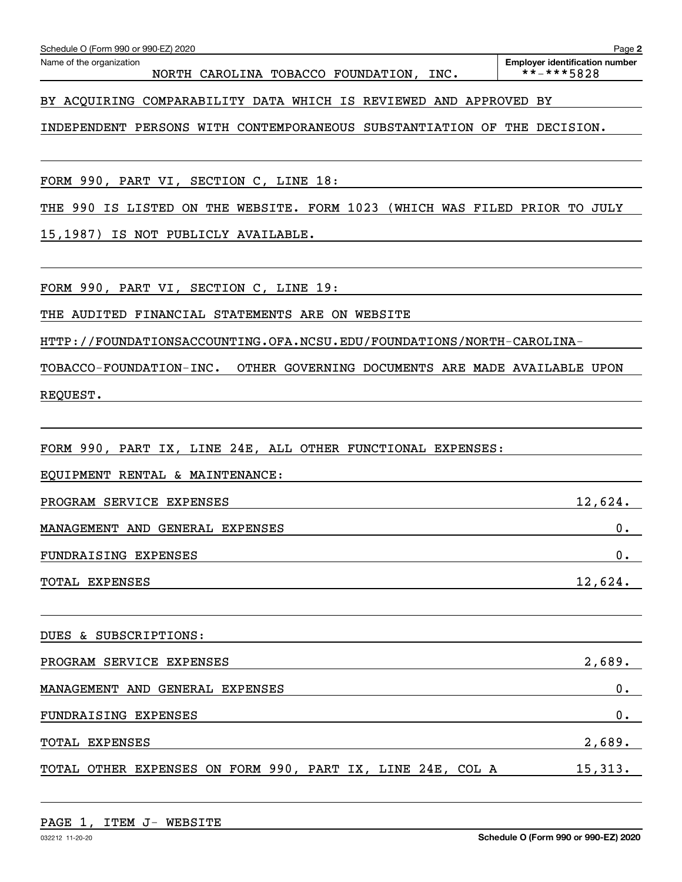Name of the organization: NORTH CAROLINA TOBACCO FOUNDATION, INC.

Employer identification number: **-***5828

BY ACQUIRING COMPARABILITY DATA WHICH IS REVIEWED AND APPROVED BY INDEPENDENT PERSONS WITH CONTEMPORANEOUS SUBSTANTIATION OF THE DECISION.

FORM 990, PART VI, SECTION C, LINE 18:

THE 990 IS LISTED ON THE WEBSITE. FORM 1023 (WHICH WAS FILED PRIOR TO JULY 15,1987) IS NOT PUBLICLY AVAILABLE.

FORM 990, PART VI, SECTION C, LINE 19:

THE AUDITED FINANCIAL STATEMENTS ARE ON WEBSITE HTTP://FOUNDATIONSACCOUNTING.OFA.NCSU.EDU/FOUNDATIONS/NORTH-CAROLINA-TOBACCO-FOUNDATION-INC. OTHER GOVERNING DOCUMENTS ARE MADE AVAILABLE UPON REQUEST.

FORM 990, PART IX, LINE 24E, ALL OTHER FUNCTIONAL EXPENSES:

EQUIPMENT RENTAL & MAINTENANCE:

| | |
|---|---|
| PROGRAM SERVICE EXPENSES | 12,624. |
| MANAGEMENT AND GENERAL EXPENSES | 0. |
| FUNDRAISING EXPENSES | 0. |
| TOTAL EXPENSES | 12,624. |

DUES & SUBSCRIPTIONS:

| | |
|---|---|
| PROGRAM SERVICE EXPENSES | 2,689. |
| MANAGEMENT AND GENERAL EXPENSES | 0. |
| FUNDRAISING EXPENSES | 0. |
| TOTAL EXPENSES | 2,689. |
| TOTAL OTHER EXPENSES ON FORM 990, PART IX, LINE 24E, COL A | 15,313. |

PAGE 1, ITEM J- WEBSITE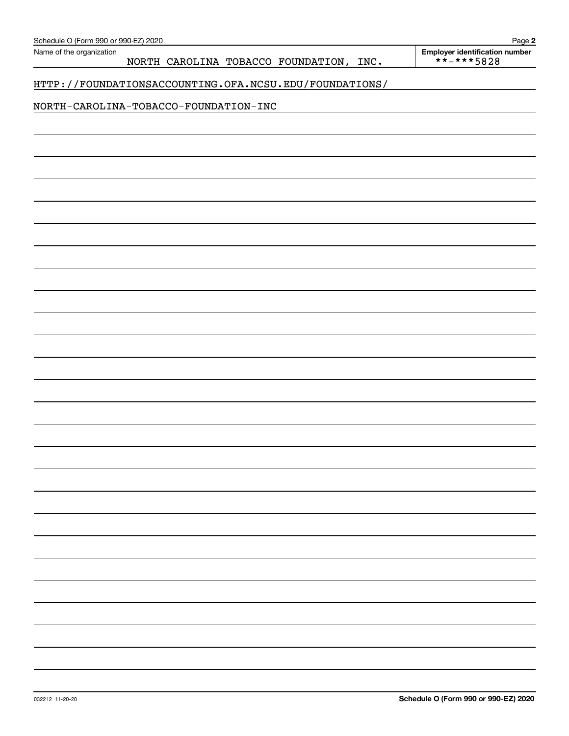Schedule O (Form 990 or 990-EZ) 2020 Page **2**

Name of the organization: NORTH CAROLINA TOBACCO FOUNDATION, INC.

**Employer identification number**: **-***5828

HTTP://FOUNDATIONSACCOUNTING.OFA.NCSU.EDU/FOUNDATIONS/

NORTH-CAROLINA-TOBACCO-FOUNDATION-INC

032212 11-20-20

**Schedule O (Form 990 or 990-EZ) 2020**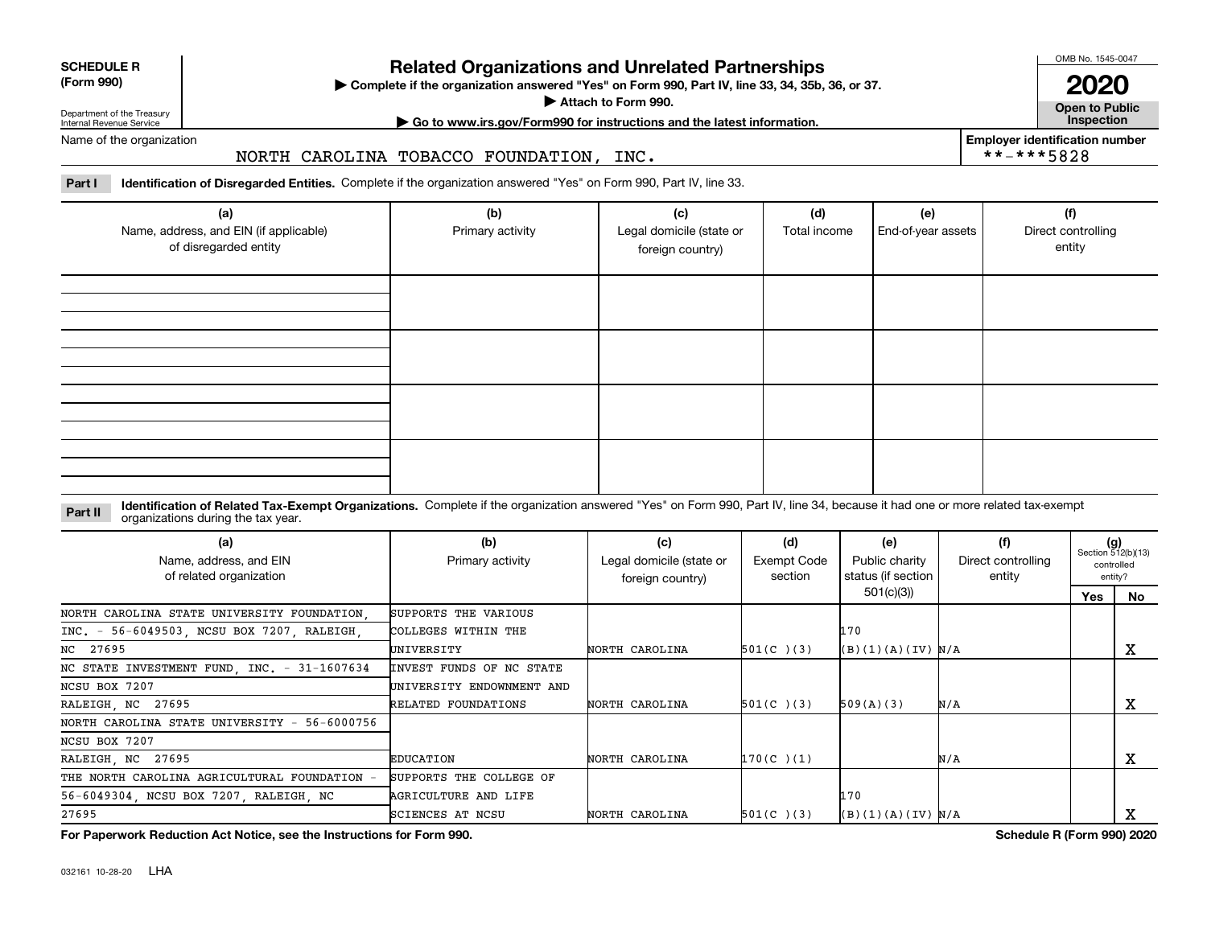**SCHEDULE R (Form 990)**

Department of the Treasury
Internal Revenue Service

# Related Organizations and Unrelated Partnerships

▶ Complete if the organization answered "Yes" on Form 990, Part IV, line 33, 34, 35b, 36, or 37.
▶ Attach to Form 990.
▶ Go to www.irs.gov/Form990 for instructions and the latest information.

OMB No. 1545-0047
**2020**
**Open to Public Inspection**

Name of the organization: NORTH CAROLINA TOBACCO FOUNDATION, INC.

Employer identification number: **-***5828

**Part I Identification of Disregarded Entities.** Complete if the organization answered "Yes" on Form 990, Part IV, line 33.

| (a) Name, address, and EIN (if applicable) of disregarded entity | (b) Primary activity | (c) Legal domicile (state or foreign country) | (d) Total income | (e) End-of-year assets | (f) Direct controlling entity |
|---|---|---|---|---|---|
| | | | | | |
| | | | | | |
| | | | | | |
| | | | | | |

**Part II Identification of Related Tax-Exempt Organizations.** Complete if the organization answered "Yes" on Form 990, Part IV, line 34, because it had one or more related tax-exempt organizations during the tax year.

| (a) Name, address, and EIN of related organization | (b) Primary activity | (c) Legal domicile (state or foreign country) | (d) Exempt Code section | (e) Public charity status (if section 501(c)(3)) | (f) Direct controlling entity | (g) Section 512(b)(13) controlled entity? Yes | No |
|---|---|---|---|---|---|---|---|
| NORTH CAROLINA STATE UNIVERSITY FOUNDATION, INC. - 56-6049503, NCSU BOX 7207, RALEIGH, NC 27695 | SUPPORTS THE VARIOUS COLLEGES WITHIN THE UNIVERSITY | NORTH CAROLINA | 501(C )(3) | 170 (B)(1)(A)(IV) | N/A | | X |
| NC STATE INVESTMENT FUND, INC. - 31-1607634 NCSU BOX 7207 RALEIGH, NC 27695 | INVEST FUNDS OF NC STATE UNIVERSITY ENDOWMENT AND RELATED FOUNDATIONS | NORTH CAROLINA | 501(C )(3) | 509(A)(3) | N/A | | X |
| NORTH CAROLINA STATE UNIVERSITY - 56-6000756 NCSU BOX 7207 RALEIGH, NC 27695 | EDUCATION | NORTH CAROLINA | 170(C )(1) | | N/A | | X |
| THE NORTH CAROLINA AGRICULTURAL FOUNDATION - 56-6049304, NCSU BOX 7207, RALEIGH, NC 27695 | SUPPORTS THE COLLEGE OF AGRICULTURE AND LIFE SCIENCES AT NCSU | NORTH CAROLINA | 501(C )(3) | 170 (B)(1)(A)(IV) | N/A | | X |

**For Paperwork Reduction Act Notice, see the Instructions for Form 990.** **Schedule R (Form 990) 2020**

032161 10-28-20 LHA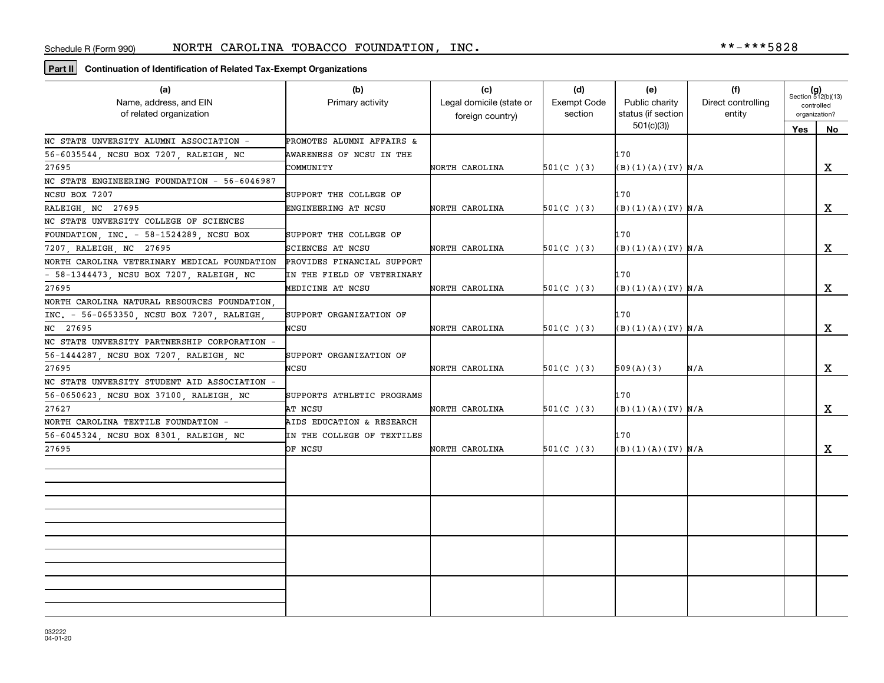Schedule R (Form 990) NORTH CAROLINA TOBACCO FOUNDATION, INC. **-***5828

**Part II** **Continuation of Identification of Related Tax-Exempt Organizations**

| (a) Name, address, and EIN of related organization | (b) Primary activity | (c) Legal domicile (state or foreign country) | (d) Exempt Code section | (e) Public charity status (if section 501(c)(3)) | (f) Direct controlling entity | (g) Section 512(b)(13) controlled organization? Yes | No |
|---|---|---|---|---|---|---|---|
| NC STATE UNVERSITY ALUMNI ASSOCIATION - 56-6035544, NCSU BOX 7207, RALEIGH, NC 27695 | PROMOTES ALUMNI AFFAIRS & AWARENESS OF NCSU IN THE COMMUNITY | NORTH CAROLINA | 501(C )(3) | 170 (B)(1)(A)(IV) | N/A | | X |
| NC STATE ENGINEERING FOUNDATION - 56-6046987 NCSU BOX 7207 RALEIGH, NC 27695 | SUPPORT THE COLLEGE OF ENGINEERING AT NCSU | NORTH CAROLINA | 501(C )(3) | 170 (B)(1)(A)(IV) | N/A | | X |
| NC STATE UNVERSITY COLLEGE OF SCIENCES FOUNDATION, INC. - 58-1524289, NCSU BOX 7207, RALEIGH, NC 27695 | SUPPORT THE COLLEGE OF SCIENCES AT NCSU | NORTH CAROLINA | 501(C )(3) | 170 (B)(1)(A)(IV) | N/A | | X |
| NORTH CAROLINA VETERINARY MEDICAL FOUNDATION - 58-1344473, NCSU BOX 7207, RALEIGH, NC 27695 | PROVIDES FINANCIAL SUPPORT IN THE FIELD OF VETERINARY MEDICINE AT NCSU | NORTH CAROLINA | 501(C )(3) | 170 (B)(1)(A)(IV) | N/A | | X |
| NORTH CAROLINA NATURAL RESOURCES FOUNDATION, INC. - 56-0653350, NCSU BOX 7207, RALEIGH, NC 27695 | SUPPORT ORGANIZATION OF NCSU | NORTH CAROLINA | 501(C )(3) | 170 (B)(1)(A)(IV) | N/A | | X |
| NC STATE UNVERSITY PARTNERSHIP CORPORATION - 56-1444287, NCSU BOX 7207, RALEIGH, NC 27695 | SUPPORT ORGANIZATION OF NCSU | NORTH CAROLINA | 501(C )(3) | 509(A)(3) | N/A | | X |
| NC STATE UNVERSITY STUDENT AID ASSOCIATION - 56-0650623, NCSU BOX 37100, RALEIGH, NC 27627 | SUPPORTS ATHLETIC PROGRAMS AT NCSU | NORTH CAROLINA | 501(C )(3) | 170 (B)(1)(A)(IV) | N/A | | X |
| NORTH CAROLINA TEXTILE FOUNDATION - 56-6045324, NCSU BOX 8301, RALEIGH, NC 27695 | AIDS EDUCATION & RESEARCH IN THE COLLEGE OF TEXTILES OF NCSU | NORTH CAROLINA | 501(C )(3) | 170 (B)(1)(A)(IV) | N/A | | X |
| | | | | | | | |
| | | | | | | | |
| | | | | | | | |
| | | | | | | | |

032222 04-01-20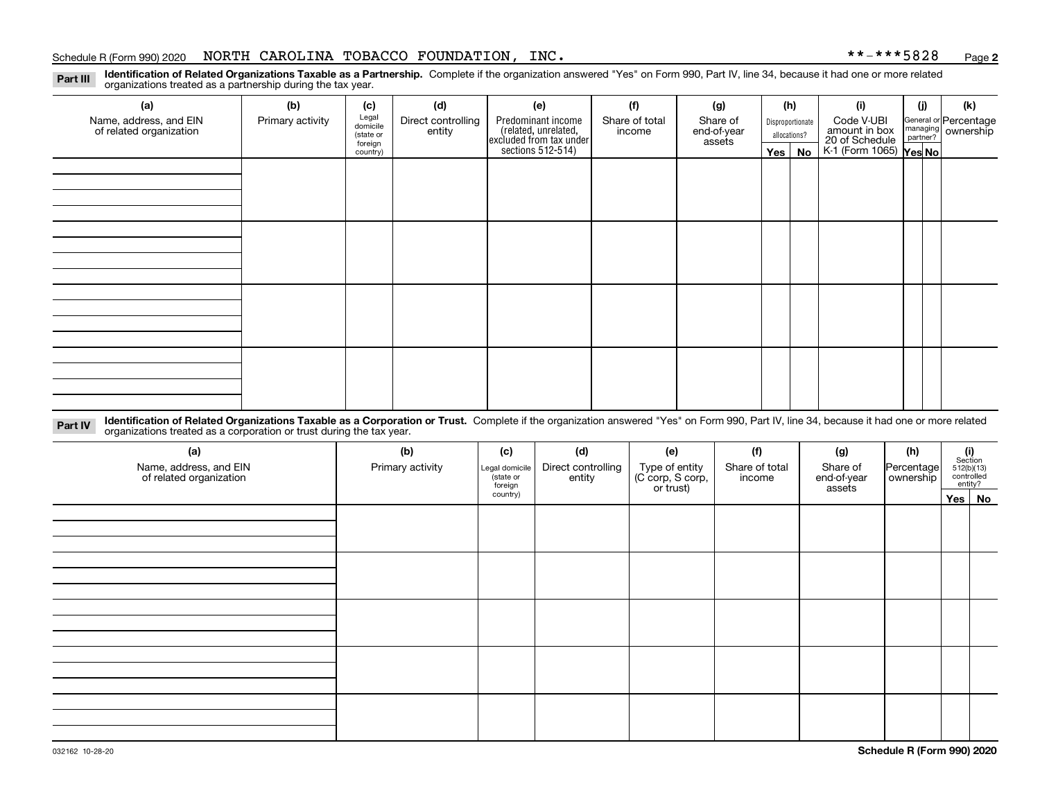Schedule R (Form 990) 2020 NORTH CAROLINA TOBACCO FOUNDATION, INC. **-***5828 Page 2

**Part III** **Identification of Related Organizations Taxable as a Partnership.** Complete if the organization answered "Yes" on Form 990, Part IV, line 34, because it had one or more related organizations treated as a partnership during the tax year.

| (a) Name, address, and EIN of related organization | (b) Primary activity | (c) Legal domicile (state or foreign country) | (d) Direct controlling entity | (e) Predominant income (related, unrelated, excluded from tax under sections 512-514) | (f) Share of total income | (g) Share of end-of-year assets | (h) Disproportionate allocations? Yes | No | (i) Code V-UBI amount in box 20 of Schedule K-1 (Form 1065) | (j) General or managing partner? Yes | No | (k) Percentage ownership |
|---|---|---|---|---|---|---|---|---|---|---|---|---|
| | | | | | | | | | | | | |
| | | | | | | | | | | | | |
| | | | | | | | | | | | | |
| | | | | | | | | | | | | |

**Part IV** **Identification of Related Organizations Taxable as a Corporation or Trust.** Complete if the organization answered "Yes" on Form 990, Part IV, line 34, because it had one or more related organizations treated as a corporation or trust during the tax year.

| (a) Name, address, and EIN of related organization | (b) Primary activity | (c) Legal domicile (state or foreign country) | (d) Direct controlling entity | (e) Type of entity (C corp, S corp, or trust) | (f) Share of total income | (g) Share of end-of-year assets | (h) Percentage ownership | (i) Section 512(b)(13) controlled entity? Yes | No |
|---|---|---|---|---|---|---|---|---|---|
| | | | | | | | | | |
| | | | | | | | | | |
| | | | | | | | | | |
| | | | | | | | | | |
| | | | | | | | | | |

032162 10-28-20 **Schedule R (Form 990) 2020**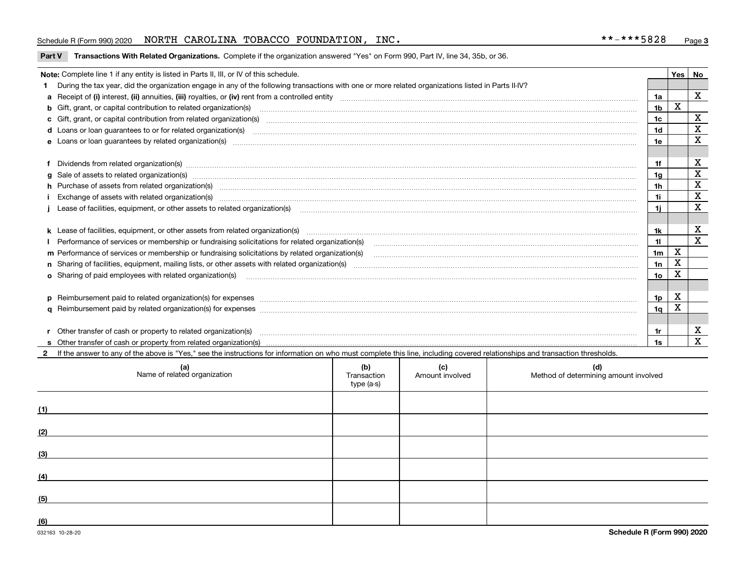Schedule R (Form 990) 2020 NORTH CAROLINA TOBACCO FOUNDATION, INC. **-***5828 Page 3

**Part V Transactions With Related Organizations.** Complete if the organization answered "Yes" on Form 990, Part IV, line 34, 35b, or 36.

| Note: Complete line 1 if any entity is listed in Parts II, III, or IV of this schedule. | | Yes | No |
|---|---|---|---|
| **1** During the tax year, did the organization engage in any of the following transactions with one or more related organizations listed in Parts II-IV? | | | |
| **a** Receipt of **(i)** interest, **(ii)** annuities, **(iii)** royalties, or **(iv)** rent from a controlled entity | 1a | | X |
| **b** Gift, grant, or capital contribution to related organization(s) | 1b | X | |
| **c** Gift, grant, or capital contribution from related organization(s) | 1c | | X |
| **d** Loans or loan guarantees to or for related organization(s) | 1d | | X |
| **e** Loans or loan guarantees by related organization(s) | 1e | | X |
| **f** Dividends from related organization(s) | 1f | | X |
| **g** Sale of assets to related organization(s) | 1g | | X |
| **h** Purchase of assets from related organization(s) | 1h | | X |
| **i** Exchange of assets with related organization(s) | 1i | | X |
| **j** Lease of facilities, equipment, or other assets to related organization(s) | 1j | | X |
| **k** Lease of facilities, equipment, or other assets from related organization(s) | 1k | | X |
| **l** Performance of services or membership or fundraising solicitations for related organization(s) | 1l | | X |
| **m** Performance of services or membership or fundraising solicitations by related organization(s) | 1m | X | |
| **n** Sharing of facilities, equipment, mailing lists, or other assets with related organization(s) | 1n | X | |
| **o** Sharing of paid employees with related organization(s) | 1o | X | |
| **p** Reimbursement paid to related organization(s) for expenses | 1p | X | |
| **q** Reimbursement paid by related organization(s) for expenses | 1q | X | |
| **r** Other transfer of cash or property to related organization(s) | 1r | | X |
| **s** Other transfer of cash or property from related organization(s) | 1s | | X |

**2** If the answer to any of the above is "Yes," see the instructions for information on who must complete this line, including covered relationships and transaction thresholds.

| | (a) Name of related organization | (b) Transaction type (a-s) | (c) Amount involved | (d) Method of determining amount involved |
|---|---|---|---|---|
| (1) | | | | |
| (2) | | | | |
| (3) | | | | |
| (4) | | | | |
| (5) | | | | |
| (6) | | | | |

032163 10-28-20 **Schedule R (Form 990) 2020**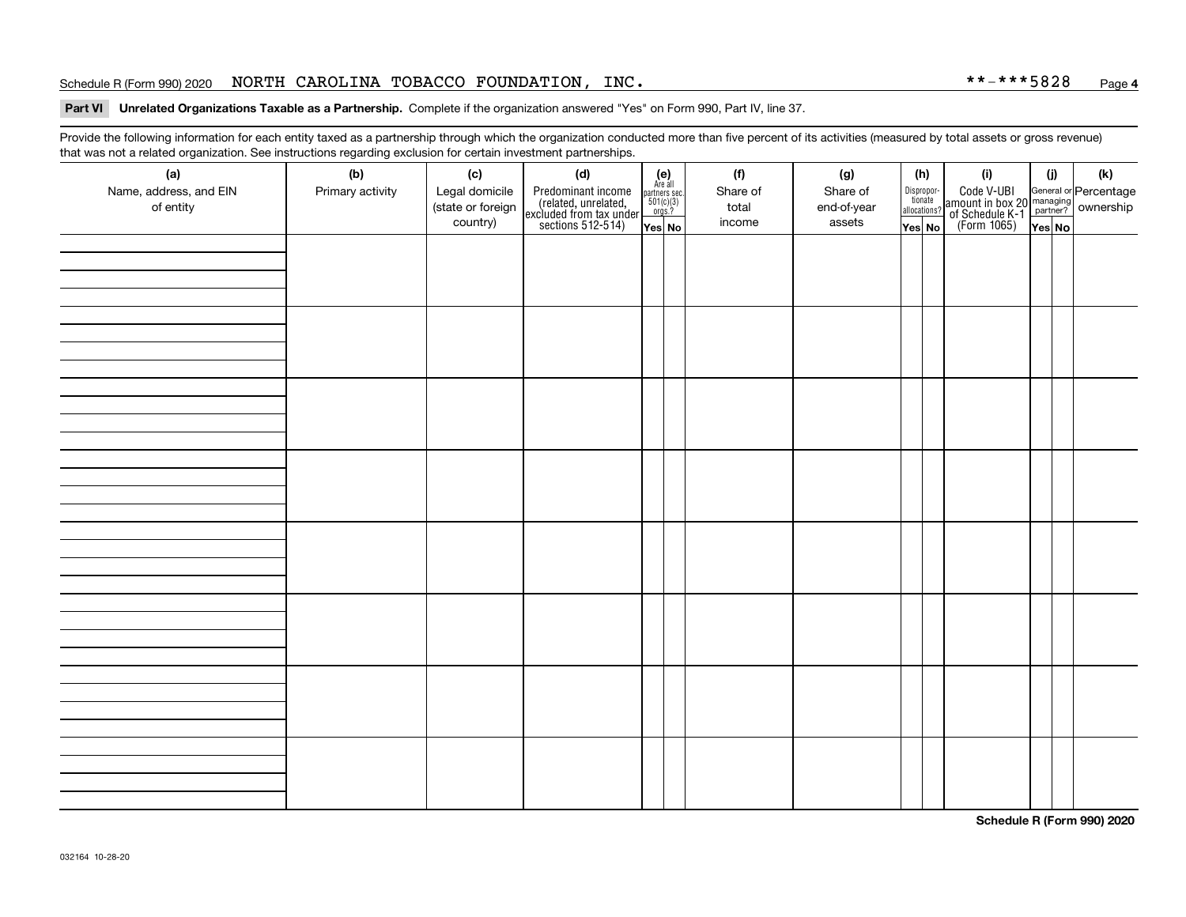Schedule R (Form 990) 2020 NORTH CAROLINA TOBACCO FOUNDATION, INC. **-***5828

**Part VI Unrelated Organizations Taxable as a Partnership.** Complete if the organization answered "Yes" on Form 990, Part IV, line 37.

Provide the following information for each entity taxed as a partnership through which the organization conducted more than five percent of its activities (measured by total assets or gross revenue) that was not a related organization. See instructions regarding exclusion for certain investment partnerships.

| (a) Name, address, and EIN of entity | (b) Primary activity | (c) Legal domicile (state or foreign country) | (d) Predominant income (related, unrelated, excluded from tax under sections 512-514) | (e) Are all partners sec. 501(c)(3) orgs.? | | (f) Share of total income | (g) Share of end-of-year assets | (h) Disproportionate allocations? | | (i) Code V-UBI amount in box 20 of Schedule K-1 (Form 1065) | (j) General or managing partner? | | (k) Percentage ownership |
|---|---|---|---|---|---|---|---|---|---|---|---|---|---|
| | | | | Yes | No | | | Yes | No | | Yes | No | |
| | | | | | | | | | | | | | |
| | | | | | | | | | | | | | |
| | | | | | | | | | | | | | |
| | | | | | | | | | | | | | |
| | | | | | | | | | | | | | |
| | | | | | | | | | | | | | |
| | | | | | | | | | | | | | |
| | | | | | | | | | | | | | |

**Schedule R (Form 990) 2020**

032164 10-28-20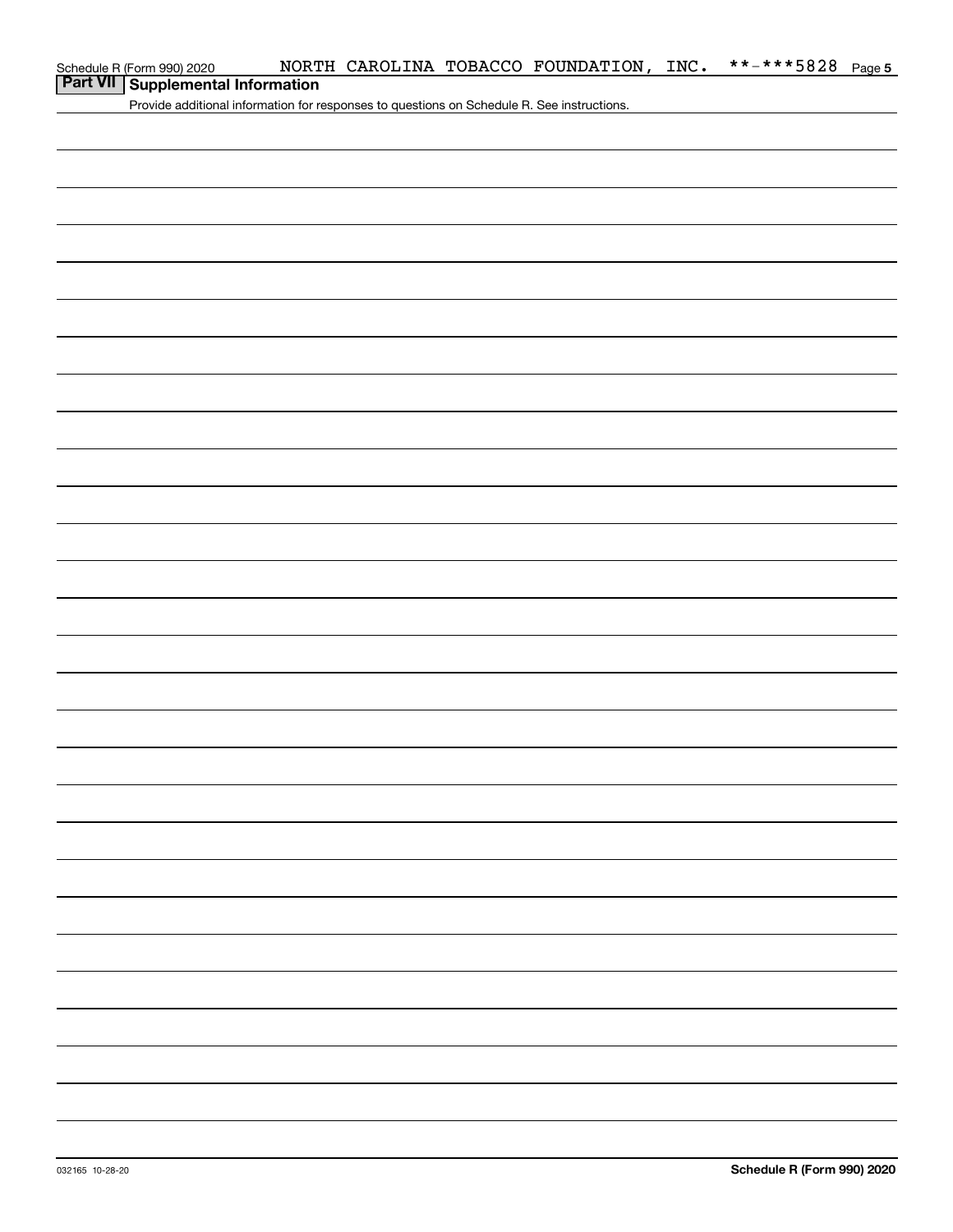Schedule R (Form 990) 2020 NORTH CAROLINA TOBACCO FOUNDATION, INC. **-***5828

## Part VII Supplemental Information

Provide additional information for responses to questions on Schedule R. See instructions.

032165 10-28-20

Schedule R (Form 990) 2020